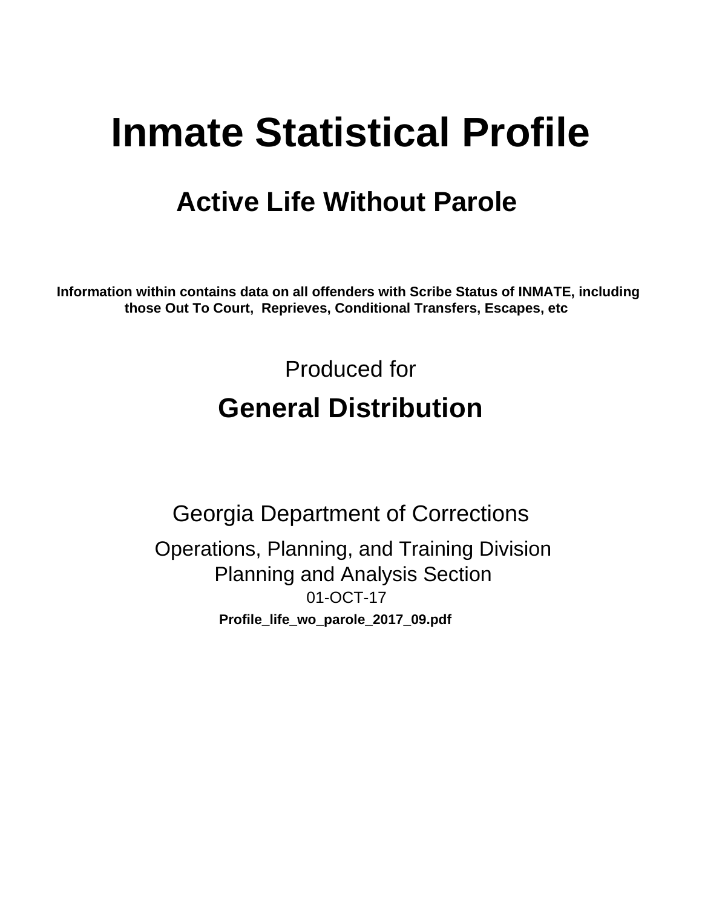# Inmate Statistical Profile

## Active Life Without Parole

**Information within contains data on all offenders with Scribe Status of INMATE, including those Out To Court, Reprieves, Conditional Transfers, Escapes, etc**

Produced for

## General Distribution

Georgia Department of Corrections

Operations, Planning, and Training Division

Planning and Analysis Section

01-OCT-17

**Profile_life_wo_parole_2017_09.pdf**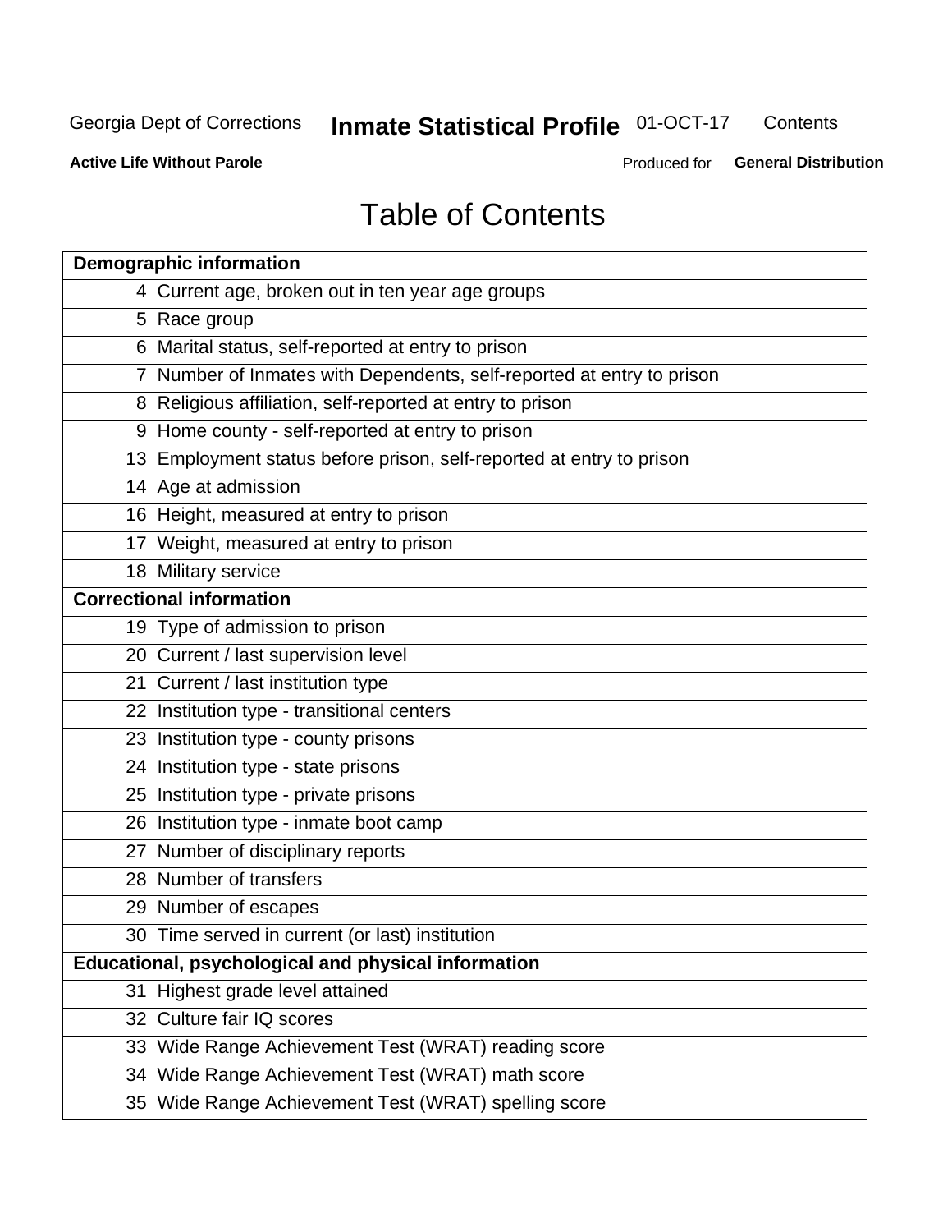# Table of Contents

| Demographic information | |
|---|---|
| 4 | Current age, broken out in ten year age groups |
| 5 | Race group |
| 6 | Marital status, self-reported at entry to prison |
| 7 | Number of Inmates with Dependents, self-reported at entry to prison |
| 8 | Religious affiliation, self-reported at entry to prison |
| 9 | Home county - self-reported at entry to prison |
| 13 | Employment status before prison, self-reported at entry to prison |
| 14 | Age at admission |
| 16 | Height, measured at entry to prison |
| 17 | Weight, measured at entry to prison |
| 18 | Military service |
| **Correctional information** | |
| 19 | Type of admission to prison |
| 20 | Current / last supervision level |
| 21 | Current / last institution type |
| 22 | Institution type - transitional centers |
| 23 | Institution type - county prisons |
| 24 | Institution type - state prisons |
| 25 | Institution type - private prisons |
| 26 | Institution type - inmate boot camp |
| 27 | Number of disciplinary reports |
| 28 | Number of transfers |
| 29 | Number of escapes |
| 30 | Time served in current (or last) institution |
| **Educational, psychological and physical information** | |
| 31 | Highest grade level attained |
| 32 | Culture fair IQ scores |
| 33 | Wide Range Achievement Test (WRAT) reading score |
| 34 | Wide Range Achievement Test (WRAT) math score |
| 35 | Wide Range Achievement Test (WRAT) spelling score |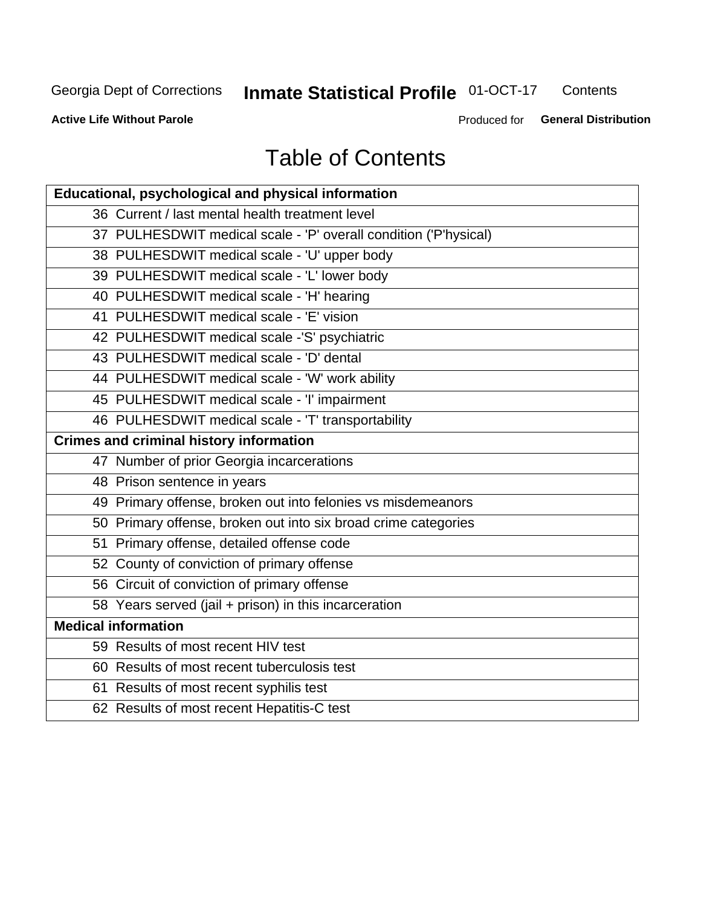# Table of Contents

| Educational, psychological and physical information |
|---|
| 36 Current / last mental health treatment level |
| 37 PULHESDWIT medical scale - 'P' overall condition ('P'hysical) |
| 38 PULHESDWIT medical scale - 'U' upper body |
| 39 PULHESDWIT medical scale - 'L' lower body |
| 40 PULHESDWIT medical scale - 'H' hearing |
| 41 PULHESDWIT medical scale - 'E' vision |
| 42 PULHESDWIT medical scale -'S' psychiatric |
| 43 PULHESDWIT medical scale - 'D' dental |
| 44 PULHESDWIT medical scale - 'W' work ability |
| 45 PULHESDWIT medical scale - 'I' impairment |
| 46 PULHESDWIT medical scale - 'T' transportability |
| **Crimes and criminal history information** |
| 47 Number of prior Georgia incarcerations |
| 48 Prison sentence in years |
| 49 Primary offense, broken out into felonies vs misdemeanors |
| 50 Primary offense, broken out into six broad crime categories |
| 51 Primary offense, detailed offense code |
| 52 County of conviction of primary offense |
| 56 Circuit of conviction of primary offense |
| 58 Years served (jail + prison) in this incarceration |
| **Medical information** |
| 59 Results of most recent HIV test |
| 60 Results of most recent tuberculosis test |
| 61 Results of most recent syphilis test |
| 62 Results of most recent Hepatitis-C test |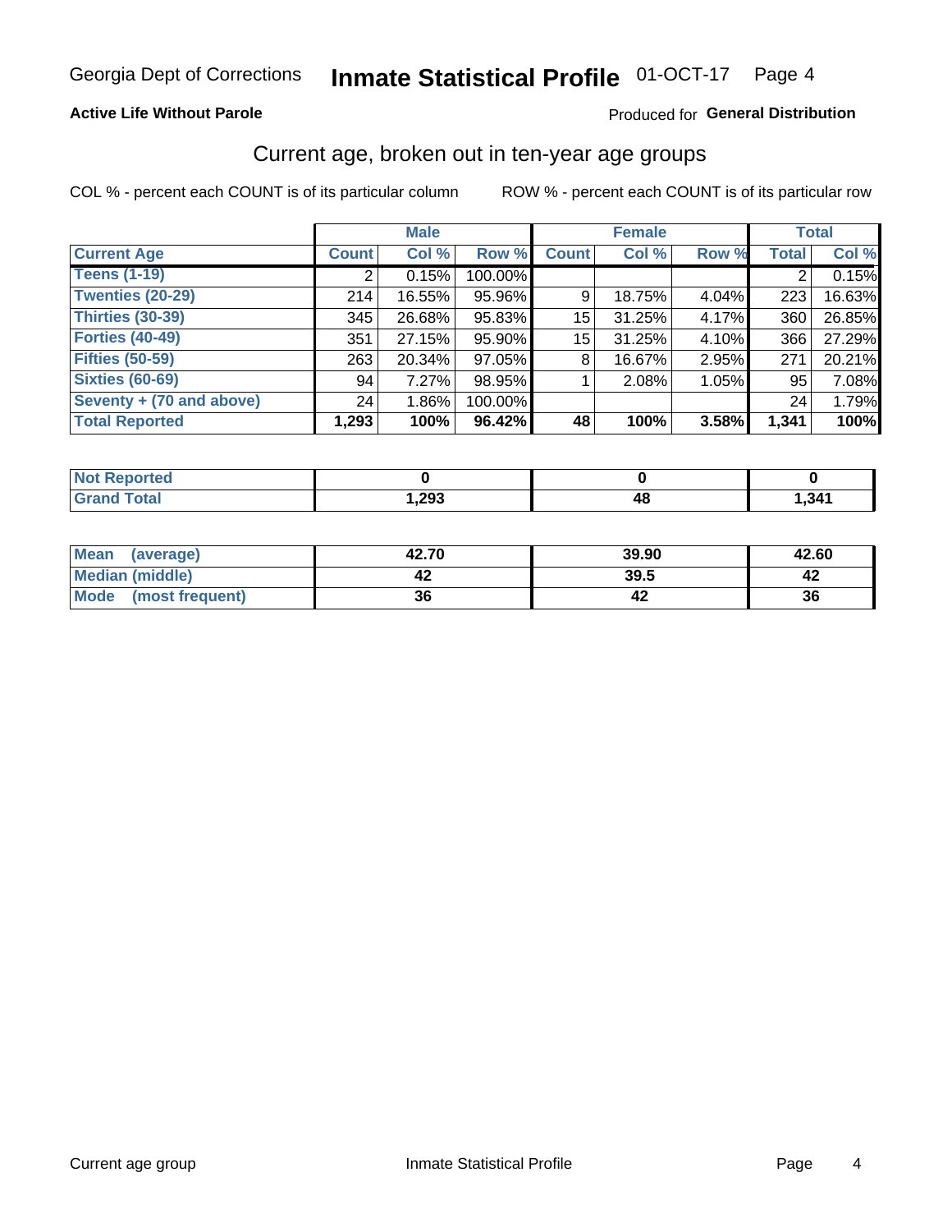Georgia Dept of Corrections **Inmate Statistical Profile** 01-OCT-17

**Active Life Without Parole**

Produced for **General Distribution**

## Current age, broken out in ten-year age groups

COL % - percent each COUNT is of its particular column ROW % - percent each COUNT is of its particular row

| | Male | | | Female | | | Total | |
|---|---|---|---|---|---|---|---|---|
| **Current Age** | **Count** | **Col %** | **Row %** | **Count** | **Col %** | **Row %** | **Total** | **Col %** |
| **Teens (1-19)** | 2 | 0.15% | 100.00% | | | | 2 | 0.15% |
| **Twenties (20-29)** | 214 | 16.55% | 95.96% | 9 | 18.75% | 4.04% | 223 | 16.63% |
| **Thirties (30-39)** | 345 | 26.68% | 95.83% | 15 | 31.25% | 4.17% | 360 | 26.85% |
| **Forties (40-49)** | 351 | 27.15% | 95.90% | 15 | 31.25% | 4.10% | 366 | 27.29% |
| **Fifties (50-59)** | 263 | 20.34% | 97.05% | 8 | 16.67% | 2.95% | 271 | 20.21% |
| **Sixties (60-69)** | 94 | 7.27% | 98.95% | 1 | 2.08% | 1.05% | 95 | 7.08% |
| **Seventy + (70 and above)** | 24 | 1.86% | 100.00% | | | | 24 | 1.79% |
| **Total Reported** | **1,293** | **100%** | **96.42%** | **48** | **100%** | **3.58%** | **1,341** | **100%** |

| | Male | Female | Total |
|---|---|---|---|
| **Not Reported** | **0** | **0** | **0** |
| **Grand Total** | **1,293** | **48** | **1,341** |

| | Male | Female | Total |
|---|---|---|---|
| **Mean (average)** | **42.70** | **39.90** | **42.60** |
| **Median (middle)** | **42** | **39.5** | **42** |
| **Mode (most frequent)** | **36** | **42** | **36** |

Current age group Inmate Statistical Profile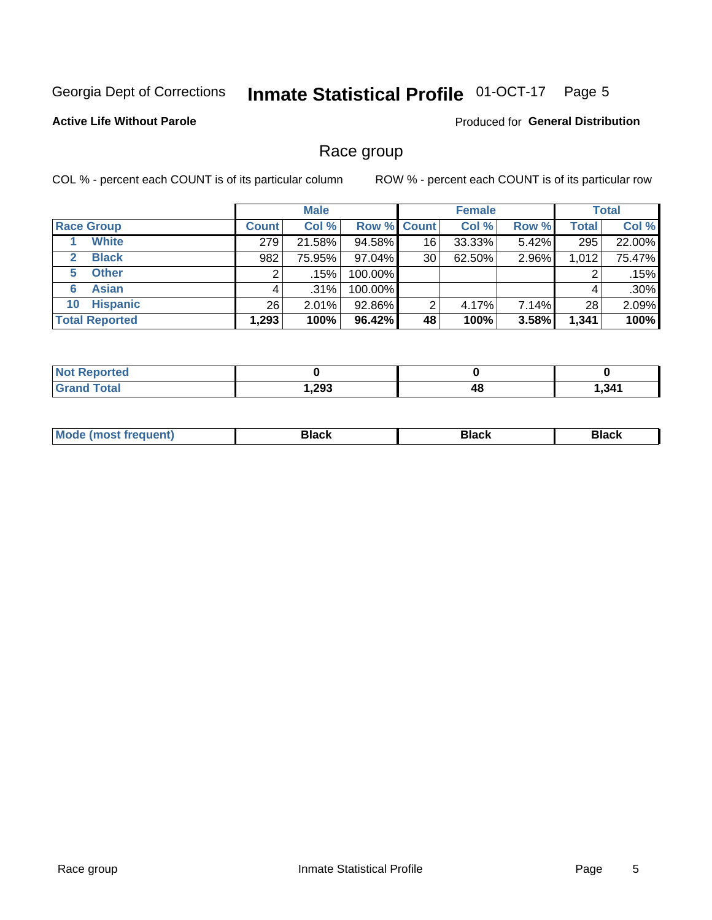Georgia Dept of Corrections **Inmate Statistical Profile** 01-OCT-17 Page 5

**Active Life Without Parole**

Produced for **General Distribution**

## Race group

COL % - percent each COUNT is of its particular column

ROW % - percent each COUNT is of its particular row

| | | Male | | | Female | | | Total | |
|---|---|---|---|---|---|---|---|---|---|
| **Race Group** | | **Count** | **Col %** | **Row %** | **Count** | **Col %** | **Row %** | **Total** | **Col %** |
| 1 | **White** | 279 | 21.58% | 94.58% | 16 | 33.33% | 5.42% | 295 | 22.00% |
| 2 | **Black** | 982 | 75.95% | 97.04% | 30 | 62.50% | 2.96% | 1,012 | 75.47% |
| 5 | **Other** | 2 | .15% | 100.00% | | | | 2 | .15% |
| 6 | **Asian** | 4 | .31% | 100.00% | | | | 4 | .30% |
| 10 | **Hispanic** | 26 | 2.01% | 92.86% | 2 | 4.17% | 7.14% | 28 | 2.09% |
| **Total Reported** | | **1,293** | **100%** | **96.42%** | **48** | **100%** | **3.58%** | **1,341** | **100%** |

| | Male | Female | Total |
|---|---|---|---|
| **Not Reported** | **0** | **0** | **0** |
| **Grand Total** | **1,293** | **48** | **1,341** |

| | Male | Female | Total |
|---|---|---|---|
| **Mode (most frequent)** | **Black** | **Black** | **Black** |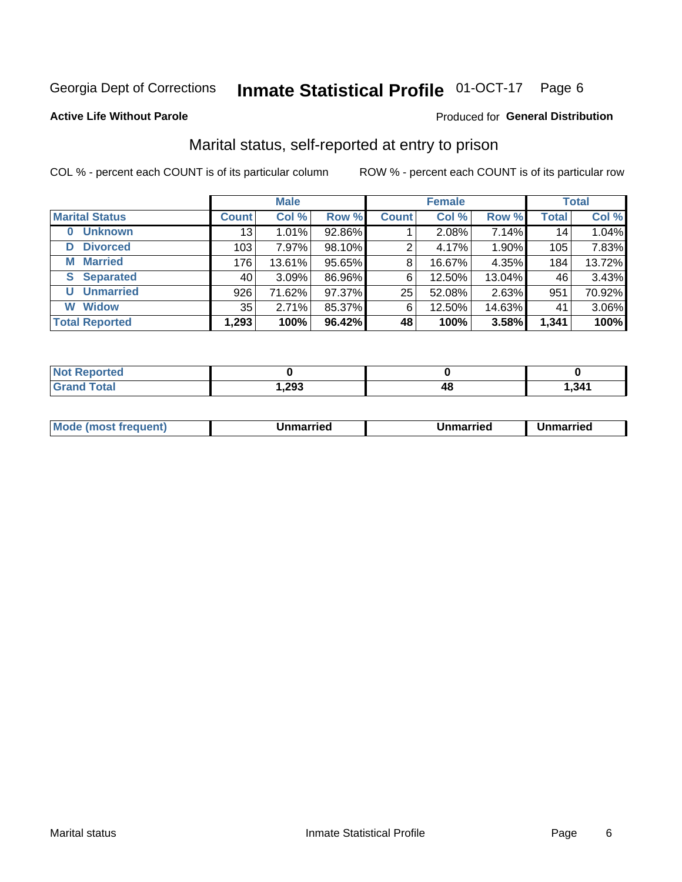Georgia Dept of Corrections **Inmate Statistical Profile** 01-OCT-17 Page 6

**Active Life Without Parole**

Produced for **General Distribution**

## Marital status, self-reported at entry to prison

COL % - percent each COUNT is of its particular column

ROW % - percent each COUNT is of its particular row

| | Male | | | Female | | | Total | |
|---|---|---|---|---|---|---|---|---|
| **Marital Status** | **Count** | **Col %** | **Row %** | **Count** | **Col %** | **Row %** | **Total** | **Col %** |
| **0 Unknown** | 13 | 1.01% | 92.86% | 1 | 2.08% | 7.14% | 14 | 1.04% |
| **D Divorced** | 103 | 7.97% | 98.10% | 2 | 4.17% | 1.90% | 105 | 7.83% |
| **M Married** | 176 | 13.61% | 95.65% | 8 | 16.67% | 4.35% | 184 | 13.72% |
| **S Separated** | 40 | 3.09% | 86.96% | 6 | 12.50% | 13.04% | 46 | 3.43% |
| **U Unmarried** | 926 | 71.62% | 97.37% | 25 | 52.08% | 2.63% | 951 | 70.92% |
| **W Widow** | 35 | 2.71% | 85.37% | 6 | 12.50% | 14.63% | 41 | 3.06% |
| **Total Reported** | **1,293** | **100%** | **96.42%** | **48** | **100%** | **3.58%** | **1,341** | **100%** |

| | Male | Female | Total |
|---|---|---|---|
| **Not Reported** | **0** | **0** | **0** |
| **Grand Total** | **1,293** | **48** | **1,341** |

| | Male | Female | Total |
|---|---|---|---|
| **Mode (most frequent)** | **Unmarried** | **Unmarried** | **Unmarried** |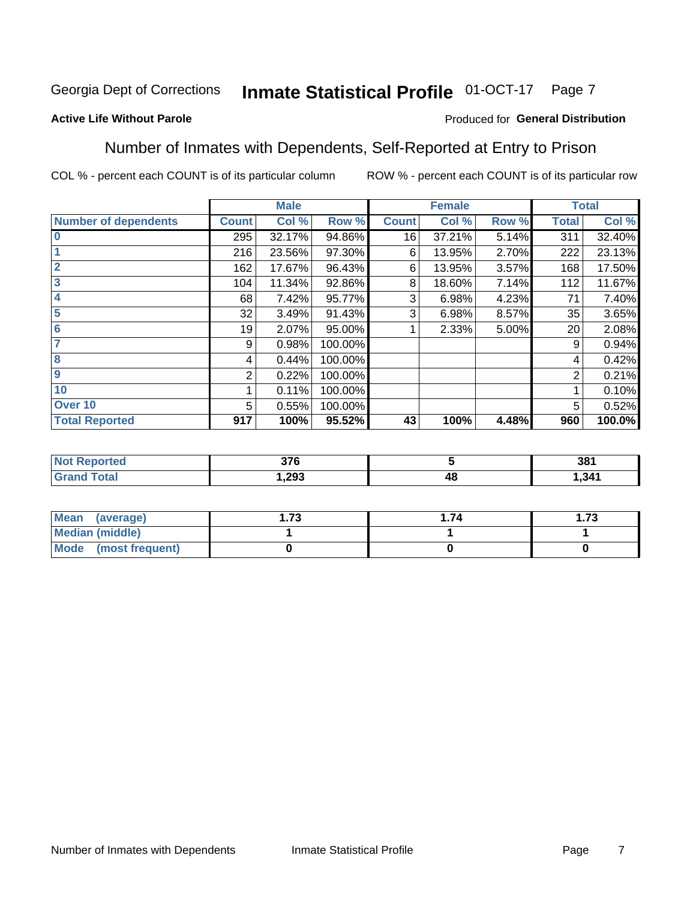Georgia Dept of Corrections **Inmate Statistical Profile** 01-OCT-17

**Active Life Without Parole**

Produced for **General Distribution**

## Number of Inmates with Dependents, Self-Reported at Entry to Prison

COL % - percent each COUNT is of its particular column

ROW % - percent each COUNT is of its particular row

| | Male | | | Female | | | Total | |
|---|---|---|---|---|---|---|---|---|
| **Number of dependents** | **Count** | **Col %** | **Row %** | **Count** | **Col %** | **Row %** | **Total** | **Col %** |
| 0 | 295 | 32.17% | 94.86% | 16 | 37.21% | 5.14% | 311 | 32.40% |
| 1 | 216 | 23.56% | 97.30% | 6 | 13.95% | 2.70% | 222 | 23.13% |
| 2 | 162 | 17.67% | 96.43% | 6 | 13.95% | 3.57% | 168 | 17.50% |
| 3 | 104 | 11.34% | 92.86% | 8 | 18.60% | 7.14% | 112 | 11.67% |
| 4 | 68 | 7.42% | 95.77% | 3 | 6.98% | 4.23% | 71 | 7.40% |
| 5 | 32 | 3.49% | 91.43% | 3 | 6.98% | 8.57% | 35 | 3.65% |
| 6 | 19 | 2.07% | 95.00% | 1 | 2.33% | 5.00% | 20 | 2.08% |
| 7 | 9 | 0.98% | 100.00% | | | | 9 | 0.94% |
| 8 | 4 | 0.44% | 100.00% | | | | 4 | 0.42% |
| 9 | 2 | 0.22% | 100.00% | | | | 2 | 0.21% |
| 10 | 1 | 0.11% | 100.00% | | | | 1 | 0.10% |
| Over 10 | 5 | 0.55% | 100.00% | | | | 5 | 0.52% |
| **Total Reported** | **917** | **100%** | **95.52%** | **43** | **100%** | **4.48%** | **960** | **100.0%** |

| | Male | Female | Total |
|---|---|---|---|
| **Not Reported** | **376** | **5** | **381** |
| **Grand Total** | **1,293** | **48** | **1,341** |

| | Male | Female | Total |
|---|---|---|---|
| **Mean (average)** | **1.73** | **1.74** | **1.73** |
| **Median (middle)** | **1** | **1** | **1** |
| **Mode (most frequent)** | **0** | **0** | **0** |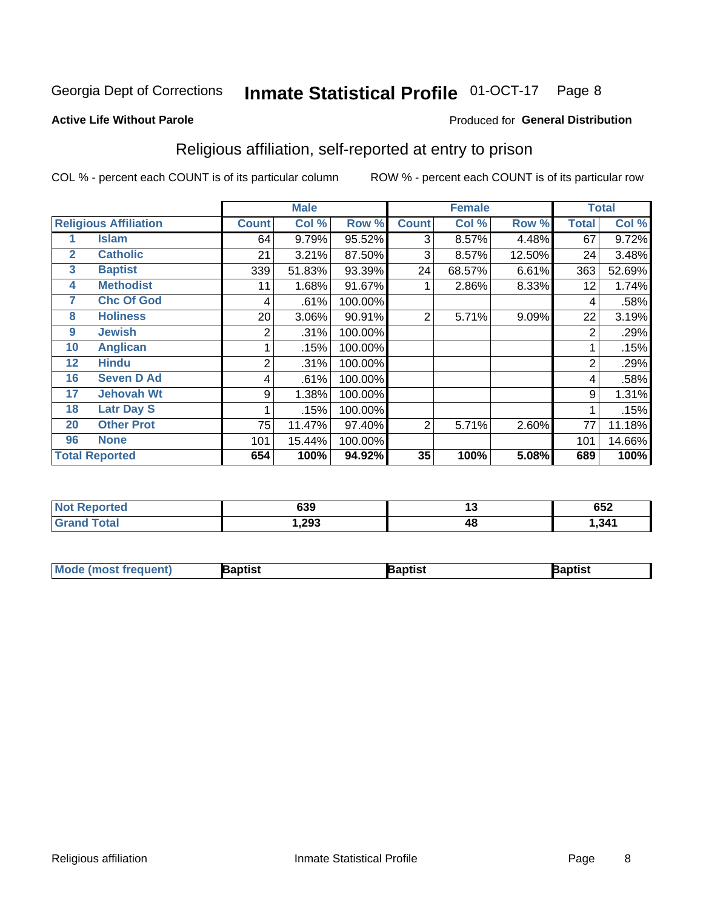Georgia Dept of Corrections **Inmate Statistical Profile** 01-OCT-17 Page 8

**Active Life Without Parole**

Produced for **General Distribution**

## Religious affiliation, self-reported at entry to prison

COL % - percent each COUNT is of its particular column ROW % - percent each COUNT is of its particular row

| Religious Affiliation | | Male | | | Female | | | Total | |
|---|---|---|---|---|---|---|---|---|---|
| | | Count | Col % | Row % | Count | Col % | Row % | Total | Col % |
| 1 | Islam | 64 | 9.79% | 95.52% | 3 | 8.57% | 4.48% | 67 | 9.72% |
| 2 | Catholic | 21 | 3.21% | 87.50% | 3 | 8.57% | 12.50% | 24 | 3.48% |
| 3 | Baptist | 339 | 51.83% | 93.39% | 24 | 68.57% | 6.61% | 363 | 52.69% |
| 4 | Methodist | 11 | 1.68% | 91.67% | 1 | 2.86% | 8.33% | 12 | 1.74% |
| 7 | Chc Of God | 4 | .61% | 100.00% | | | | 4 | .58% |
| 8 | Holiness | 20 | 3.06% | 90.91% | 2 | 5.71% | 9.09% | 22 | 3.19% |
| 9 | Jewish | 2 | .31% | 100.00% | | | | 2 | .29% |
| 10 | Anglican | 1 | .15% | 100.00% | | | | 1 | .15% |
| 12 | Hindu | 2 | .31% | 100.00% | | | | 2 | .29% |
| 16 | Seven D Ad | 4 | .61% | 100.00% | | | | 4 | .58% |
| 17 | Jehovah Wt | 9 | 1.38% | 100.00% | | | | 9 | 1.31% |
| 18 | Latr Day S | 1 | .15% | 100.00% | | | | 1 | .15% |
| 20 | Other Prot | 75 | 11.47% | 97.40% | 2 | 5.71% | 2.60% | 77 | 11.18% |
| 96 | None | 101 | 15.44% | 100.00% | | | | 101 | 14.66% |
| **Total Reported** | | **654** | **100%** | **94.92%** | **35** | **100%** | **5.08%** | **689** | **100%** |

| | Male | Female | Total |
|---|---|---|---|
| Not Reported | 639 | 13 | 652 |
| Grand Total | 1,293 | 48 | 1,341 |

| | Male | Female | Total |
|---|---|---|---|
| Mode (most frequent) | Baptist | Baptist | Baptist |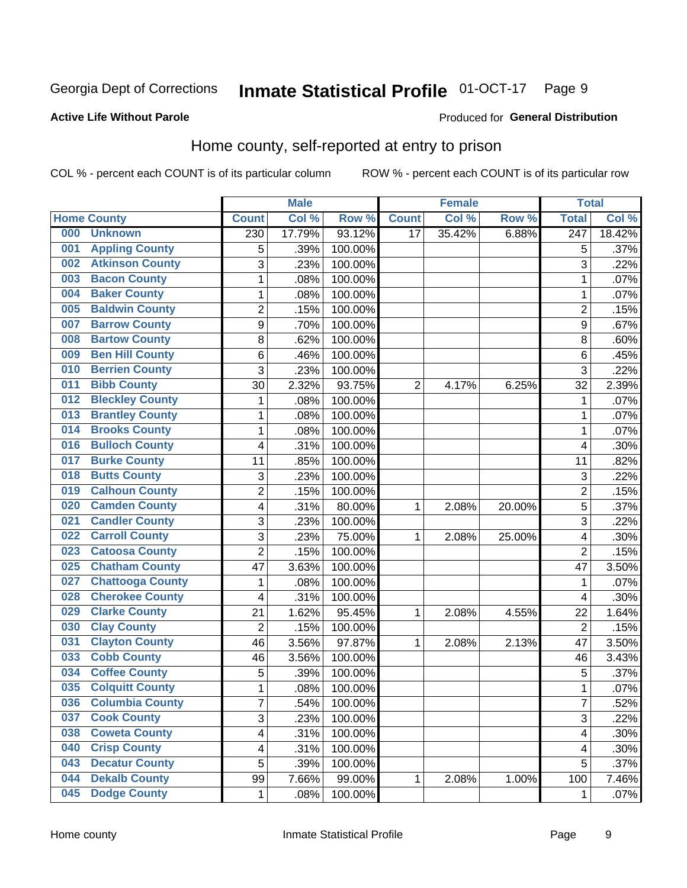Georgia Dept of Corrections **Inmate Statistical Profile** 01-OCT-17

**Active Life Without Parole**

Produced for **General Distribution**

## Home county, self-reported at entry to prison

COL % - percent each COUNT is of its particular column ROW % - percent each COUNT is of its particular row

| Home County | | Male | | | Female | | | Total | |
|---|---|---|---|---|---|---|---|---|---|
| | | Count | Col % | Row % | Count | Col % | Row % | Total | Col % |
| 000 | Unknown | 230 | 17.79% | 93.12% | 17 | 35.42% | 6.88% | 247 | 18.42% |
| 001 | Appling County | 5 | .39% | 100.00% | | | | 5 | .37% |
| 002 | Atkinson County | 3 | .23% | 100.00% | | | | 3 | .22% |
| 003 | Bacon County | 1 | .08% | 100.00% | | | | 1 | .07% |
| 004 | Baker County | 1 | .08% | 100.00% | | | | 1 | .07% |
| 005 | Baldwin County | 2 | .15% | 100.00% | | | | 2 | .15% |
| 007 | Barrow County | 9 | .70% | 100.00% | | | | 9 | .67% |
| 008 | Bartow County | 8 | .62% | 100.00% | | | | 8 | .60% |
| 009 | Ben Hill County | 6 | .46% | 100.00% | | | | 6 | .45% |
| 010 | Berrien County | 3 | .23% | 100.00% | | | | 3 | .22% |
| 011 | Bibb County | 30 | 2.32% | 93.75% | 2 | 4.17% | 6.25% | 32 | 2.39% |
| 012 | Bleckley County | 1 | .08% | 100.00% | | | | 1 | .07% |
| 013 | Brantley County | 1 | .08% | 100.00% | | | | 1 | .07% |
| 014 | Brooks County | 1 | .08% | 100.00% | | | | 1 | .07% |
| 016 | Bulloch County | 4 | .31% | 100.00% | | | | 4 | .30% |
| 017 | Burke County | 11 | .85% | 100.00% | | | | 11 | .82% |
| 018 | Butts County | 3 | .23% | 100.00% | | | | 3 | .22% |
| 019 | Calhoun County | 2 | .15% | 100.00% | | | | 2 | .15% |
| 020 | Camden County | 4 | .31% | 80.00% | 1 | 2.08% | 20.00% | 5 | .37% |
| 021 | Candler County | 3 | .23% | 100.00% | | | | 3 | .22% |
| 022 | Carroll County | 3 | .23% | 75.00% | 1 | 2.08% | 25.00% | 4 | .30% |
| 023 | Catoosa County | 2 | .15% | 100.00% | | | | 2 | .15% |
| 025 | Chatham County | 47 | 3.63% | 100.00% | | | | 47 | 3.50% |
| 027 | Chattooga County | 1 | .08% | 100.00% | | | | 1 | .07% |
| 028 | Cherokee County | 4 | .31% | 100.00% | | | | 4 | .30% |
| 029 | Clarke County | 21 | 1.62% | 95.45% | 1 | 2.08% | 4.55% | 22 | 1.64% |
| 030 | Clay County | 2 | .15% | 100.00% | | | | 2 | .15% |
| 031 | Clayton County | 46 | 3.56% | 97.87% | 1 | 2.08% | 2.13% | 47 | 3.50% |
| 033 | Cobb County | 46 | 3.56% | 100.00% | | | | 46 | 3.43% |
| 034 | Coffee County | 5 | .39% | 100.00% | | | | 5 | .37% |
| 035 | Colquitt County | 1 | .08% | 100.00% | | | | 1 | .07% |
| 036 | Columbia County | 7 | .54% | 100.00% | | | | 7 | .52% |
| 037 | Cook County | 3 | .23% | 100.00% | | | | 3 | .22% |
| 038 | Coweta County | 4 | .31% | 100.00% | | | | 4 | .30% |
| 040 | Crisp County | 4 | .31% | 100.00% | | | | 4 | .30% |
| 043 | Decatur County | 5 | .39% | 100.00% | | | | 5 | .37% |
| 044 | Dekalb County | 99 | 7.66% | 99.00% | 1 | 2.08% | 1.00% | 100 | 7.46% |
| 045 | Dodge County | 1 | .08% | 100.00% | | | | 1 | .07% |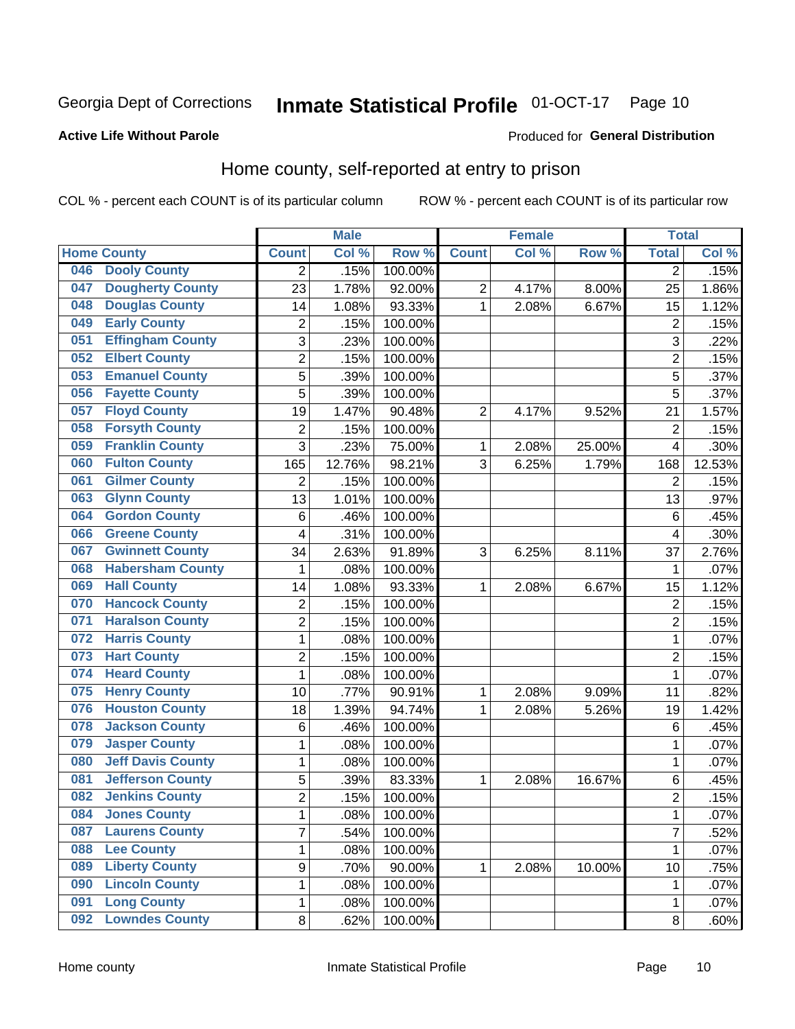Georgia Dept of Corrections **Inmate Statistical Profile** 01-OCT-17

**Active Life Without Parole**

Produced for **General Distribution**

## Home county, self-reported at entry to prison

COL % - percent each COUNT is of its particular column ROW % - percent each COUNT is of its particular row

| Home County | | Male | | | Female | | | Total | |
|---|---|---|---|---|---|---|---|---|---|
| | | Count | Col % | Row % | Count | Col % | Row % | Total | Col % |
| 046 | Dooly County | 2 | .15% | 100.00% | | | | 2 | .15% |
| 047 | Dougherty County | 23 | 1.78% | 92.00% | 2 | 4.17% | 8.00% | 25 | 1.86% |
| 048 | Douglas County | 14 | 1.08% | 93.33% | 1 | 2.08% | 6.67% | 15 | 1.12% |
| 049 | Early County | 2 | .15% | 100.00% | | | | 2 | .15% |
| 051 | Effingham County | 3 | .23% | 100.00% | | | | 3 | .22% |
| 052 | Elbert County | 2 | .15% | 100.00% | | | | 2 | .15% |
| 053 | Emanuel County | 5 | .39% | 100.00% | | | | 5 | .37% |
| 056 | Fayette County | 5 | .39% | 100.00% | | | | 5 | .37% |
| 057 | Floyd County | 19 | 1.47% | 90.48% | 2 | 4.17% | 9.52% | 21 | 1.57% |
| 058 | Forsyth County | 2 | .15% | 100.00% | | | | 2 | .15% |
| 059 | Franklin County | 3 | .23% | 75.00% | 1 | 2.08% | 25.00% | 4 | .30% |
| 060 | Fulton County | 165 | 12.76% | 98.21% | 3 | 6.25% | 1.79% | 168 | 12.53% |
| 061 | Gilmer County | 2 | .15% | 100.00% | | | | 2 | .15% |
| 063 | Glynn County | 13 | 1.01% | 100.00% | | | | 13 | .97% |
| 064 | Gordon County | 6 | .46% | 100.00% | | | | 6 | .45% |
| 066 | Greene County | 4 | .31% | 100.00% | | | | 4 | .30% |
| 067 | Gwinnett County | 34 | 2.63% | 91.89% | 3 | 6.25% | 8.11% | 37 | 2.76% |
| 068 | Habersham County | 1 | .08% | 100.00% | | | | 1 | .07% |
| 069 | Hall County | 14 | 1.08% | 93.33% | 1 | 2.08% | 6.67% | 15 | 1.12% |
| 070 | Hancock County | 2 | .15% | 100.00% | | | | 2 | .15% |
| 071 | Haralson County | 2 | .15% | 100.00% | | | | 2 | .15% |
| 072 | Harris County | 1 | .08% | 100.00% | | | | 1 | .07% |
| 073 | Hart County | 2 | .15% | 100.00% | | | | 2 | .15% |
| 074 | Heard County | 1 | .08% | 100.00% | | | | 1 | .07% |
| 075 | Henry County | 10 | .77% | 90.91% | 1 | 2.08% | 9.09% | 11 | .82% |
| 076 | Houston County | 18 | 1.39% | 94.74% | 1 | 2.08% | 5.26% | 19 | 1.42% |
| 078 | Jackson County | 6 | .46% | 100.00% | | | | 6 | .45% |
| 079 | Jasper County | 1 | .08% | 100.00% | | | | 1 | .07% |
| 080 | Jeff Davis County | 1 | .08% | 100.00% | | | | 1 | .07% |
| 081 | Jefferson County | 5 | .39% | 83.33% | 1 | 2.08% | 16.67% | 6 | .45% |
| 082 | Jenkins County | 2 | .15% | 100.00% | | | | 2 | .15% |
| 084 | Jones County | 1 | .08% | 100.00% | | | | 1 | .07% |
| 087 | Laurens County | 7 | .54% | 100.00% | | | | 7 | .52% |
| 088 | Lee County | 1 | .08% | 100.00% | | | | 1 | .07% |
| 089 | Liberty County | 9 | .70% | 90.00% | 1 | 2.08% | 10.00% | 10 | .75% |
| 090 | Lincoln County | 1 | .08% | 100.00% | | | | 1 | .07% |
| 091 | Long County | 1 | .08% | 100.00% | | | | 1 | .07% |
| 092 | Lowndes County | 8 | .62% | 100.00% | | | | 8 | .60% |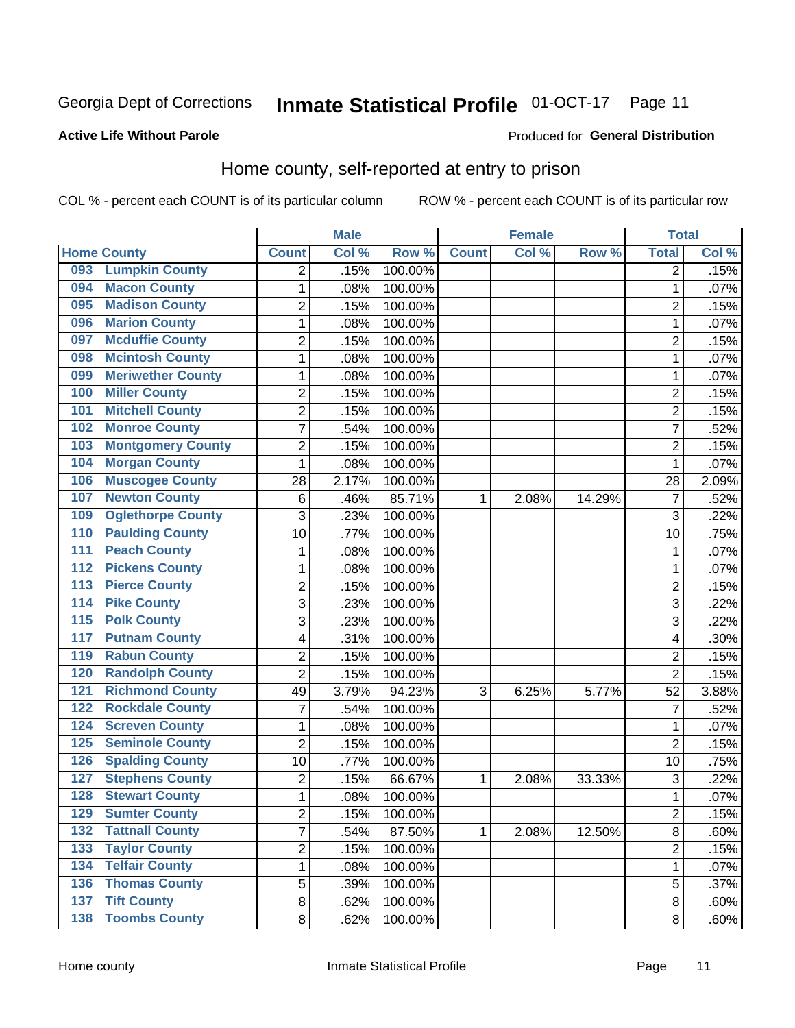Georgia Dept of Corrections **Inmate Statistical Profile** 01-OCT-17

**Active Life Without Parole**

Produced for **General Distribution**

## Home county, self-reported at entry to prison

COL % - percent each COUNT is of its particular column      ROW % - percent each COUNT is of its particular row

| Home County | | Male | | | Female | | | Total | |
|---|---|---|---|---|---|---|---|---|---|
| | | Count | Col % | Row % | Count | Col % | Row % | Total | Col % |
| 093 | Lumpkin County | 2 | .15% | 100.00% | | | | 2 | .15% |
| 094 | Macon County | 1 | .08% | 100.00% | | | | 1 | .07% |
| 095 | Madison County | 2 | .15% | 100.00% | | | | 2 | .15% |
| 096 | Marion County | 1 | .08% | 100.00% | | | | 1 | .07% |
| 097 | Mcduffie County | 2 | .15% | 100.00% | | | | 2 | .15% |
| 098 | Mcintosh County | 1 | .08% | 100.00% | | | | 1 | .07% |
| 099 | Meriwether County | 1 | .08% | 100.00% | | | | 1 | .07% |
| 100 | Miller County | 2 | .15% | 100.00% | | | | 2 | .15% |
| 101 | Mitchell County | 2 | .15% | 100.00% | | | | 2 | .15% |
| 102 | Monroe County | 7 | .54% | 100.00% | | | | 7 | .52% |
| 103 | Montgomery County | 2 | .15% | 100.00% | | | | 2 | .15% |
| 104 | Morgan County | 1 | .08% | 100.00% | | | | 1 | .07% |
| 106 | Muscogee County | 28 | 2.17% | 100.00% | | | | 28 | 2.09% |
| 107 | Newton County | 6 | .46% | 85.71% | 1 | 2.08% | 14.29% | 7 | .52% |
| 109 | Oglethorpe County | 3 | .23% | 100.00% | | | | 3 | .22% |
| 110 | Paulding County | 10 | .77% | 100.00% | | | | 10 | .75% |
| 111 | Peach County | 1 | .08% | 100.00% | | | | 1 | .07% |
| 112 | Pickens County | 1 | .08% | 100.00% | | | | 1 | .07% |
| 113 | Pierce County | 2 | .15% | 100.00% | | | | 2 | .15% |
| 114 | Pike County | 3 | .23% | 100.00% | | | | 3 | .22% |
| 115 | Polk County | 3 | .23% | 100.00% | | | | 3 | .22% |
| 117 | Putnam County | 4 | .31% | 100.00% | | | | 4 | .30% |
| 119 | Rabun County | 2 | .15% | 100.00% | | | | 2 | .15% |
| 120 | Randolph County | 2 | .15% | 100.00% | | | | 2 | .15% |
| 121 | Richmond County | 49 | 3.79% | 94.23% | 3 | 6.25% | 5.77% | 52 | 3.88% |
| 122 | Rockdale County | 7 | .54% | 100.00% | | | | 7 | .52% |
| 124 | Screven County | 1 | .08% | 100.00% | | | | 1 | .07% |
| 125 | Seminole County | 2 | .15% | 100.00% | | | | 2 | .15% |
| 126 | Spalding County | 10 | .77% | 100.00% | | | | 10 | .75% |
| 127 | Stephens County | 2 | .15% | 66.67% | 1 | 2.08% | 33.33% | 3 | .22% |
| 128 | Stewart County | 1 | .08% | 100.00% | | | | 1 | .07% |
| 129 | Sumter County | 2 | .15% | 100.00% | | | | 2 | .15% |
| 132 | Tattnall County | 7 | .54% | 87.50% | 1 | 2.08% | 12.50% | 8 | .60% |
| 133 | Taylor County | 2 | .15% | 100.00% | | | | 2 | .15% |
| 134 | Telfair County | 1 | .08% | 100.00% | | | | 1 | .07% |
| 136 | Thomas County | 5 | .39% | 100.00% | | | | 5 | .37% |
| 137 | Tift County | 8 | .62% | 100.00% | | | | 8 | .60% |
| 138 | Toombs County | 8 | .62% | 100.00% | | | | 8 | .60% |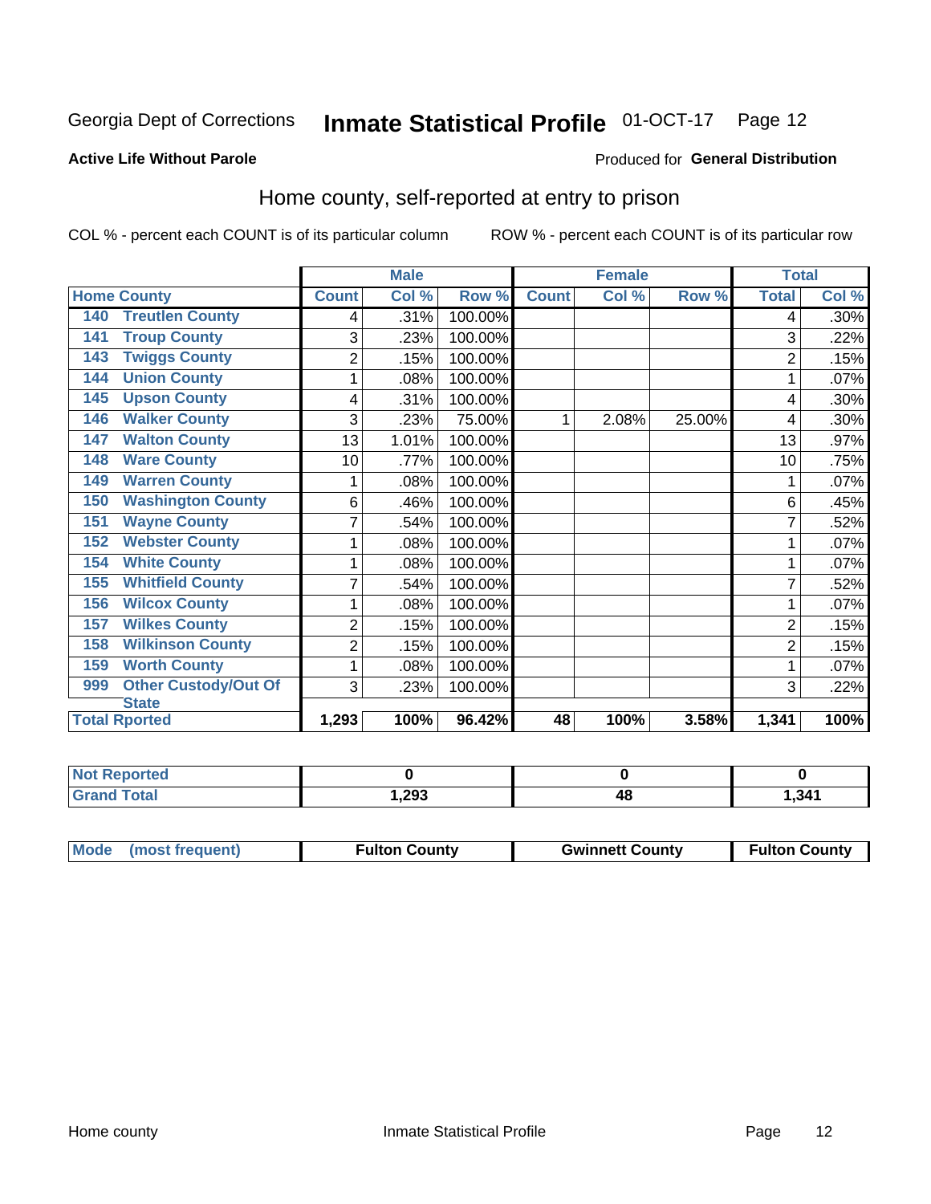Georgia Dept of Corrections **Inmate Statistical Profile** 01-OCT-17

**Active Life Without Parole**

Produced for **General Distribution**

## Home county, self-reported at entry to prison

COL % - percent each COUNT is of its particular column ROW % - percent each COUNT is of its particular row

| Home County | | Male | | | Female | | | Total | |
|---|---|---|---|---|---|---|---|---|---|
| | | Count | Col % | Row % | Count | Col % | Row % | Total | Col % |
| 140 | Treutlen County | 4 | .31% | 100.00% | | | | 4 | .30% |
| 141 | Troup County | 3 | .23% | 100.00% | | | | 3 | .22% |
| 143 | Twiggs County | 2 | .15% | 100.00% | | | | 2 | .15% |
| 144 | Union County | 1 | .08% | 100.00% | | | | 1 | .07% |
| 145 | Upson County | 4 | .31% | 100.00% | | | | 4 | .30% |
| 146 | Walker County | 3 | .23% | 75.00% | 1 | 2.08% | 25.00% | 4 | .30% |
| 147 | Walton County | 13 | 1.01% | 100.00% | | | | 13 | .97% |
| 148 | Ware County | 10 | .77% | 100.00% | | | | 10 | .75% |
| 149 | Warren County | 1 | .08% | 100.00% | | | | 1 | .07% |
| 150 | Washington County | 6 | .46% | 100.00% | | | | 6 | .45% |
| 151 | Wayne County | 7 | .54% | 100.00% | | | | 7 | .52% |
| 152 | Webster County | 1 | .08% | 100.00% | | | | 1 | .07% |
| 154 | White County | 1 | .08% | 100.00% | | | | 1 | .07% |
| 155 | Whitfield County | 7 | .54% | 100.00% | | | | 7 | .52% |
| 156 | Wilcox County | 1 | .08% | 100.00% | | | | 1 | .07% |
| 157 | Wilkes County | 2 | .15% | 100.00% | | | | 2 | .15% |
| 158 | Wilkinson County | 2 | .15% | 100.00% | | | | 2 | .15% |
| 159 | Worth County | 1 | .08% | 100.00% | | | | 1 | .07% |
| 999 | Other Custody/Out Of State | 3 | .23% | 100.00% | | | | 3 | .22% |
| Total Rported | | 1,293 | 100% | 96.42% | 48 | 100% | 3.58% | 1,341 | 100% |

| | Male | Female | Total |
|---|---|---|---|
| Not Reported | 0 | 0 | 0 |
| Grand Total | 1,293 | 48 | 1,341 |

| Mode (most frequent) | Fulton County | Gwinnett County | Fulton County |
|---|---|---|---|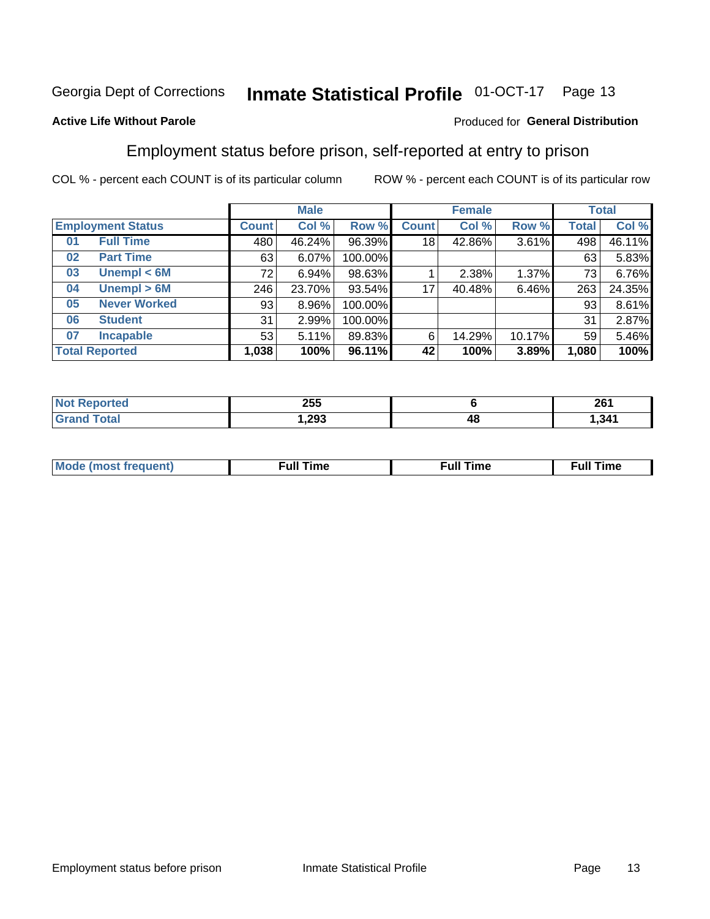Georgia Dept of Corrections **Inmate Statistical Profile** 01-OCT-17

**Active Life Without Parole**

Produced for **General Distribution**

## Employment status before prison, self-reported at entry to prison

COL % - percent each COUNT is of its particular column ROW % - percent each COUNT is of its particular row

| Employment Status | | Male | | | Female | | | Total | |
|---|---|---|---|---|---|---|---|---|---|
| | | Count | Col % | Row % | Count | Col % | Row % | Total | Col % |
| 01 | Full Time | 480 | 46.24% | 96.39% | 18 | 42.86% | 3.61% | 498 | 46.11% |
| 02 | Part Time | 63 | 6.07% | 100.00% | | | | 63 | 5.83% |
| 03 | Unempl < 6M | 72 | 6.94% | 98.63% | 1 | 2.38% | 1.37% | 73 | 6.76% |
| 04 | Unempl > 6M | 246 | 23.70% | 93.54% | 17 | 40.48% | 6.46% | 263 | 24.35% |
| 05 | Never Worked | 93 | 8.96% | 100.00% | | | | 93 | 8.61% |
| 06 | Student | 31 | 2.99% | 100.00% | | | | 31 | 2.87% |
| 07 | Incapable | 53 | 5.11% | 89.83% | 6 | 14.29% | 10.17% | 59 | 5.46% |
| **Total Reported** | | **1,038** | **100%** | **96.11%** | **42** | **100%** | **3.89%** | **1,080** | **100%** |

| | Male | Female | Total |
|---|---|---|---|
| Not Reported | 255 | 6 | 261 |
| Grand Total | 1,293 | 48 | 1,341 |

| | Male | Female | Total |
|---|---|---|---|
| Mode (most frequent) | Full Time | Full Time | Full Time |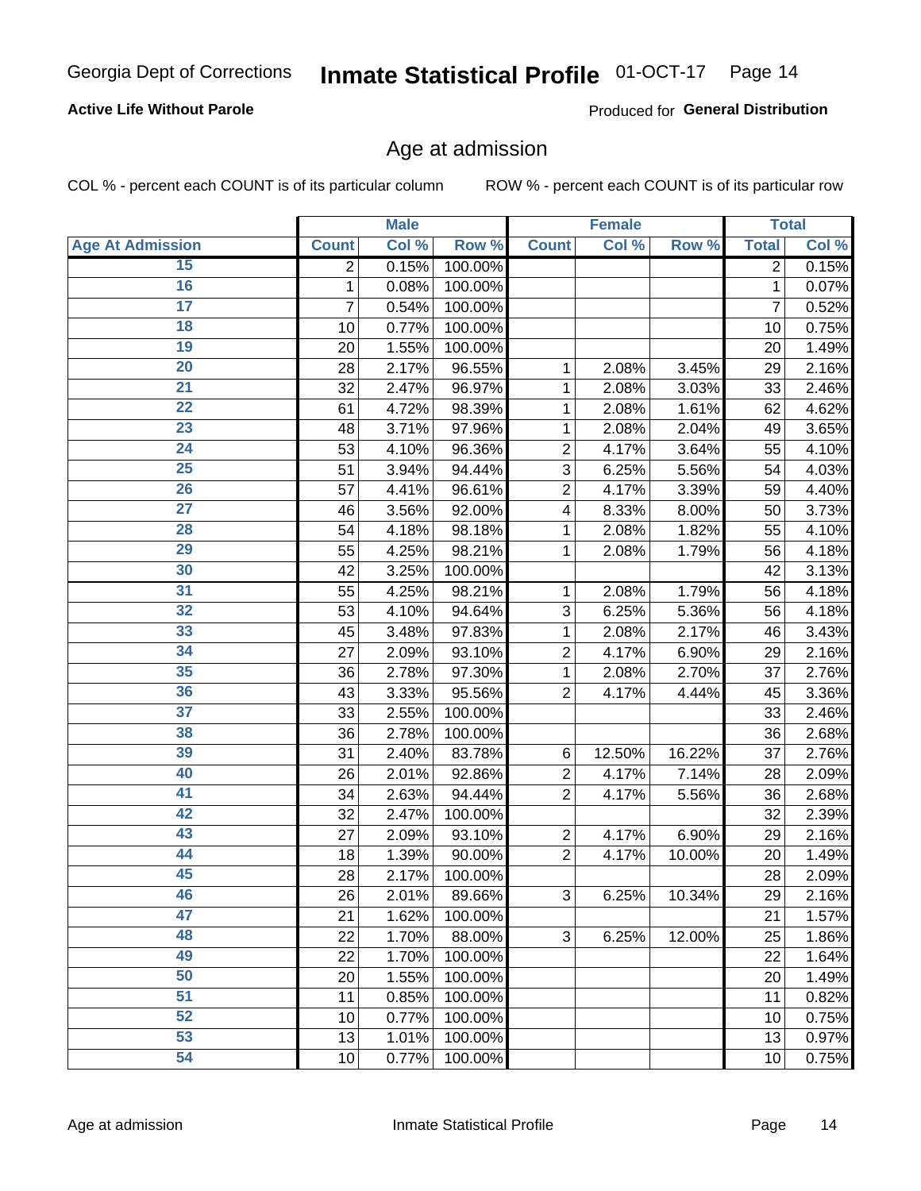Georgia Dept of Corrections **Inmate Statistical Profile** 01-OCT-17 Page 14

**Active Life Without Parole**

Produced for **General Distribution**

## Age at admission

COL % - percent each COUNT is of its particular column    ROW % - percent each COUNT is of its particular row

| | Male | | | Female | | | Total | |
|---|---|---|---|---|---|---|---|---|
| **Age At Admission** | **Count** | **Col %** | **Row %** | **Count** | **Col %** | **Row %** | **Total** | **Col %** |
| 15 | 2 | 0.15% | 100.00% | | | | 2 | 0.15% |
| 16 | 1 | 0.08% | 100.00% | | | | 1 | 0.07% |
| 17 | 7 | 0.54% | 100.00% | | | | 7 | 0.52% |
| 18 | 10 | 0.77% | 100.00% | | | | 10 | 0.75% |
| 19 | 20 | 1.55% | 100.00% | | | | 20 | 1.49% |
| 20 | 28 | 2.17% | 96.55% | 1 | 2.08% | 3.45% | 29 | 2.16% |
| 21 | 32 | 2.47% | 96.97% | 1 | 2.08% | 3.03% | 33 | 2.46% |
| 22 | 61 | 4.72% | 98.39% | 1 | 2.08% | 1.61% | 62 | 4.62% |
| 23 | 48 | 3.71% | 97.96% | 1 | 2.08% | 2.04% | 49 | 3.65% |
| 24 | 53 | 4.10% | 96.36% | 2 | 4.17% | 3.64% | 55 | 4.10% |
| 25 | 51 | 3.94% | 94.44% | 3 | 6.25% | 5.56% | 54 | 4.03% |
| 26 | 57 | 4.41% | 96.61% | 2 | 4.17% | 3.39% | 59 | 4.40% |
| 27 | 46 | 3.56% | 92.00% | 4 | 8.33% | 8.00% | 50 | 3.73% |
| 28 | 54 | 4.18% | 98.18% | 1 | 2.08% | 1.82% | 55 | 4.10% |
| 29 | 55 | 4.25% | 98.21% | 1 | 2.08% | 1.79% | 56 | 4.18% |
| 30 | 42 | 3.25% | 100.00% | | | | 42 | 3.13% |
| 31 | 55 | 4.25% | 98.21% | 1 | 2.08% | 1.79% | 56 | 4.18% |
| 32 | 53 | 4.10% | 94.64% | 3 | 6.25% | 5.36% | 56 | 4.18% |
| 33 | 45 | 3.48% | 97.83% | 1 | 2.08% | 2.17% | 46 | 3.43% |
| 34 | 27 | 2.09% | 93.10% | 2 | 4.17% | 6.90% | 29 | 2.16% |
| 35 | 36 | 2.78% | 97.30% | 1 | 2.08% | 2.70% | 37 | 2.76% |
| 36 | 43 | 3.33% | 95.56% | 2 | 4.17% | 4.44% | 45 | 3.36% |
| 37 | 33 | 2.55% | 100.00% | | | | 33 | 2.46% |
| 38 | 36 | 2.78% | 100.00% | | | | 36 | 2.68% |
| 39 | 31 | 2.40% | 83.78% | 6 | 12.50% | 16.22% | 37 | 2.76% |
| 40 | 26 | 2.01% | 92.86% | 2 | 4.17% | 7.14% | 28 | 2.09% |
| 41 | 34 | 2.63% | 94.44% | 2 | 4.17% | 5.56% | 36 | 2.68% |
| 42 | 32 | 2.47% | 100.00% | | | | 32 | 2.39% |
| 43 | 27 | 2.09% | 93.10% | 2 | 4.17% | 6.90% | 29 | 2.16% |
| 44 | 18 | 1.39% | 90.00% | 2 | 4.17% | 10.00% | 20 | 1.49% |
| 45 | 28 | 2.17% | 100.00% | | | | 28 | 2.09% |
| 46 | 26 | 2.01% | 89.66% | 3 | 6.25% | 10.34% | 29 | 2.16% |
| 47 | 21 | 1.62% | 100.00% | | | | 21 | 1.57% |
| 48 | 22 | 1.70% | 88.00% | 3 | 6.25% | 12.00% | 25 | 1.86% |
| 49 | 22 | 1.70% | 100.00% | | | | 22 | 1.64% |
| 50 | 20 | 1.55% | 100.00% | | | | 20 | 1.49% |
| 51 | 11 | 0.85% | 100.00% | | | | 11 | 0.82% |
| 52 | 10 | 0.77% | 100.00% | | | | 10 | 0.75% |
| 53 | 13 | 1.01% | 100.00% | | | | 13 | 0.97% |
| 54 | 10 | 0.77% | 100.00% | | | | 10 | 0.75% |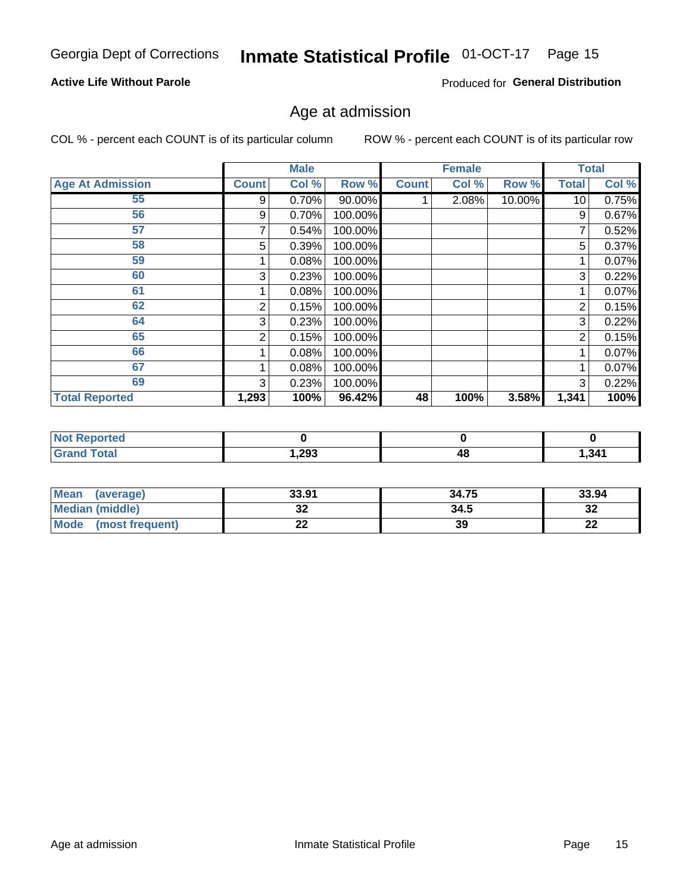Georgia Dept of Corrections **Inmate Statistical Profile** 01-OCT-17

**Active Life Without Parole**

Produced for **General Distribution**

## Age at admission

COL % - percent each COUNT is of its particular column

ROW % - percent each COUNT is of its particular row

| | Male | | | Female | | | Total | |
|---|---|---|---|---|---|---|---|---|
| **Age At Admission** | **Count** | **Col %** | **Row %** | **Count** | **Col %** | **Row %** | **Total** | **Col %** |
| 55 | 9 | 0.70% | 90.00% | 1 | 2.08% | 10.00% | 10 | 0.75% |
| 56 | 9 | 0.70% | 100.00% | | | | 9 | 0.67% |
| 57 | 7 | 0.54% | 100.00% | | | | 7 | 0.52% |
| 58 | 5 | 0.39% | 100.00% | | | | 5 | 0.37% |
| 59 | 1 | 0.08% | 100.00% | | | | 1 | 0.07% |
| 60 | 3 | 0.23% | 100.00% | | | | 3 | 0.22% |
| 61 | 1 | 0.08% | 100.00% | | | | 1 | 0.07% |
| 62 | 2 | 0.15% | 100.00% | | | | 2 | 0.15% |
| 64 | 3 | 0.23% | 100.00% | | | | 3 | 0.22% |
| 65 | 2 | 0.15% | 100.00% | | | | 2 | 0.15% |
| 66 | 1 | 0.08% | 100.00% | | | | 1 | 0.07% |
| 67 | 1 | 0.08% | 100.00% | | | | 1 | 0.07% |
| 69 | 3 | 0.23% | 100.00% | | | | 3 | 0.22% |
| **Total Reported** | **1,293** | **100%** | **96.42%** | **48** | **100%** | **3.58%** | **1,341** | **100%** |

| | Male | Female | Total |
|---|---|---|---|
| **Not Reported** | **0** | **0** | **0** |
| **Grand Total** | **1,293** | **48** | **1,341** |

| | Male | Female | Total |
|---|---|---|---|
| **Mean (average)** | **33.91** | **34.75** | **33.94** |
| **Median (middle)** | **32** | **34.5** | **32** |
| **Mode (most frequent)** | **22** | **39** | **22** |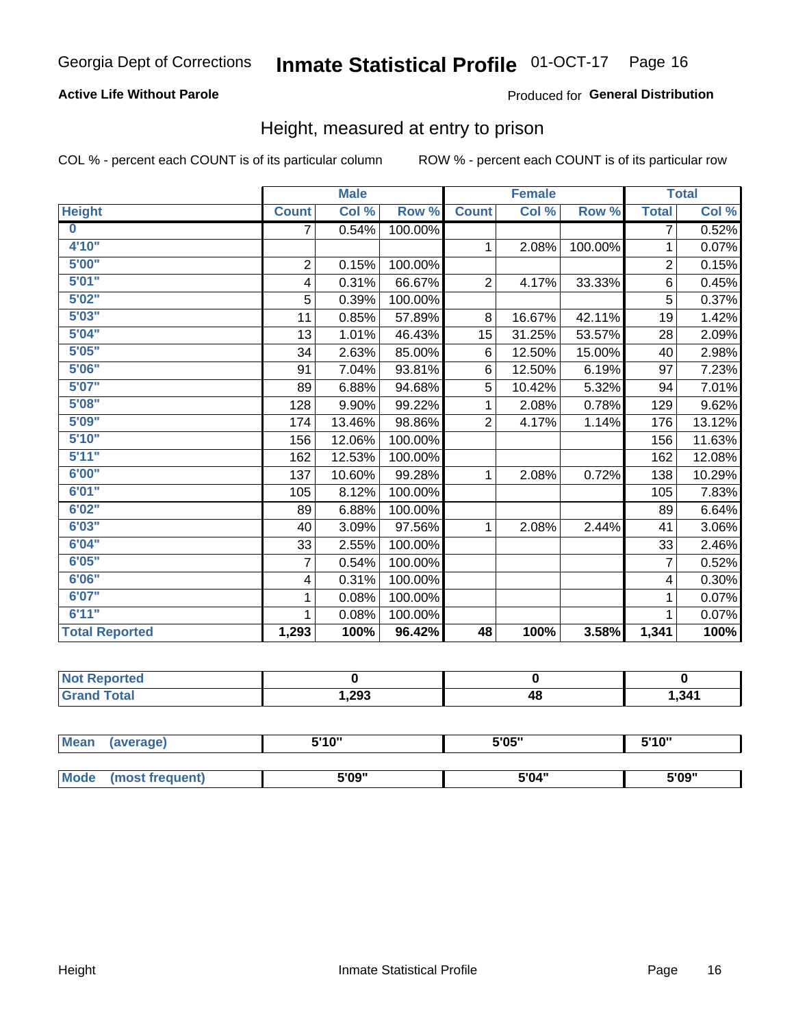Georgia Dept of Corrections **Inmate Statistical Profile** 01-OCT-17

**Active Life Without Parole**

Produced for **General Distribution**

## Height, measured at entry to prison

COL % - percent each COUNT is of its particular column    ROW % - percent each COUNT is of its particular row

| | Male | | | Female | | | Total | |
|---|---|---|---|---|---|---|---|---|
| **Height** | **Count** | **Col %** | **Row %** | **Count** | **Col %** | **Row %** | **Total** | **Col %** |
| **0** | 7 | 0.54% | 100.00% | | | | 7 | 0.52% |
| **4'10"** | | | | 1 | 2.08% | 100.00% | 1 | 0.07% |
| **5'00"** | 2 | 0.15% | 100.00% | | | | 2 | 0.15% |
| **5'01"** | 4 | 0.31% | 66.67% | 2 | 4.17% | 33.33% | 6 | 0.45% |
| **5'02"** | 5 | 0.39% | 100.00% | | | | 5 | 0.37% |
| **5'03"** | 11 | 0.85% | 57.89% | 8 | 16.67% | 42.11% | 19 | 1.42% |
| **5'04"** | 13 | 1.01% | 46.43% | 15 | 31.25% | 53.57% | 28 | 2.09% |
| **5'05"** | 34 | 2.63% | 85.00% | 6 | 12.50% | 15.00% | 40 | 2.98% |
| **5'06"** | 91 | 7.04% | 93.81% | 6 | 12.50% | 6.19% | 97 | 7.23% |
| **5'07"** | 89 | 6.88% | 94.68% | 5 | 10.42% | 5.32% | 94 | 7.01% |
| **5'08"** | 128 | 9.90% | 99.22% | 1 | 2.08% | 0.78% | 129 | 9.62% |
| **5'09"** | 174 | 13.46% | 98.86% | 2 | 4.17% | 1.14% | 176 | 13.12% |
| **5'10"** | 156 | 12.06% | 100.00% | | | | 156 | 11.63% |
| **5'11"** | 162 | 12.53% | 100.00% | | | | 162 | 12.08% |
| **6'00"** | 137 | 10.60% | 99.28% | 1 | 2.08% | 0.72% | 138 | 10.29% |
| **6'01"** | 105 | 8.12% | 100.00% | | | | 105 | 7.83% |
| **6'02"** | 89 | 6.88% | 100.00% | | | | 89 | 6.64% |
| **6'03"** | 40 | 3.09% | 97.56% | 1 | 2.08% | 2.44% | 41 | 3.06% |
| **6'04"** | 33 | 2.55% | 100.00% | | | | 33 | 2.46% |
| **6'05"** | 7 | 0.54% | 100.00% | | | | 7 | 0.52% |
| **6'06"** | 4 | 0.31% | 100.00% | | | | 4 | 0.30% |
| **6'07"** | 1 | 0.08% | 100.00% | | | | 1 | 0.07% |
| **6'11"** | 1 | 0.08% | 100.00% | | | | 1 | 0.07% |
| **Total Reported** | **1,293** | **100%** | **96.42%** | **48** | **100%** | **3.58%** | **1,341** | **100%** |

| | Male | Female | Total |
|---|---|---|---|
| **Not Reported** | **0** | **0** | **0** |
| **Grand Total** | **1,293** | **48** | **1,341** |

| | Male | Female | Total |
|---|---|---|---|
| **Mean (average)** | **5'10"** | **5'05"** | **5'10"** |

| | Male | Female | Total |
|---|---|---|---|
| **Mode (most frequent)** | **5'09"** | **5'04"** | **5'09"** |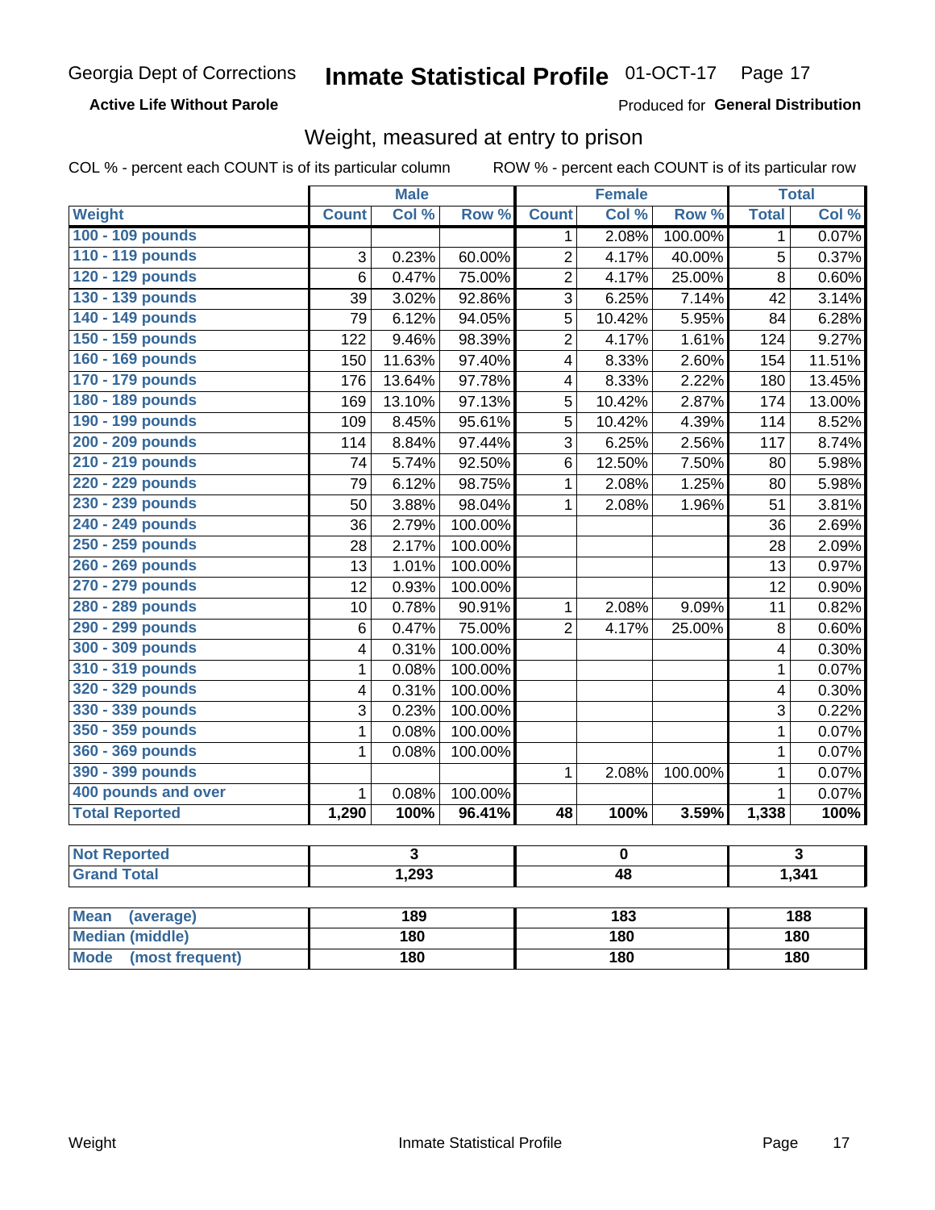Georgia Dept of Corrections **Inmate Statistical Profile** 01-OCT-17

**Active Life Without Parole** Produced for **General Distribution**

## Weight, measured at entry to prison

COL % - percent each COUNT is of its particular column ROW % - percent each COUNT is of its particular row

| | Male | | | Female | | | Total | |
|---|---|---|---|---|---|---|---|---|
| **Weight** | **Count** | **Col %** | **Row %** | **Count** | **Col %** | **Row %** | **Total** | **Col %** |
| 100 - 109 pounds | | | | 1 | 2.08% | 100.00% | 1 | 0.07% |
| 110 - 119 pounds | 3 | 0.23% | 60.00% | 2 | 4.17% | 40.00% | 5 | 0.37% |
| 120 - 129 pounds | 6 | 0.47% | 75.00% | 2 | 4.17% | 25.00% | 8 | 0.60% |
| 130 - 139 pounds | 39 | 3.02% | 92.86% | 3 | 6.25% | 7.14% | 42 | 3.14% |
| 140 - 149 pounds | 79 | 6.12% | 94.05% | 5 | 10.42% | 5.95% | 84 | 6.28% |
| 150 - 159 pounds | 122 | 9.46% | 98.39% | 2 | 4.17% | 1.61% | 124 | 9.27% |
| 160 - 169 pounds | 150 | 11.63% | 97.40% | 4 | 8.33% | 2.60% | 154 | 11.51% |
| 170 - 179 pounds | 176 | 13.64% | 97.78% | 4 | 8.33% | 2.22% | 180 | 13.45% |
| 180 - 189 pounds | 169 | 13.10% | 97.13% | 5 | 10.42% | 2.87% | 174 | 13.00% |
| 190 - 199 pounds | 109 | 8.45% | 95.61% | 5 | 10.42% | 4.39% | 114 | 8.52% |
| 200 - 209 pounds | 114 | 8.84% | 97.44% | 3 | 6.25% | 2.56% | 117 | 8.74% |
| 210 - 219 pounds | 74 | 5.74% | 92.50% | 6 | 12.50% | 7.50% | 80 | 5.98% |
| 220 - 229 pounds | 79 | 6.12% | 98.75% | 1 | 2.08% | 1.25% | 80 | 5.98% |
| 230 - 239 pounds | 50 | 3.88% | 98.04% | 1 | 2.08% | 1.96% | 51 | 3.81% |
| 240 - 249 pounds | 36 | 2.79% | 100.00% | | | | 36 | 2.69% |
| 250 - 259 pounds | 28 | 2.17% | 100.00% | | | | 28 | 2.09% |
| 260 - 269 pounds | 13 | 1.01% | 100.00% | | | | 13 | 0.97% |
| 270 - 279 pounds | 12 | 0.93% | 100.00% | | | | 12 | 0.90% |
| 280 - 289 pounds | 10 | 0.78% | 90.91% | 1 | 2.08% | 9.09% | 11 | 0.82% |
| 290 - 299 pounds | 6 | 0.47% | 75.00% | 2 | 4.17% | 25.00% | 8 | 0.60% |
| 300 - 309 pounds | 4 | 0.31% | 100.00% | | | | 4 | 0.30% |
| 310 - 319 pounds | 1 | 0.08% | 100.00% | | | | 1 | 0.07% |
| 320 - 329 pounds | 4 | 0.31% | 100.00% | | | | 4 | 0.30% |
| 330 - 339 pounds | 3 | 0.23% | 100.00% | | | | 3 | 0.22% |
| 350 - 359 pounds | 1 | 0.08% | 100.00% | | | | 1 | 0.07% |
| 360 - 369 pounds | 1 | 0.08% | 100.00% | | | | 1 | 0.07% |
| 390 - 399 pounds | | | | 1 | 2.08% | 100.00% | 1 | 0.07% |
| 400 pounds and over | 1 | 0.08% | 100.00% | | | | 1 | 0.07% |
| **Total Reported** | **1,290** | **100%** | **96.41%** | **48** | **100%** | **3.59%** | **1,338** | **100%** |

| | Male | Female | Total |
|---|---|---|---|
| **Not Reported** | **3** | **0** | **3** |
| **Grand Total** | **1,293** | **48** | **1,341** |

| | Male | Female | Total |
|---|---|---|---|
| **Mean (average)** | **189** | **183** | **188** |
| **Median (middle)** | **180** | **180** | **180** |
| **Mode (most frequent)** | **180** | **180** | **180** |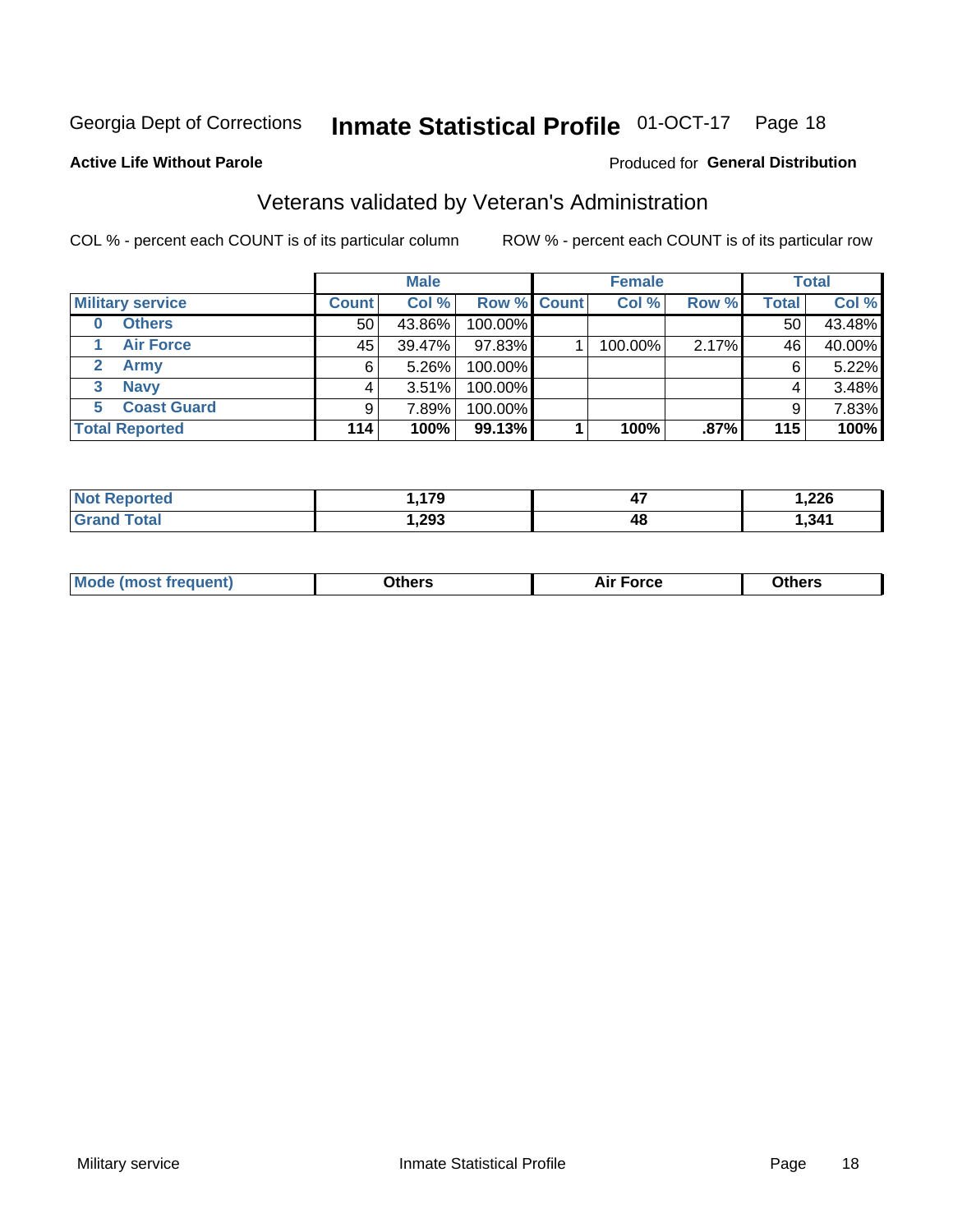Georgia Dept of Corrections **Inmate Statistical Profile** 01-OCT-17 Page 18

**Active Life Without Parole**

Produced for **General Distribution**

## Veterans validated by Veteran's Administration

COL % - percent each COUNT is of its particular column ROW % - percent each COUNT is of its particular row

| Military service | Male | | | Female | | | Total | |
|---|---|---|---|---|---|---|---|---|
| | Count | Col % | Row % | Count | Col % | Row % | Total | Col % |
| 0 Others | 50 | 43.86% | 100.00% | | | | 50 | 43.48% |
| 1 Air Force | 45 | 39.47% | 97.83% | 1 | 100.00% | 2.17% | 46 | 40.00% |
| 2 Army | 6 | 5.26% | 100.00% | | | | 6 | 5.22% |
| 3 Navy | 4 | 3.51% | 100.00% | | | | 4 | 3.48% |
| 5 Coast Guard | 9 | 7.89% | 100.00% | | | | 9 | 7.83% |
| **Total Reported** | **114** | **100%** | **99.13%** | **1** | **100%** | **.87%** | **115** | **100%** |

| | Male | Female | Total |
|---|---|---|---|
| Not Reported | 1,179 | 47 | 1,226 |
| Grand Total | 1,293 | 48 | 1,341 |

| | Male | Female | Total |
|---|---|---|---|
| Mode (most frequent) | Others | Air Force | Others |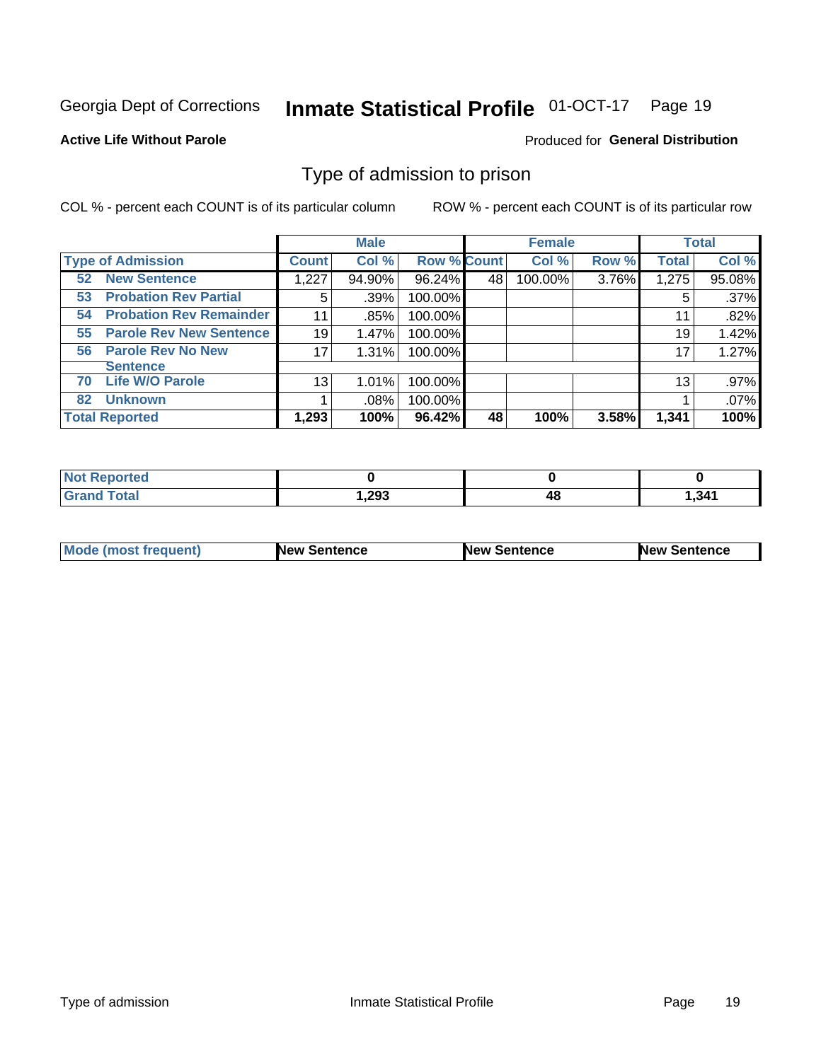Georgia Dept of Corrections **Inmate Statistical Profile** 01-OCT-17

**Active Life Without Parole**

Produced for **General Distribution**

## Type of admission to prison

COL % - percent each COUNT is of its particular column

ROW % - percent each COUNT is of its particular row

| | Male | | | Female | | | Total | |
|---|---|---|---|---|---|---|---|---|
| **Type of Admission** | **Count** | **Col %** | **Row %** | **Count** | **Col %** | **Row %** | **Total** | **Col %** |
| 52 **New Sentence** | 1,227 | 94.90% | 96.24% | 48 | 100.00% | 3.76% | 1,275 | 95.08% |
| 53 **Probation Rev Partial** | 5 | .39% | 100.00% | | | | 5 | .37% |
| 54 **Probation Rev Remainder** | 11 | .85% | 100.00% | | | | 11 | .82% |
| 55 **Parole Rev New Sentence** | 19 | 1.47% | 100.00% | | | | 19 | 1.42% |
| 56 **Parole Rev No New Sentence** | 17 | 1.31% | 100.00% | | | | 17 | 1.27% |
| 70 **Life W/O Parole** | 13 | 1.01% | 100.00% | | | | 13 | .97% |
| 82 **Unknown** | 1 | .08% | 100.00% | | | | 1 | .07% |
| **Total Reported** | **1,293** | **100%** | **96.42%** | **48** | **100%** | **3.58%** | **1,341** | **100%** |

| | Male | Female | Total |
|---|---|---|---|
| **Not Reported** | **0** | **0** | **0** |
| **Grand Total** | **1,293** | **48** | **1,341** |

| | Male | Female | Total |
|---|---|---|---|
| **Mode (most frequent)** | **New Sentence** | **New Sentence** | **New Sentence** |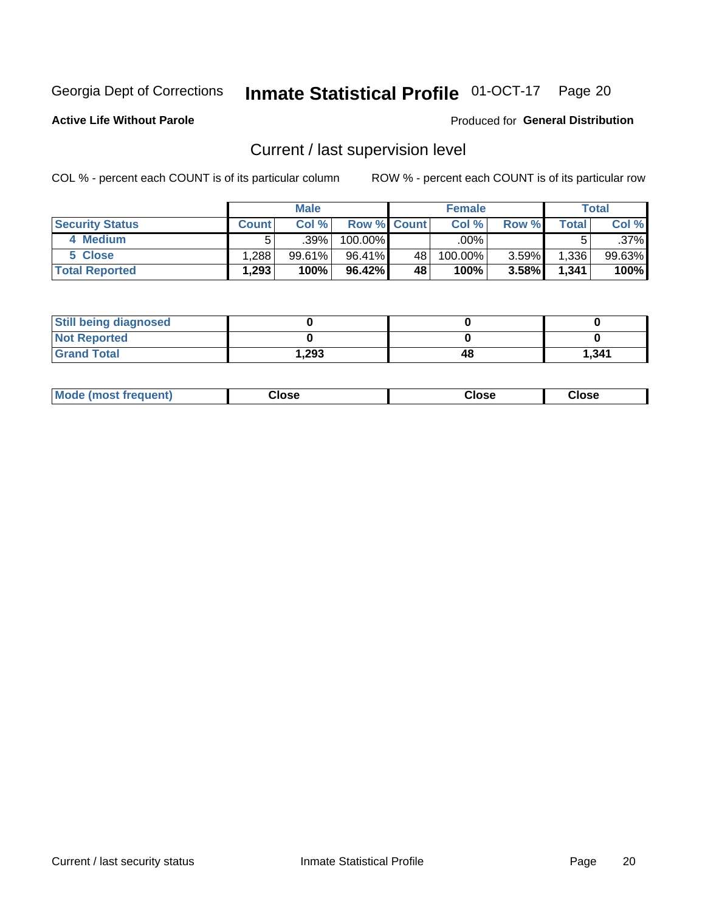Georgia Dept of Corrections **Inmate Statistical Profile** 01-OCT-17

**Active Life Without Parole**

Produced for **General Distribution**

## Current / last supervision level

COL % - percent each COUNT is of its particular column

ROW % - percent each COUNT is of its particular row

| | Male | | | Female | | | Total | |
|---|---|---|---|---|---|---|---|---|
| **Security Status** | **Count** | **Col %** | **Row %** | **Count** | **Col %** | **Row %** | **Total** | **Col %** |
| 4 Medium | 5 | .39% | 100.00% | | .00% | | 5 | .37% |
| 5 Close | 1,288 | 99.61% | 96.41% | 48 | 100.00% | 3.59% | 1,336 | 99.63% |
| **Total Reported** | **1,293** | **100%** | **96.42%** | **48** | **100%** | **3.58%** | **1,341** | **100%** |

| | Male | Female | Total |
|---|---|---|---|
| **Still being diagnosed** | **0** | **0** | **0** |
| **Not Reported** | **0** | **0** | **0** |
| **Grand Total** | **1,293** | **48** | **1,341** |

| | Male | Female | Total |
|---|---|---|---|
| **Mode (most frequent)** | **Close** | **Close** | **Close** |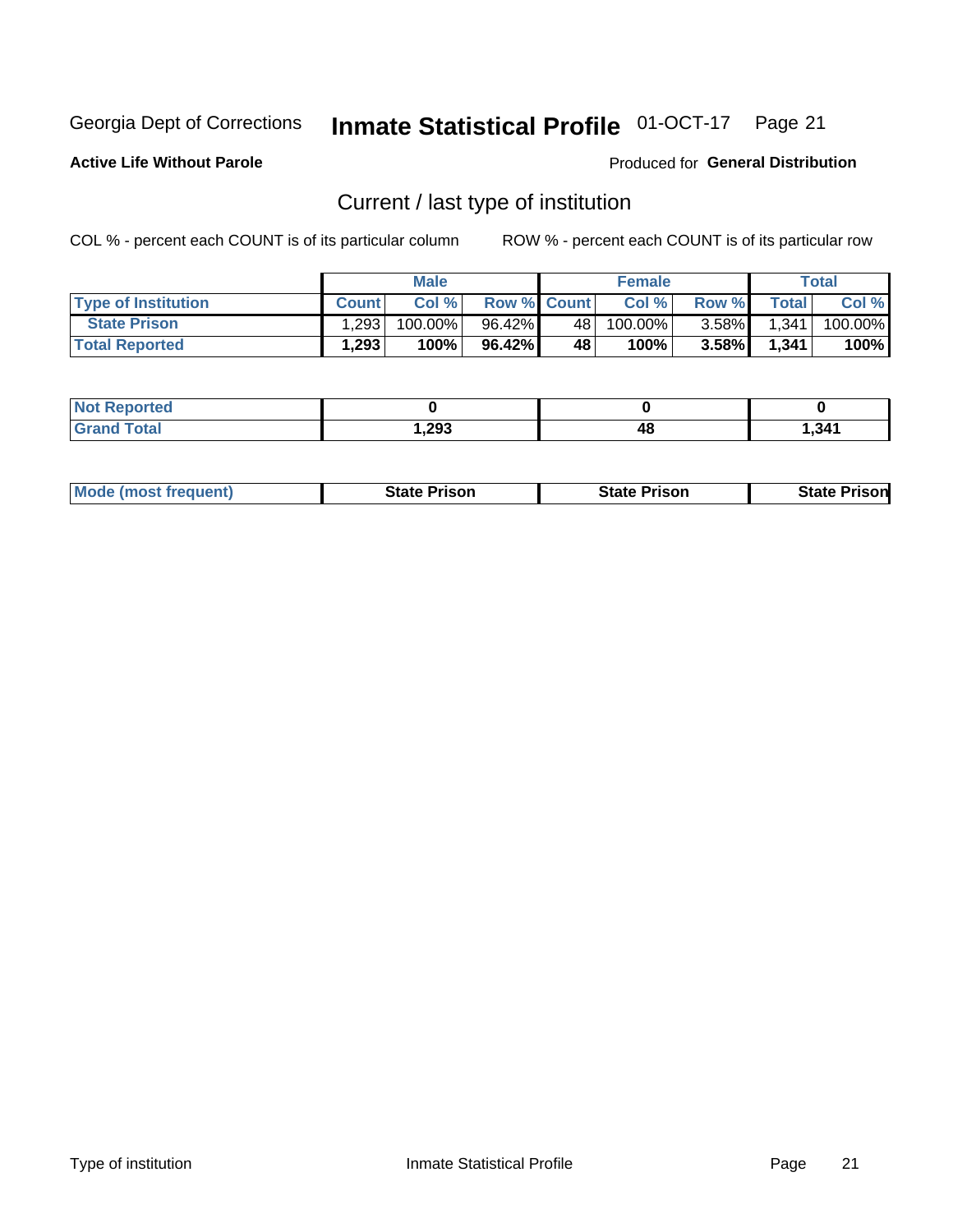Georgia Dept of Corrections **Inmate Statistical Profile** 01-OCT-17

**Active Life Without Parole**

Produced for **General Distribution**

## Current / last type of institution

COL % - percent each COUNT is of its particular column

ROW % - percent each COUNT is of its particular row

| | Male | | | Female | | | Total | |
|---|---|---|---|---|---|---|---|---|
| **Type of Institution** | **Count** | **Col %** | **Row %** | **Count** | **Col %** | **Row %** | **Total** | **Col %** |
| State Prison | 1,293 | 100.00% | 96.42% | 48 | 100.00% | 3.58% | 1,341 | 100.00% |
| **Total Reported** | **1,293** | **100%** | **96.42%** | **48** | **100%** | **3.58%** | **1,341** | **100%** |

| | Male | Female | Total |
|---|---|---|---|
| **Not Reported** | **0** | **0** | **0** |
| **Grand Total** | **1,293** | **48** | **1,341** |

| | Male | Female | Total |
|---|---|---|---|
| **Mode (most frequent)** | **State Prison** | **State Prison** | **State Prison** |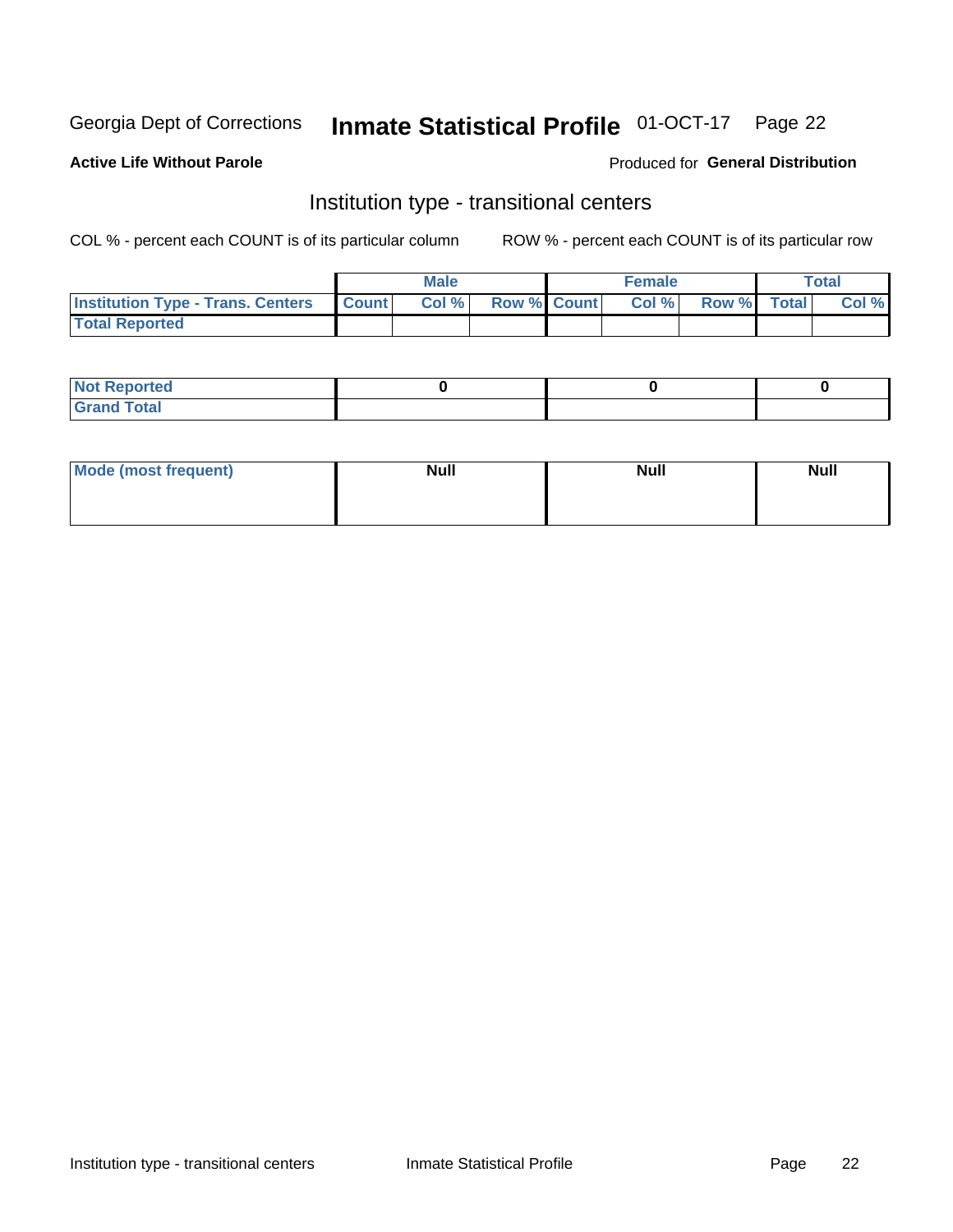Georgia Dept of Corrections **Inmate Statistical Profile** 01-OCT-17 Page 22

**Active Life Without Parole**

Produced for **General Distribution**

## Institution type - transitional centers

COL % - percent each COUNT is of its particular column ROW % - percent each COUNT is of its particular row

| | Male | | | Female | | | Total | |
|---|---|---|---|---|---|---|---|---|
| **Institution Type - Trans. Centers** | **Count** | **Col %** | **Row %** | **Count** | **Col %** | **Row %** | **Total** | **Col %** |
| **Total Reported** | | | | | | | | |

| | Male | Female | Total |
|---|---|---|---|
| **Not Reported** | 0 | 0 | 0 |
| **Grand Total** | | | |

| | Male | Female | Total |
|---|---|---|---|
| **Mode (most frequent)** | Null | Null | Null |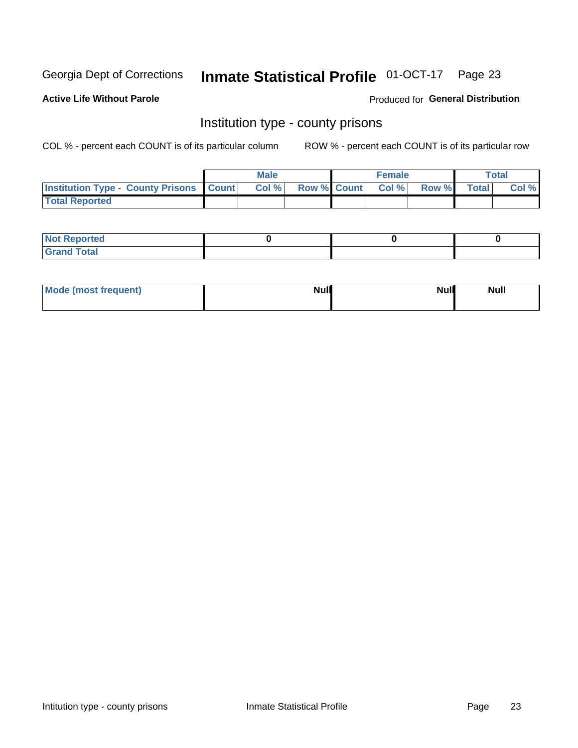Georgia Dept of Corrections **Inmate Statistical Profile** 01-OCT-17

**Active Life Without Parole**

Produced for **General Distribution**

## Institution type - county prisons

COL % - percent each COUNT is of its particular column ROW % - percent each COUNT is of its particular row

| | Male | | | Female | | | Total | |
|---|---|---|---|---|---|---|---|---|
| **Institution Type - County Prisons** | **Count** | **Col %** | **Row %** | **Count** | **Col %** | **Row %** | **Total** | **Col %** |
| **Total Reported** | | | | | | | | |

| | Male | Female | Total |
|---|---|---|---|
| **Not Reported** | 0 | 0 | 0 |
| **Grand Total** | | | |

| | Male | Female | Total |
|---|---|---|---|
| **Mode (most frequent)** | Null | Null | Null |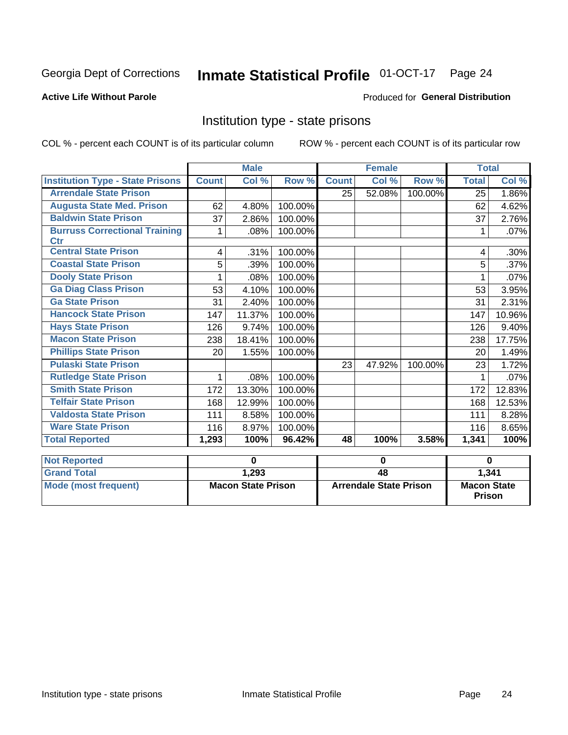Georgia Dept of Corrections **Inmate Statistical Profile** 01-OCT-17

**Active Life Without Parole**

Produced for **General Distribution**

## Institution type - state prisons

COL % - percent each COUNT is of its particular column

ROW % - percent each COUNT is of its particular row

| | Male | | | Female | | | Total | |
|---|---|---|---|---|---|---|---|---|
| **Institution Type - State Prisons** | **Count** | **Col %** | **Row %** | **Count** | **Col %** | **Row %** | **Total** | **Col %** |
| Arrendale State Prison | | | | 25 | 52.08% | 100.00% | 25 | 1.86% |
| Augusta State Med. Prison | 62 | 4.80% | 100.00% | | | | 62 | 4.62% |
| Baldwin State Prison | 37 | 2.86% | 100.00% | | | | 37 | 2.76% |
| Burruss Correctional Training Ctr | 1 | .08% | 100.00% | | | | 1 | .07% |
| Central State Prison | 4 | .31% | 100.00% | | | | 4 | .30% |
| Coastal State Prison | 5 | .39% | 100.00% | | | | 5 | .37% |
| Dooly State Prison | 1 | .08% | 100.00% | | | | 1 | .07% |
| Ga Diag Class Prison | 53 | 4.10% | 100.00% | | | | 53 | 3.95% |
| Ga State Prison | 31 | 2.40% | 100.00% | | | | 31 | 2.31% |
| Hancock State Prison | 147 | 11.37% | 100.00% | | | | 147 | 10.96% |
| Hays State Prison | 126 | 9.74% | 100.00% | | | | 126 | 9.40% |
| Macon State Prison | 238 | 18.41% | 100.00% | | | | 238 | 17.75% |
| Phillips State Prison | 20 | 1.55% | 100.00% | | | | 20 | 1.49% |
| Pulaski State Prison | | | | 23 | 47.92% | 100.00% | 23 | 1.72% |
| Rutledge State Prison | 1 | .08% | 100.00% | | | | 1 | .07% |
| Smith State Prison | 172 | 13.30% | 100.00% | | | | 172 | 12.83% |
| Telfair State Prison | 168 | 12.99% | 100.00% | | | | 168 | 12.53% |
| Valdosta State Prison | 111 | 8.58% | 100.00% | | | | 111 | 8.28% |
| Ware State Prison | 116 | 8.97% | 100.00% | | | | 116 | 8.65% |
| **Total Reported** | **1,293** | **100%** | **96.42%** | **48** | **100%** | **3.58%** | **1,341** | **100%** |

| | Male | Female | Total |
|---|---|---|---|
| **Not Reported** | **0** | **0** | **0** |
| **Grand Total** | **1,293** | **48** | **1,341** |
| **Mode (most frequent)** | **Macon State Prison** | **Arrendale State Prison** | **Macon State Prison** |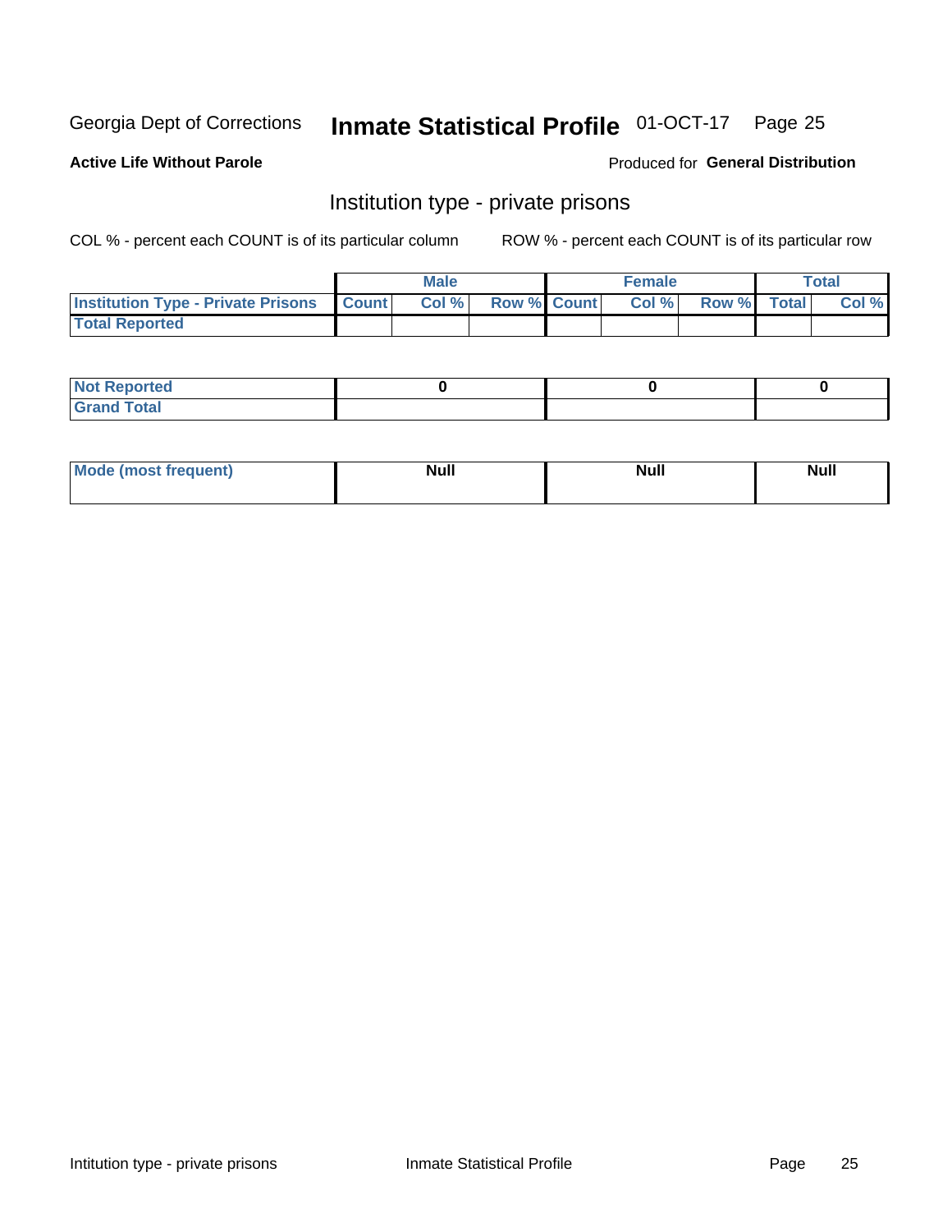Georgia Dept of Corrections **Inmate Statistical Profile** 01-OCT-17

**Active Life Without Parole**

Produced for **General Distribution**

## Institution type - private prisons

COL % - percent each COUNT is of its particular column    ROW % - percent each COUNT is of its particular row

| | Male | | | Female | | | Total | |
|---|---|---|---|---|---|---|---|---|
| **Institution Type - Private Prisons** | **Count** | **Col %** | **Row %** | **Count** | **Col %** | **Row %** | **Total** | **Col %** |
| **Total Reported** | | | | | | | | |

| | Male | Female | Total |
|---|---|---|---|
| **Not Reported** | 0 | 0 | 0 |
| **Grand Total** | | | |

| | Male | Female | Total |
|---|---|---|---|
| **Mode (most frequent)** | Null | Null | Null |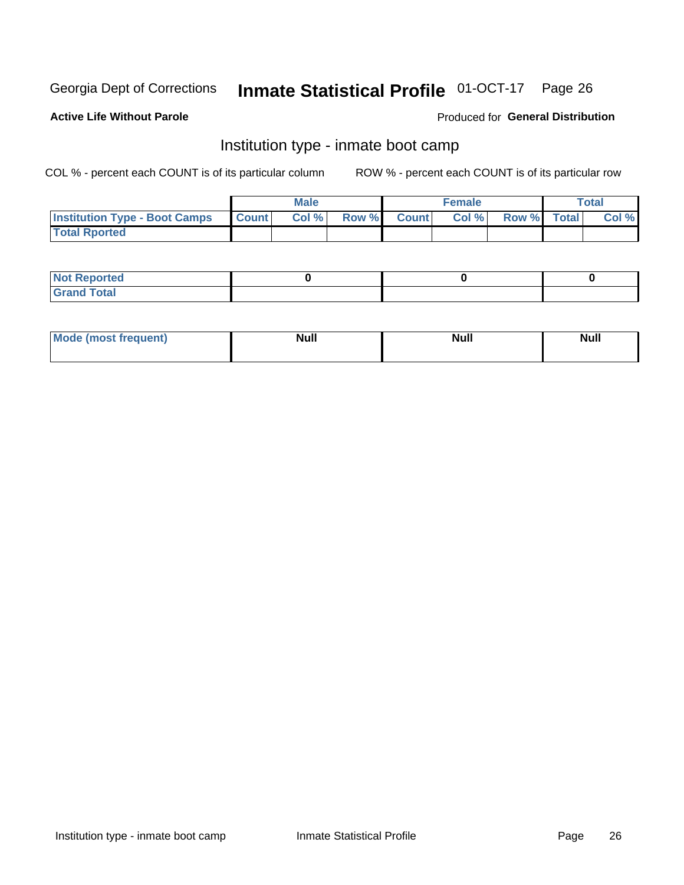Georgia Dept of Corrections **Inmate Statistical Profile** 01-OCT-17

**Active Life Without Parole**

Produced for **General Distribution**

## Institution type - inmate boot camp

COL % - percent each COUNT is of its particular column

ROW % - percent each COUNT is of its particular row

| | Male | | | Female | | | Total | |
|---|---|---|---|---|---|---|---|---|
| Institution Type - Boot Camps | Count | Col % | Row % | Count | Col % | Row % | Total | Col % |
| Total Rported | | | | | | | | |

| | Male | Female | Total |
|---|---|---|---|
| Not Reported | 0 | 0 | 0 |
| Grand Total | | | |

| | Male | Female | Total |
|---|---|---|---|
| Mode (most frequent) | Null | Null | Null |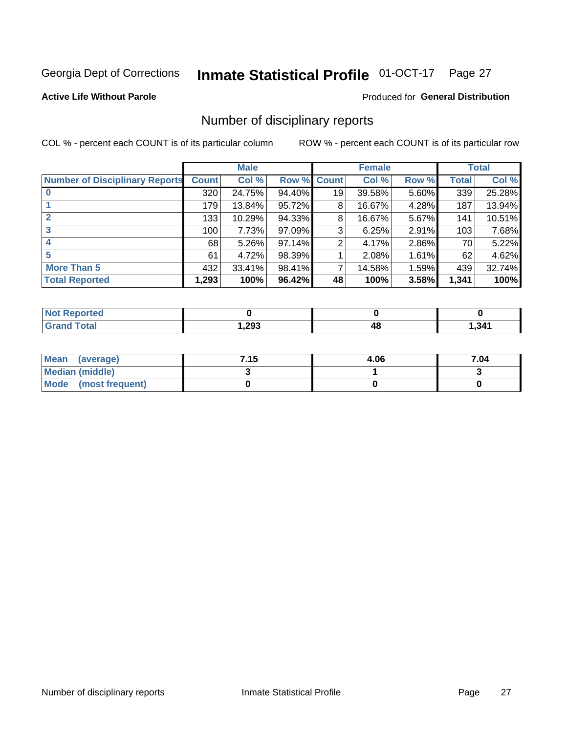Georgia Dept of Corrections **Inmate Statistical Profile** 01-OCT-17 Page 27

**Active Life Without Parole**

Produced for **General Distribution**

## Number of disciplinary reports

COL % - percent each COUNT is of its particular column

ROW % - percent each COUNT is of its particular row

| | Male | | | Female | | | Total | |
|---|---|---|---|---|---|---|---|---|
| **Number of Disciplinary Reports** | **Count** | **Col %** | **Row %** | **Count** | **Col %** | **Row %** | **Total** | **Col %** |
| **0** | 320 | 24.75% | 94.40% | 19 | 39.58% | 5.60% | 339 | 25.28% |
| **1** | 179 | 13.84% | 95.72% | 8 | 16.67% | 4.28% | 187 | 13.94% |
| **2** | 133 | 10.29% | 94.33% | 8 | 16.67% | 5.67% | 141 | 10.51% |
| **3** | 100 | 7.73% | 97.09% | 3 | 6.25% | 2.91% | 103 | 7.68% |
| **4** | 68 | 5.26% | 97.14% | 2 | 4.17% | 2.86% | 70 | 5.22% |
| **5** | 61 | 4.72% | 98.39% | 1 | 2.08% | 1.61% | 62 | 4.62% |
| **More Than 5** | 432 | 33.41% | 98.41% | 7 | 14.58% | 1.59% | 439 | 32.74% |
| **Total Reported** | **1,293** | **100%** | **96.42%** | **48** | **100%** | **3.58%** | **1,341** | **100%** |

| | Male | Female | Total |
|---|---|---|---|
| **Not Reported** | **0** | **0** | **0** |
| **Grand Total** | **1,293** | **48** | **1,341** |

| | Male | Female | Total |
|---|---|---|---|
| **Mean (average)** | **7.15** | **4.06** | **7.04** |
| **Median (middle)** | **3** | **1** | **3** |
| **Mode (most frequent)** | **0** | **0** | **0** |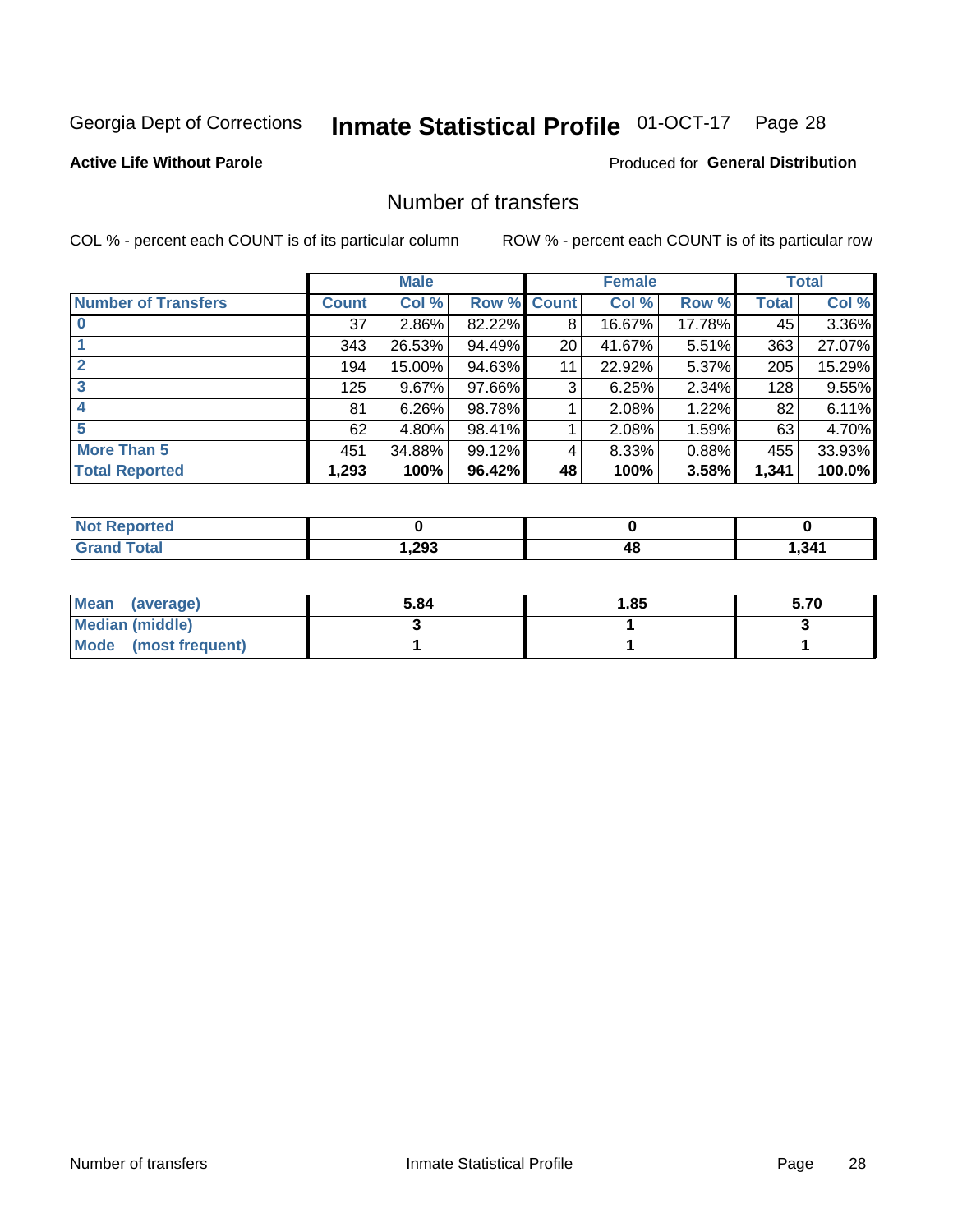Georgia Dept of Corrections **Inmate Statistical Profile** 01-OCT-17

**Active Life Without Parole**

Produced for **General Distribution**

## Number of transfers

COL % - percent each COUNT is of its particular column ROW % - percent each COUNT is of its particular row

| | Male | | | Female | | | Total | |
|---|---|---|---|---|---|---|---|---|
| **Number of Transfers** | **Count** | **Col %** | **Row %** | **Count** | **Col %** | **Row %** | **Total** | **Col %** |
| **0** | 37 | 2.86% | 82.22% | 8 | 16.67% | 17.78% | 45 | 3.36% |
| **1** | 343 | 26.53% | 94.49% | 20 | 41.67% | 5.51% | 363 | 27.07% |
| **2** | 194 | 15.00% | 94.63% | 11 | 22.92% | 5.37% | 205 | 15.29% |
| **3** | 125 | 9.67% | 97.66% | 3 | 6.25% | 2.34% | 128 | 9.55% |
| **4** | 81 | 6.26% | 98.78% | 1 | 2.08% | 1.22% | 82 | 6.11% |
| **5** | 62 | 4.80% | 98.41% | 1 | 2.08% | 1.59% | 63 | 4.70% |
| **More Than 5** | 451 | 34.88% | 99.12% | 4 | 8.33% | 0.88% | 455 | 33.93% |
| **Total Reported** | **1,293** | **100%** | **96.42%** | **48** | **100%** | **3.58%** | **1,341** | **100.0%** |

| | Male | Female | Total |
|---|---|---|---|
| **Not Reported** | **0** | **0** | **0** |
| **Grand Total** | **1,293** | **48** | **1,341** |

| | Male | Female | Total |
|---|---|---|---|
| **Mean (average)** | **5.84** | **1.85** | **5.70** |
| **Median (middle)** | **3** | **1** | **3** |
| **Mode (most frequent)** | **1** | **1** | **1** |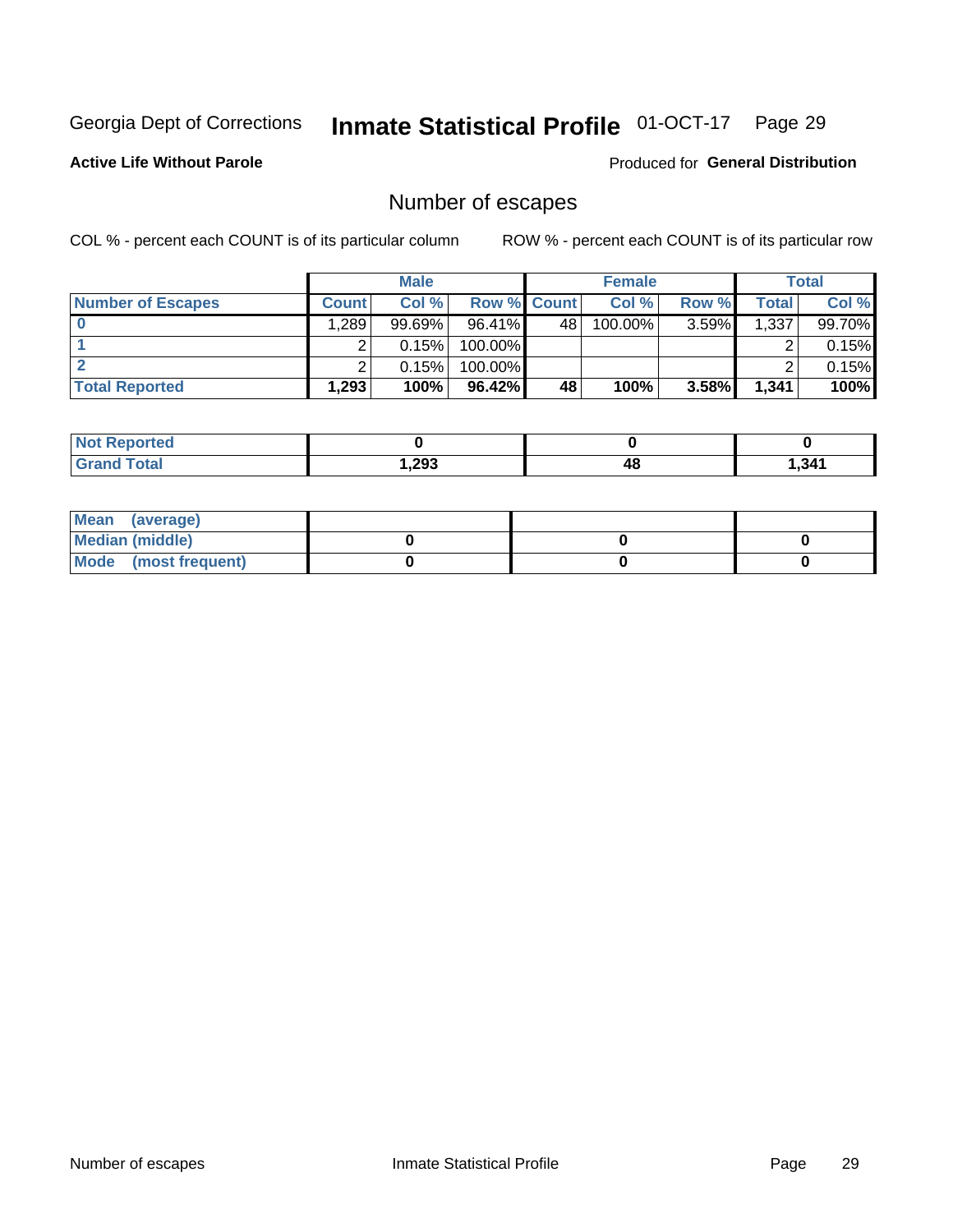Georgia Dept of Corrections **Inmate Statistical Profile** 01-OCT-17

**Active Life Without Parole**

Produced for **General Distribution**

## Number of escapes

COL % - percent each COUNT is of its particular column ROW % - percent each COUNT is of its particular row

| | Male | | | Female | | | Total | |
|---|---|---|---|---|---|---|---|---|
| **Number of Escapes** | **Count** | **Col %** | **Row %** | **Count** | **Col %** | **Row %** | **Total** | **Col %** |
| **0** | 1,289 | 99.69% | 96.41% | 48 | 100.00% | 3.59% | 1,337 | 99.70% |
| **1** | 2 | 0.15% | 100.00% | | | | 2 | 0.15% |
| **2** | 2 | 0.15% | 100.00% | | | | 2 | 0.15% |
| **Total Reported** | **1,293** | **100%** | **96.42%** | **48** | **100%** | **3.58%** | **1,341** | **100%** |

| | Male | Female | Total |
|---|---|---|---|
| **Not Reported** | **0** | **0** | **0** |
| **Grand Total** | **1,293** | **48** | **1,341** |

| | Male | Female | Total |
|---|---|---|---|
| **Mean (average)** | | | |
| **Median (middle)** | **0** | **0** | **0** |
| **Mode (most frequent)** | **0** | **0** | **0** |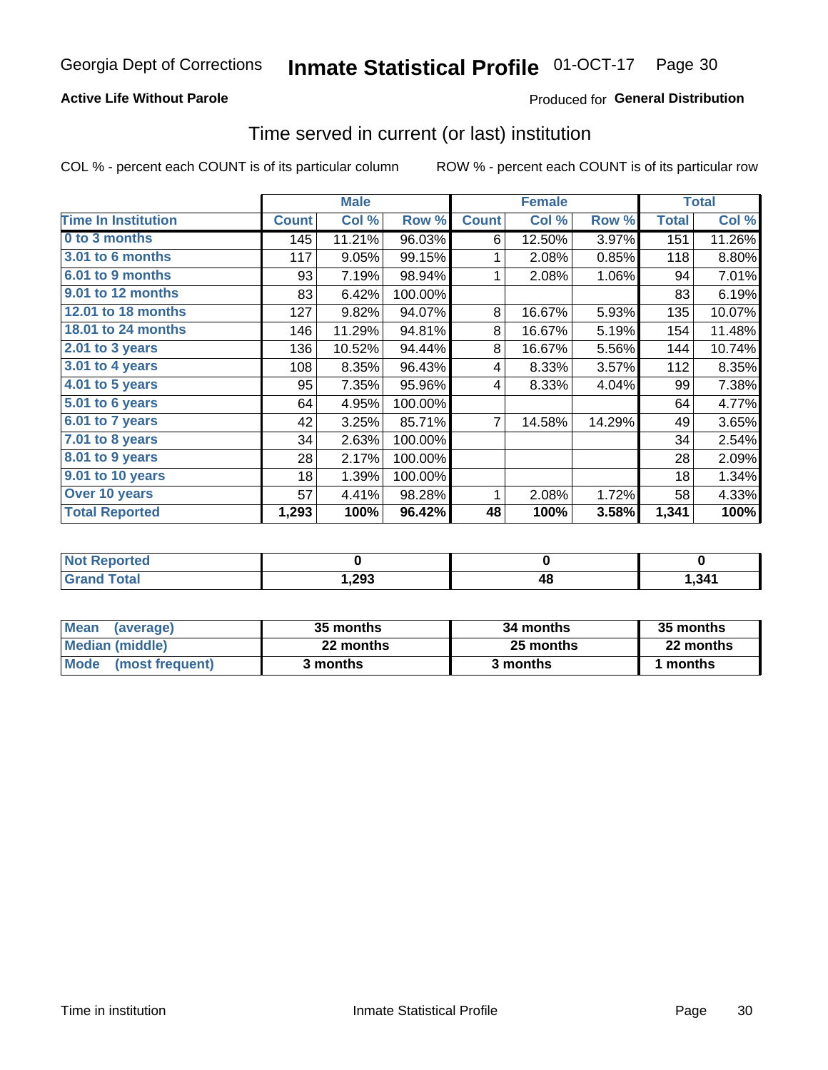Georgia Dept of Corrections **Inmate Statistical Profile** 01-OCT-17

**Active Life Without Parole**

Produced for **General Distribution**

## Time served in current (or last) institution

COL % - percent each COUNT is of its particular column

ROW % - percent each COUNT is of its particular row

| | Male | | | Female | | | Total | |
|---|---|---|---|---|---|---|---|---|
| **Time In Institution** | **Count** | **Col %** | **Row %** | **Count** | **Col %** | **Row %** | **Total** | **Col %** |
| **0 to 3 months** | 145 | 11.21% | 96.03% | 6 | 12.50% | 3.97% | 151 | 11.26% |
| **3.01 to 6 months** | 117 | 9.05% | 99.15% | 1 | 2.08% | 0.85% | 118 | 8.80% |
| **6.01 to 9 months** | 93 | 7.19% | 98.94% | 1 | 2.08% | 1.06% | 94 | 7.01% |
| **9.01 to 12 months** | 83 | 6.42% | 100.00% | | | | 83 | 6.19% |
| **12.01 to 18 months** | 127 | 9.82% | 94.07% | 8 | 16.67% | 5.93% | 135 | 10.07% |
| **18.01 to 24 months** | 146 | 11.29% | 94.81% | 8 | 16.67% | 5.19% | 154 | 11.48% |
| **2.01 to 3 years** | 136 | 10.52% | 94.44% | 8 | 16.67% | 5.56% | 144 | 10.74% |
| **3.01 to 4 years** | 108 | 8.35% | 96.43% | 4 | 8.33% | 3.57% | 112 | 8.35% |
| **4.01 to 5 years** | 95 | 7.35% | 95.96% | 4 | 8.33% | 4.04% | 99 | 7.38% |
| **5.01 to 6 years** | 64 | 4.95% | 100.00% | | | | 64 | 4.77% |
| **6.01 to 7 years** | 42 | 3.25% | 85.71% | 7 | 14.58% | 14.29% | 49 | 3.65% |
| **7.01 to 8 years** | 34 | 2.63% | 100.00% | | | | 34 | 2.54% |
| **8.01 to 9 years** | 28 | 2.17% | 100.00% | | | | 28 | 2.09% |
| **9.01 to 10 years** | 18 | 1.39% | 100.00% | | | | 18 | 1.34% |
| **Over 10 years** | 57 | 4.41% | 98.28% | 1 | 2.08% | 1.72% | 58 | 4.33% |
| **Total Reported** | **1,293** | **100%** | **96.42%** | **48** | **100%** | **3.58%** | **1,341** | **100%** |

| | Male | Female | Total |
|---|---|---|---|
| **Not Reported** | **0** | **0** | **0** |
| **Grand Total** | **1,293** | **48** | **1,341** |

| | Male | Female | Total |
|---|---|---|---|
| **Mean (average)** | **35 months** | **34 months** | **35 months** |
| **Median (middle)** | **22 months** | **25 months** | **22 months** |
| **Mode (most frequent)** | **3 months** | **3 months** | **1 months** |

Time in institution Inmate Statistical Profile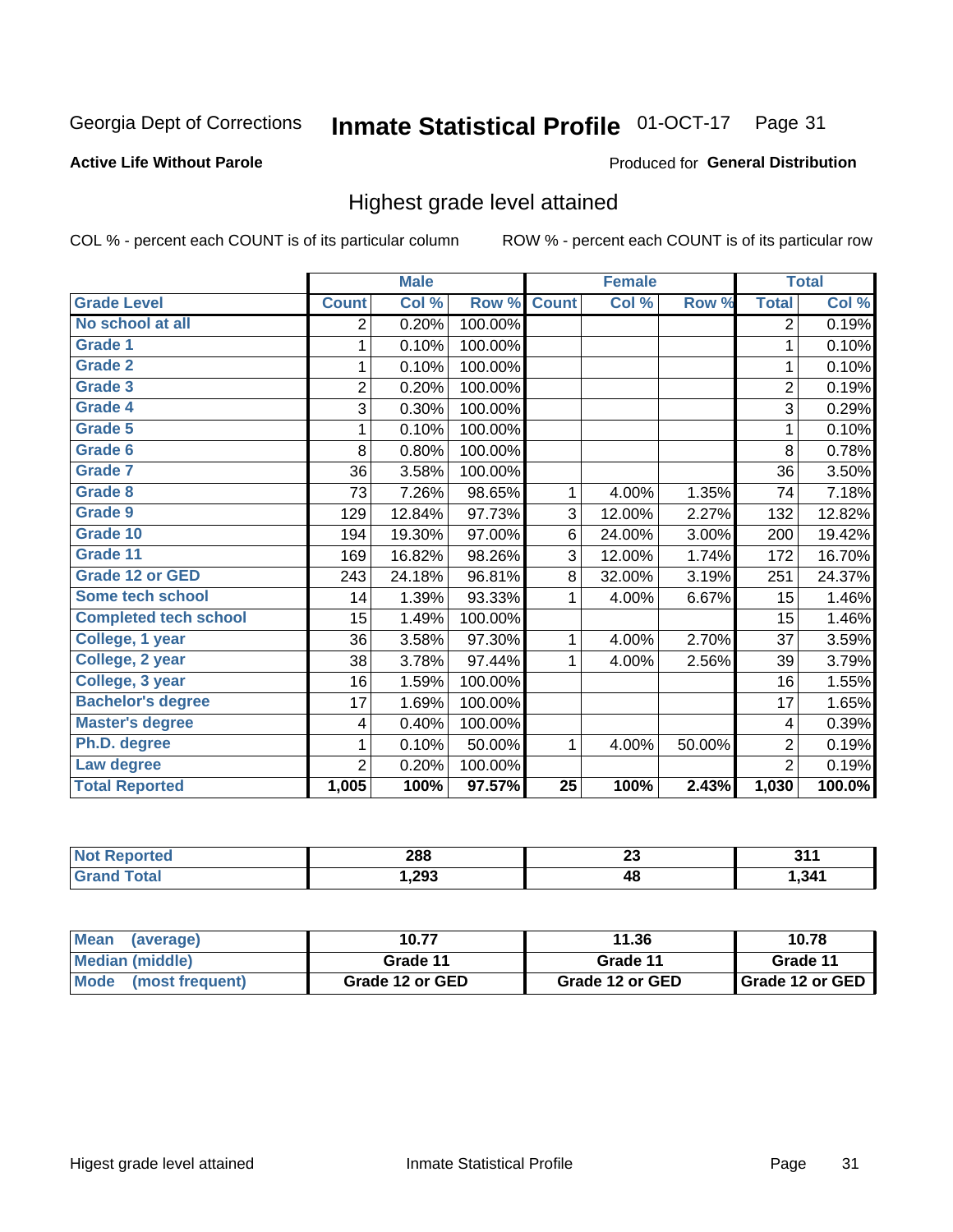Georgia Dept of Corrections **Inmate Statistical Profile** 01-OCT-17

**Active Life Without Parole**

Produced for **General Distribution**

## Highest grade level attained

COL % - percent each COUNT is of its particular column ROW % - percent each COUNT is of its particular row

| | Male | | | Female | | | Total | |
|---|---|---|---|---|---|---|---|---|
| **Grade Level** | **Count** | **Col %** | **Row %** | **Count** | **Col %** | **Row %** | **Total** | **Col %** |
| No school at all | 2 | 0.20% | 100.00% | | | | 2 | 0.19% |
| Grade 1 | 1 | 0.10% | 100.00% | | | | 1 | 0.10% |
| Grade 2 | 1 | 0.10% | 100.00% | | | | 1 | 0.10% |
| Grade 3 | 2 | 0.20% | 100.00% | | | | 2 | 0.19% |
| Grade 4 | 3 | 0.30% | 100.00% | | | | 3 | 0.29% |
| Grade 5 | 1 | 0.10% | 100.00% | | | | 1 | 0.10% |
| Grade 6 | 8 | 0.80% | 100.00% | | | | 8 | 0.78% |
| Grade 7 | 36 | 3.58% | 100.00% | | | | 36 | 3.50% |
| Grade 8 | 73 | 7.26% | 98.65% | 1 | 4.00% | 1.35% | 74 | 7.18% |
| Grade 9 | 129 | 12.84% | 97.73% | 3 | 12.00% | 2.27% | 132 | 12.82% |
| Grade 10 | 194 | 19.30% | 97.00% | 6 | 24.00% | 3.00% | 200 | 19.42% |
| Grade 11 | 169 | 16.82% | 98.26% | 3 | 12.00% | 1.74% | 172 | 16.70% |
| Grade 12 or GED | 243 | 24.18% | 96.81% | 8 | 32.00% | 3.19% | 251 | 24.37% |
| Some tech school | 14 | 1.39% | 93.33% | 1 | 4.00% | 6.67% | 15 | 1.46% |
| Completed tech school | 15 | 1.49% | 100.00% | | | | 15 | 1.46% |
| College, 1 year | 36 | 3.58% | 97.30% | 1 | 4.00% | 2.70% | 37 | 3.59% |
| College, 2 year | 38 | 3.78% | 97.44% | 1 | 4.00% | 2.56% | 39 | 3.79% |
| College, 3 year | 16 | 1.59% | 100.00% | | | | 16 | 1.55% |
| Bachelor's degree | 17 | 1.69% | 100.00% | | | | 17 | 1.65% |
| Master's degree | 4 | 0.40% | 100.00% | | | | 4 | 0.39% |
| Ph.D. degree | 1 | 0.10% | 50.00% | 1 | 4.00% | 50.00% | 2 | 0.19% |
| Law degree | 2 | 0.20% | 100.00% | | | | 2 | 0.19% |
| **Total Reported** | **1,005** | **100%** | **97.57%** | **25** | **100%** | **2.43%** | **1,030** | **100.0%** |

| | Male | Female | Total |
|---|---|---|---|
| Not Reported | 288 | 23 | 311 |
| Grand Total | 1,293 | 48 | 1,341 |

| | Male | Female | Total |
|---|---|---|---|
| Mean (average) | 10.77 | 11.36 | 10.78 |
| Median (middle) | Grade 11 | Grade 11 | Grade 11 |
| Mode (most frequent) | Grade 12 or GED | Grade 12 or GED | Grade 12 or GED |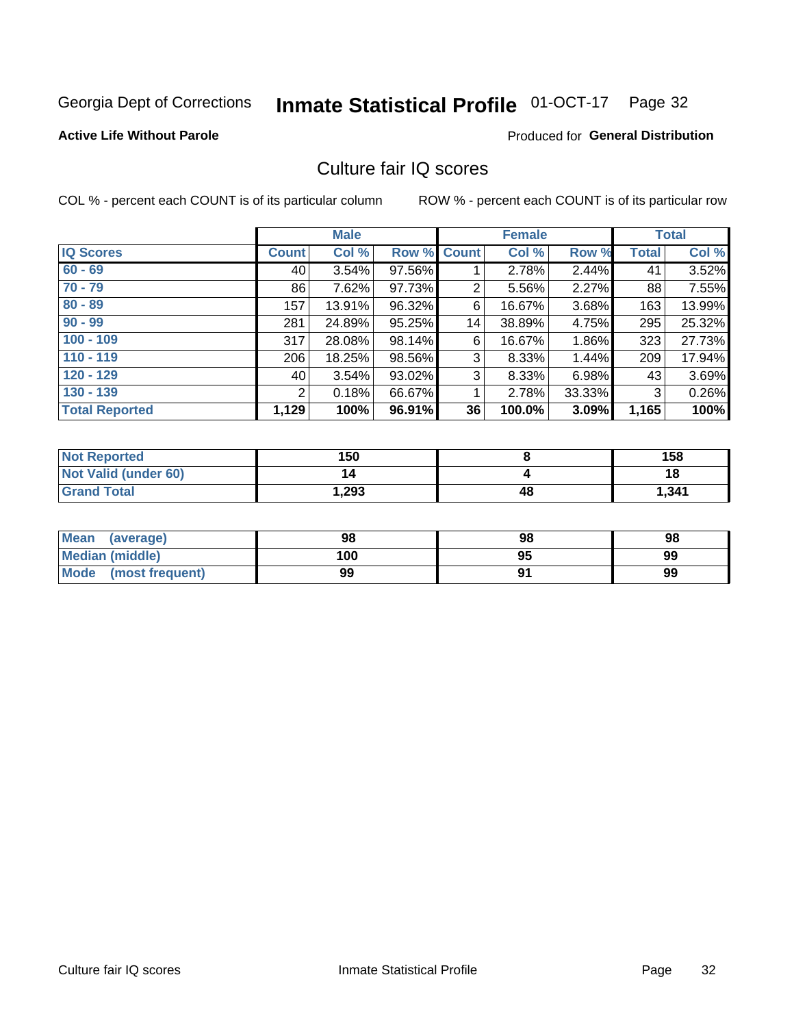Georgia Dept of Corrections **Inmate Statistical Profile** 01-OCT-17

**Active Life Without Parole**

Produced for **General Distribution**

## Culture fair IQ scores

COL % - percent each COUNT is of its particular column

ROW % - percent each COUNT is of its particular row

| | Male | | | Female | | | Total | |
|---|---|---|---|---|---|---|---|---|
| **IQ Scores** | **Count** | **Col %** | **Row %** | **Count** | **Col %** | **Row %** | **Total** | **Col %** |
| 60 - 69 | 40 | 3.54% | 97.56% | 1 | 2.78% | 2.44% | 41 | 3.52% |
| 70 - 79 | 86 | 7.62% | 97.73% | 2 | 5.56% | 2.27% | 88 | 7.55% |
| 80 - 89 | 157 | 13.91% | 96.32% | 6 | 16.67% | 3.68% | 163 | 13.99% |
| 90 - 99 | 281 | 24.89% | 95.25% | 14 | 38.89% | 4.75% | 295 | 25.32% |
| 100 - 109 | 317 | 28.08% | 98.14% | 6 | 16.67% | 1.86% | 323 | 27.73% |
| 110 - 119 | 206 | 18.25% | 98.56% | 3 | 8.33% | 1.44% | 209 | 17.94% |
| 120 - 129 | 40 | 3.54% | 93.02% | 3 | 8.33% | 6.98% | 43 | 3.69% |
| 130 - 139 | 2 | 0.18% | 66.67% | 1 | 2.78% | 33.33% | 3 | 0.26% |
| **Total Reported** | **1,129** | **100%** | **96.91%** | **36** | **100.0%** | **3.09%** | **1,165** | **100%** |

| | Male | Female | Total |
|---|---|---|---|
| Not Reported | 150 | 8 | 158 |
| Not Valid (under 60) | 14 | 4 | 18 |
| Grand Total | 1,293 | 48 | 1,341 |

| | Male | Female | Total |
|---|---|---|---|
| Mean (average) | 98 | 98 | 98 |
| Median (middle) | 100 | 95 | 99 |
| Mode (most frequent) | 99 | 91 | 99 |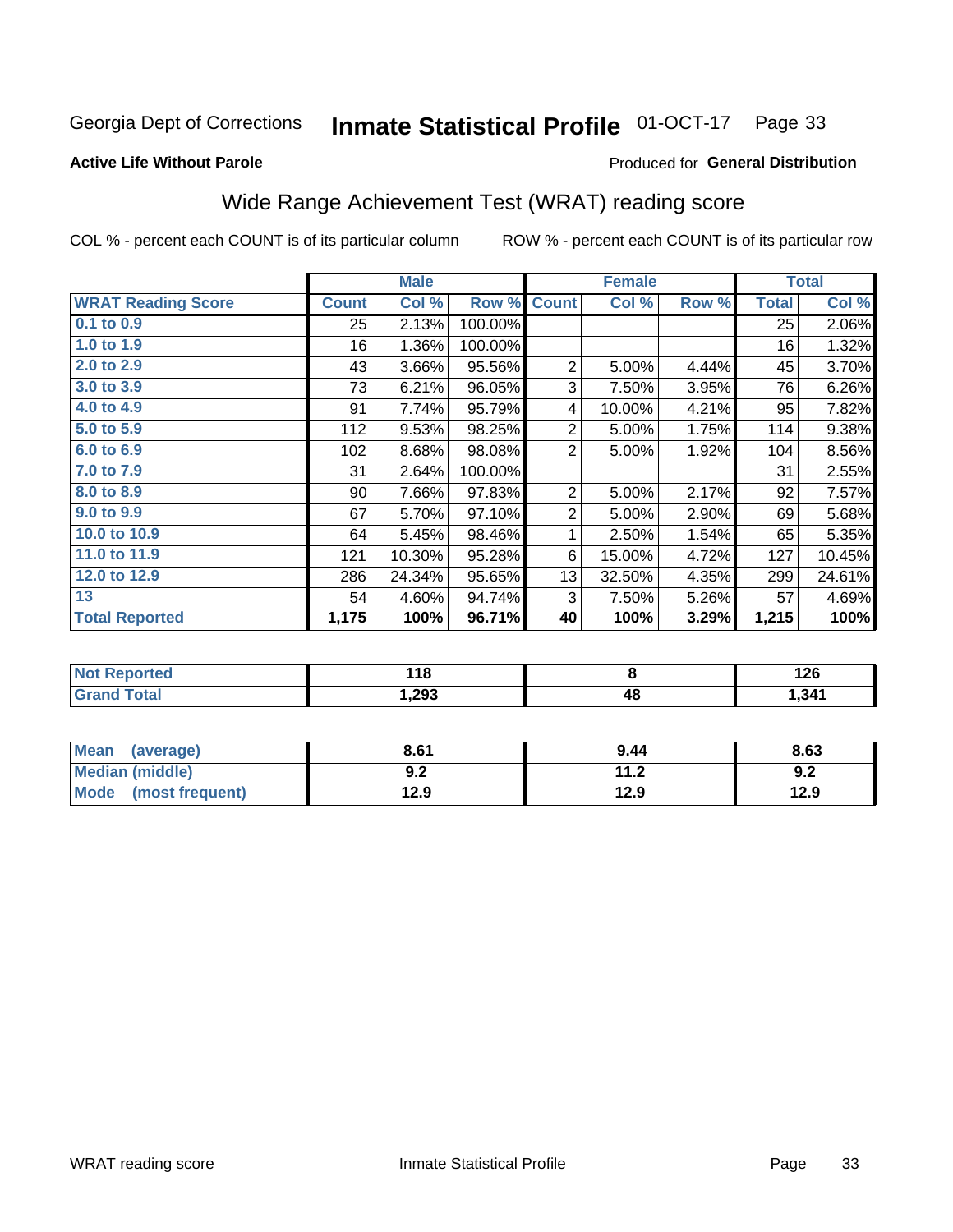Georgia Dept of Corrections **Inmate Statistical Profile** 01-OCT-17 Page 33

**Active Life Without Parole**

Produced for **General Distribution**

# Wide Range Achievement Test (WRAT) reading score

COL % - percent each COUNT is of its particular column ROW % - percent each COUNT is of its particular row

| | Male | | | Female | | | Total | |
|---|---|---|---|---|---|---|---|---|
| **WRAT Reading Score** | **Count** | **Col %** | **Row %** | **Count** | **Col %** | **Row %** | **Total** | **Col %** |
| 0.1 to 0.9 | 25 | 2.13% | 100.00% | | | | 25 | 2.06% |
| 1.0 to 1.9 | 16 | 1.36% | 100.00% | | | | 16 | 1.32% |
| 2.0 to 2.9 | 43 | 3.66% | 95.56% | 2 | 5.00% | 4.44% | 45 | 3.70% |
| 3.0 to 3.9 | 73 | 6.21% | 96.05% | 3 | 7.50% | 3.95% | 76 | 6.26% |
| 4.0 to 4.9 | 91 | 7.74% | 95.79% | 4 | 10.00% | 4.21% | 95 | 7.82% |
| 5.0 to 5.9 | 112 | 9.53% | 98.25% | 2 | 5.00% | 1.75% | 114 | 9.38% |
| 6.0 to 6.9 | 102 | 8.68% | 98.08% | 2 | 5.00% | 1.92% | 104 | 8.56% |
| 7.0 to 7.9 | 31 | 2.64% | 100.00% | | | | 31 | 2.55% |
| 8.0 to 8.9 | 90 | 7.66% | 97.83% | 2 | 5.00% | 2.17% | 92 | 7.57% |
| 9.0 to 9.9 | 67 | 5.70% | 97.10% | 2 | 5.00% | 2.90% | 69 | 5.68% |
| 10.0 to 10.9 | 64 | 5.45% | 98.46% | 1 | 2.50% | 1.54% | 65 | 5.35% |
| 11.0 to 11.9 | 121 | 10.30% | 95.28% | 6 | 15.00% | 4.72% | 127 | 10.45% |
| 12.0 to 12.9 | 286 | 24.34% | 95.65% | 13 | 32.50% | 4.35% | 299 | 24.61% |
| 13 | 54 | 4.60% | 94.74% | 3 | 7.50% | 5.26% | 57 | 4.69% |
| **Total Reported** | **1,175** | **100%** | **96.71%** | **40** | **100%** | **3.29%** | **1,215** | **100%** |

| | Male | Female | Total |
|---|---|---|---|
| Not Reported | 118 | 8 | 126 |
| Grand Total | 1,293 | 48 | 1,341 |

| | Male | Female | Total |
|---|---|---|---|
| Mean (average) | 8.61 | 9.44 | 8.63 |
| Median (middle) | 9.2 | 11.2 | 9.2 |
| Mode (most frequent) | 12.9 | 12.9 | 12.9 |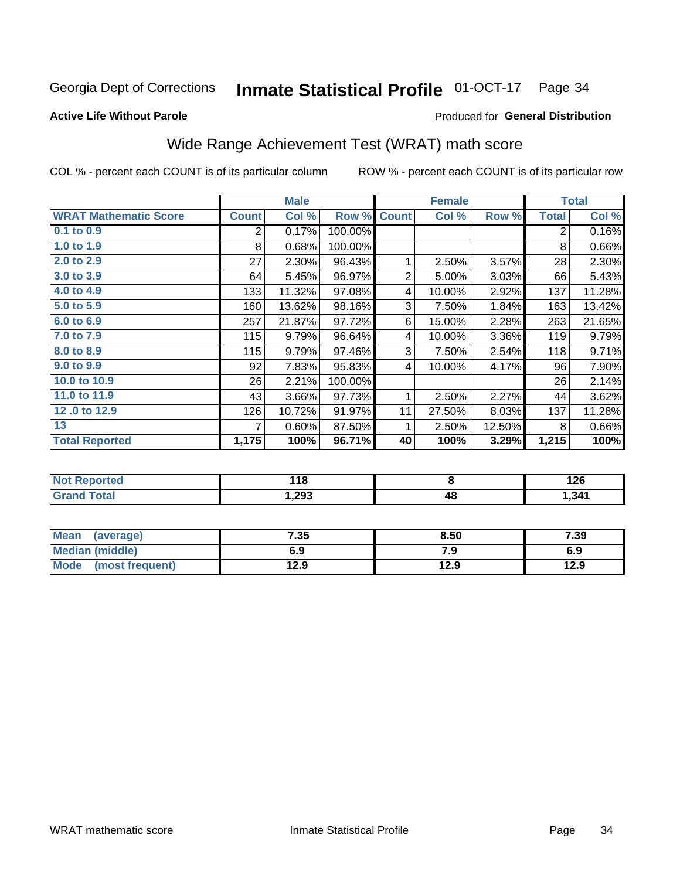Georgia Dept of Corrections **Inmate Statistical Profile** 01-OCT-17 Page 34

**Active Life Without Parole**

Produced for **General Distribution**

## Wide Range Achievement Test (WRAT) math score

COL % - percent each COUNT is of its particular column

ROW % - percent each COUNT is of its particular row

| | Male | | | Female | | | Total | |
|---|---|---|---|---|---|---|---|---|
| **WRAT Mathematic Score** | **Count** | **Col %** | **Row %** | **Count** | **Col %** | **Row %** | **Total** | **Col %** |
| 0.1 to 0.9 | 2 | 0.17% | 100.00% | | | | 2 | 0.16% |
| 1.0 to 1.9 | 8 | 0.68% | 100.00% | | | | 8 | 0.66% |
| 2.0 to 2.9 | 27 | 2.30% | 96.43% | 1 | 2.50% | 3.57% | 28 | 2.30% |
| 3.0 to 3.9 | 64 | 5.45% | 96.97% | 2 | 5.00% | 3.03% | 66 | 5.43% |
| 4.0 to 4.9 | 133 | 11.32% | 97.08% | 4 | 10.00% | 2.92% | 137 | 11.28% |
| 5.0 to 5.9 | 160 | 13.62% | 98.16% | 3 | 7.50% | 1.84% | 163 | 13.42% |
| 6.0 to 6.9 | 257 | 21.87% | 97.72% | 6 | 15.00% | 2.28% | 263 | 21.65% |
| 7.0 to 7.9 | 115 | 9.79% | 96.64% | 4 | 10.00% | 3.36% | 119 | 9.79% |
| 8.0 to 8.9 | 115 | 9.79% | 97.46% | 3 | 7.50% | 2.54% | 118 | 9.71% |
| 9.0 to 9.9 | 92 | 7.83% | 95.83% | 4 | 10.00% | 4.17% | 96 | 7.90% |
| 10.0 to 10.9 | 26 | 2.21% | 100.00% | | | | 26 | 2.14% |
| 11.0 to 11.9 | 43 | 3.66% | 97.73% | 1 | 2.50% | 2.27% | 44 | 3.62% |
| 12 .0 to 12.9 | 126 | 10.72% | 91.97% | 11 | 27.50% | 8.03% | 137 | 11.28% |
| 13 | 7 | 0.60% | 87.50% | 1 | 2.50% | 12.50% | 8 | 0.66% |
| **Total Reported** | **1,175** | **100%** | **96.71%** | **40** | **100%** | **3.29%** | **1,215** | **100%** |

| | Male | Female | Total |
|---|---|---|---|
| Not Reported | 118 | 8 | 126 |
| Grand Total | 1,293 | 48 | 1,341 |

| | Male | Female | Total |
|---|---|---|---|
| Mean (average) | 7.35 | 8.50 | 7.39 |
| Median (middle) | 6.9 | 7.9 | 6.9 |
| Mode (most frequent) | 12.9 | 12.9 | 12.9 |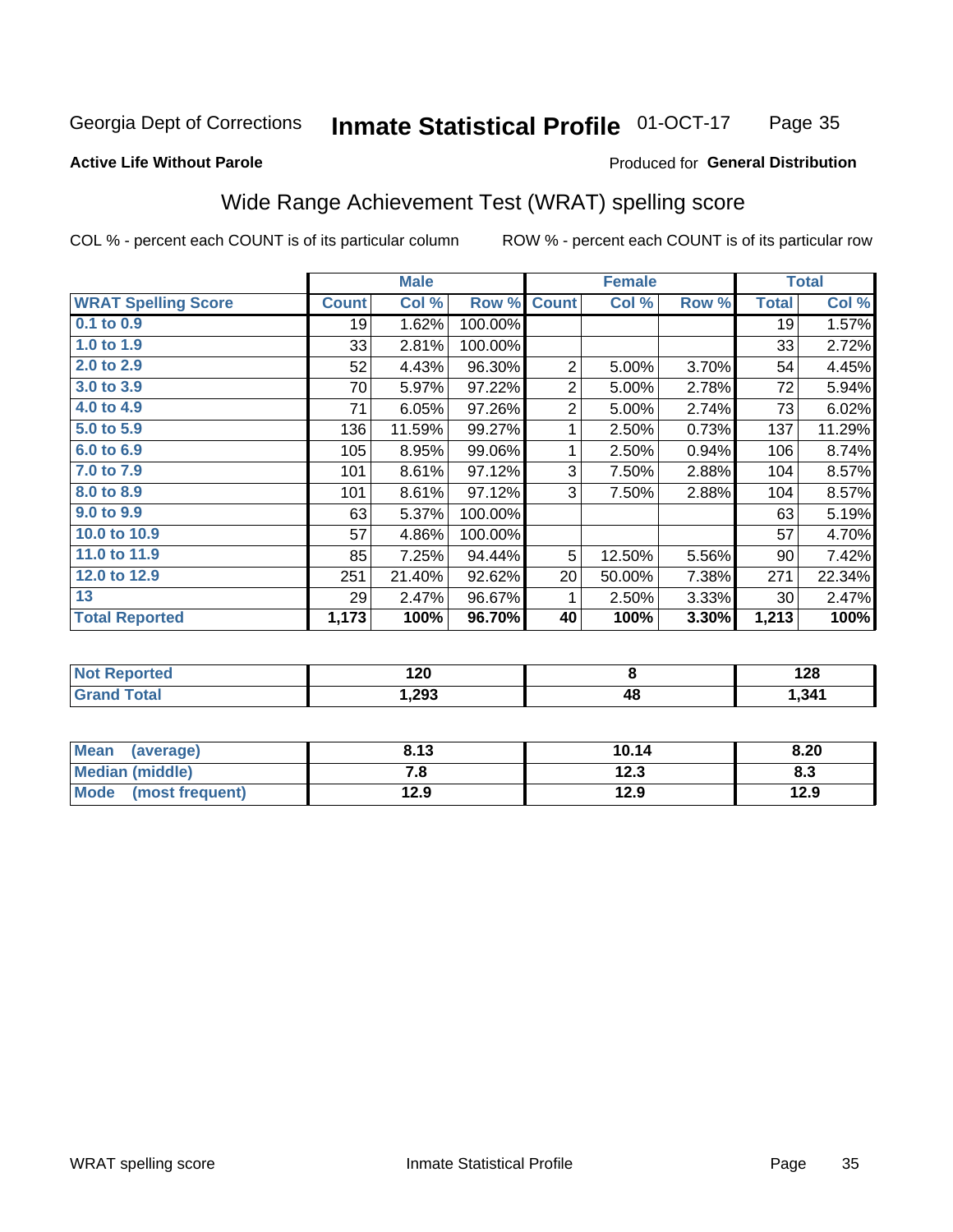Georgia Dept of Corrections **Inmate Statistical Profile** 01-OCT-17

**Active Life Without Parole**

Produced for **General Distribution**

## Wide Range Achievement Test (WRAT) spelling score

COL % - percent each COUNT is of its particular column ROW % - percent each COUNT is of its particular row

| | Male | | | Female | | | Total | |
|---|---|---|---|---|---|---|---|---|
| **WRAT Spelling Score** | **Count** | **Col %** | **Row %** | **Count** | **Col %** | **Row %** | **Total** | **Col %** |
| 0.1 to 0.9 | 19 | 1.62% | 100.00% | | | | 19 | 1.57% |
| 1.0 to 1.9 | 33 | 2.81% | 100.00% | | | | 33 | 2.72% |
| 2.0 to 2.9 | 52 | 4.43% | 96.30% | 2 | 5.00% | 3.70% | 54 | 4.45% |
| 3.0 to 3.9 | 70 | 5.97% | 97.22% | 2 | 5.00% | 2.78% | 72 | 5.94% |
| 4.0 to 4.9 | 71 | 6.05% | 97.26% | 2 | 5.00% | 2.74% | 73 | 6.02% |
| 5.0 to 5.9 | 136 | 11.59% | 99.27% | 1 | 2.50% | 0.73% | 137 | 11.29% |
| 6.0 to 6.9 | 105 | 8.95% | 99.06% | 1 | 2.50% | 0.94% | 106 | 8.74% |
| 7.0 to 7.9 | 101 | 8.61% | 97.12% | 3 | 7.50% | 2.88% | 104 | 8.57% |
| 8.0 to 8.9 | 101 | 8.61% | 97.12% | 3 | 7.50% | 2.88% | 104 | 8.57% |
| 9.0 to 9.9 | 63 | 5.37% | 100.00% | | | | 63 | 5.19% |
| 10.0 to 10.9 | 57 | 4.86% | 100.00% | | | | 57 | 4.70% |
| 11.0 to 11.9 | 85 | 7.25% | 94.44% | 5 | 12.50% | 5.56% | 90 | 7.42% |
| 12.0 to 12.9 | 251 | 21.40% | 92.62% | 20 | 50.00% | 7.38% | 271 | 22.34% |
| 13 | 29 | 2.47% | 96.67% | 1 | 2.50% | 3.33% | 30 | 2.47% |
| **Total Reported** | **1,173** | **100%** | **96.70%** | **40** | **100%** | **3.30%** | **1,213** | **100%** |

| | Male | Female | Total |
|---|---|---|---|
| **Not Reported** | **120** | **8** | **128** |
| **Grand Total** | **1,293** | **48** | **1,341** |

| | Male | Female | Total |
|---|---|---|---|
| **Mean (average)** | **8.13** | **10.14** | **8.20** |
| **Median (middle)** | **7.8** | **12.3** | **8.3** |
| **Mode (most frequent)** | **12.9** | **12.9** | **12.9** |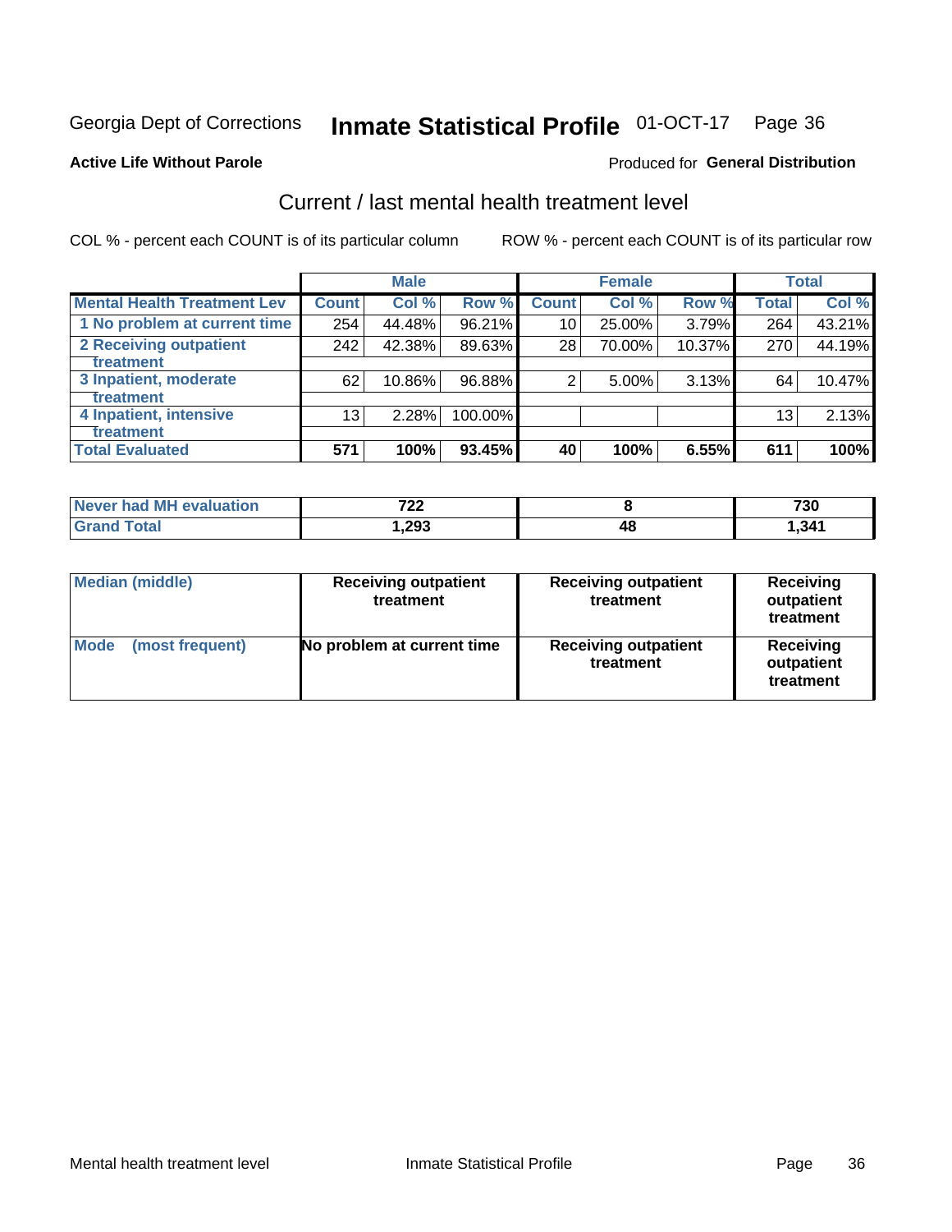Georgia Dept of Corrections **Inmate Statistical Profile** 01-OCT-17 Page 36

**Active Life Without Parole**

Produced for **General Distribution**

## Current / last mental health treatment level

COL % - percent each COUNT is of its particular column

ROW % - percent each COUNT is of its particular row

| | Male | | | Female | | | Total | |
|---|---|---|---|---|---|---|---|---|
| **Mental Health Treatment Lev** | **Count** | **Col %** | **Row %** | **Count** | **Col %** | **Row %** | **Total** | **Col %** |
| 1 No problem at current time | 254 | 44.48% | 96.21% | 10 | 25.00% | 3.79% | 264 | 43.21% |
| 2 Receiving outpatient treatment | 242 | 42.38% | 89.63% | 28 | 70.00% | 10.37% | 270 | 44.19% |
| 3 Inpatient, moderate treatment | 62 | 10.86% | 96.88% | 2 | 5.00% | 3.13% | 64 | 10.47% |
| 4 Inpatient, intensive treatment | 13 | 2.28% | 100.00% | | | | 13 | 2.13% |
| **Total Evaluated** | **571** | **100%** | **93.45%** | **40** | **100%** | **6.55%** | **611** | **100%** |

| | Male | Female | Total |
|---|---|---|---|
| Never had MH evaluation | 722 | 8 | 730 |
| Grand Total | 1,293 | 48 | 1,341 |

| | Male | Female | Total |
|---|---|---|---|
| Median (middle) | Receiving outpatient treatment | Receiving outpatient treatment | Receiving outpatient treatment |
| Mode (most frequent) | No problem at current time | Receiving outpatient treatment | Receiving outpatient treatment |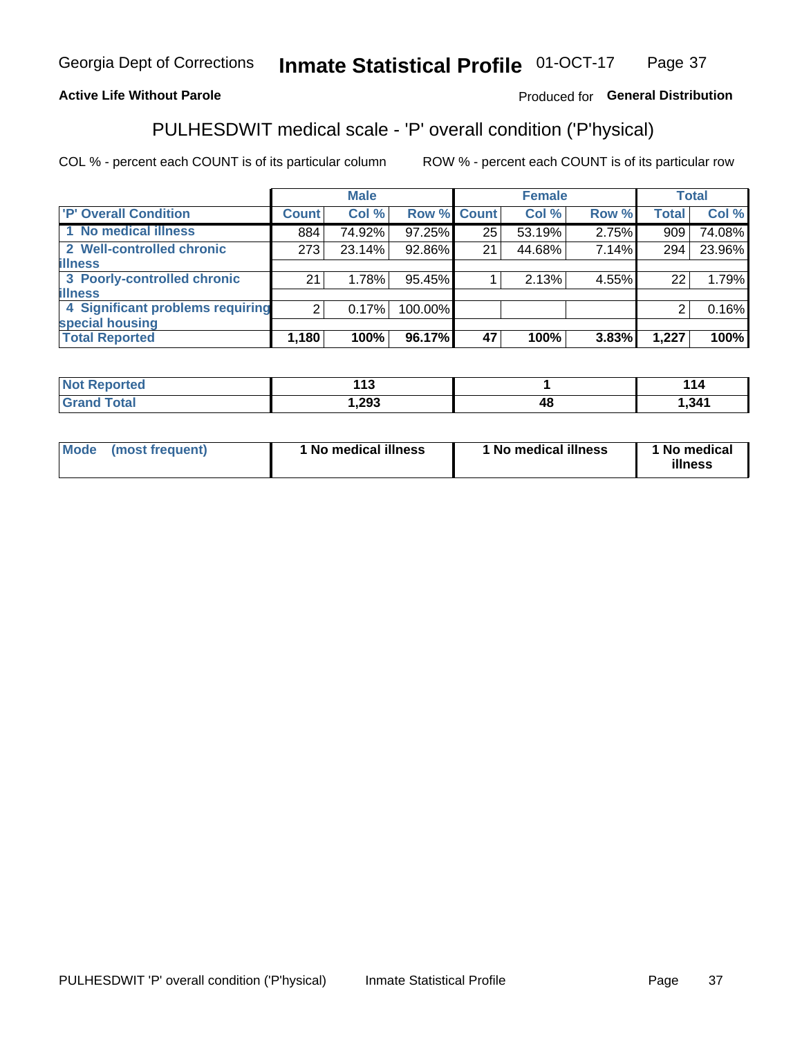Georgia Dept of Corrections **Inmate Statistical Profile** 01-OCT-17

**Active Life Without Parole**

Produced for **General Distribution**

## PULHESDWIT medical scale - 'P' overall condition ('P'hysical)

COL % - percent each COUNT is of its particular column ROW % - percent each COUNT is of its particular row

| | Male | | | Female | | | Total | |
|---|---|---|---|---|---|---|---|---|
| 'P' Overall Condition | Count | Col % | Row % | Count | Col % | Row % | Total | Col % |
| 1 No medical illness | 884 | 74.92% | 97.25% | 25 | 53.19% | 2.75% | 909 | 74.08% |
| 2 Well-controlled chronic illness | 273 | 23.14% | 92.86% | 21 | 44.68% | 7.14% | 294 | 23.96% |
| 3 Poorly-controlled chronic illness | 21 | 1.78% | 95.45% | 1 | 2.13% | 4.55% | 22 | 1.79% |
| 4 Significant problems requiring special housing | 2 | 0.17% | 100.00% | | | | 2 | 0.16% |
| **Total Reported** | **1,180** | **100%** | **96.17%** | **47** | **100%** | **3.83%** | **1,227** | **100%** |

| | Male | Female | Total |
|---|---|---|---|
| Not Reported | 113 | 1 | 114 |
| Grand Total | 1,293 | 48 | 1,341 |

| | Male | Female | Total |
|---|---|---|---|
| Mode (most frequent) | 1 No medical illness | 1 No medical illness | 1 No medical illness |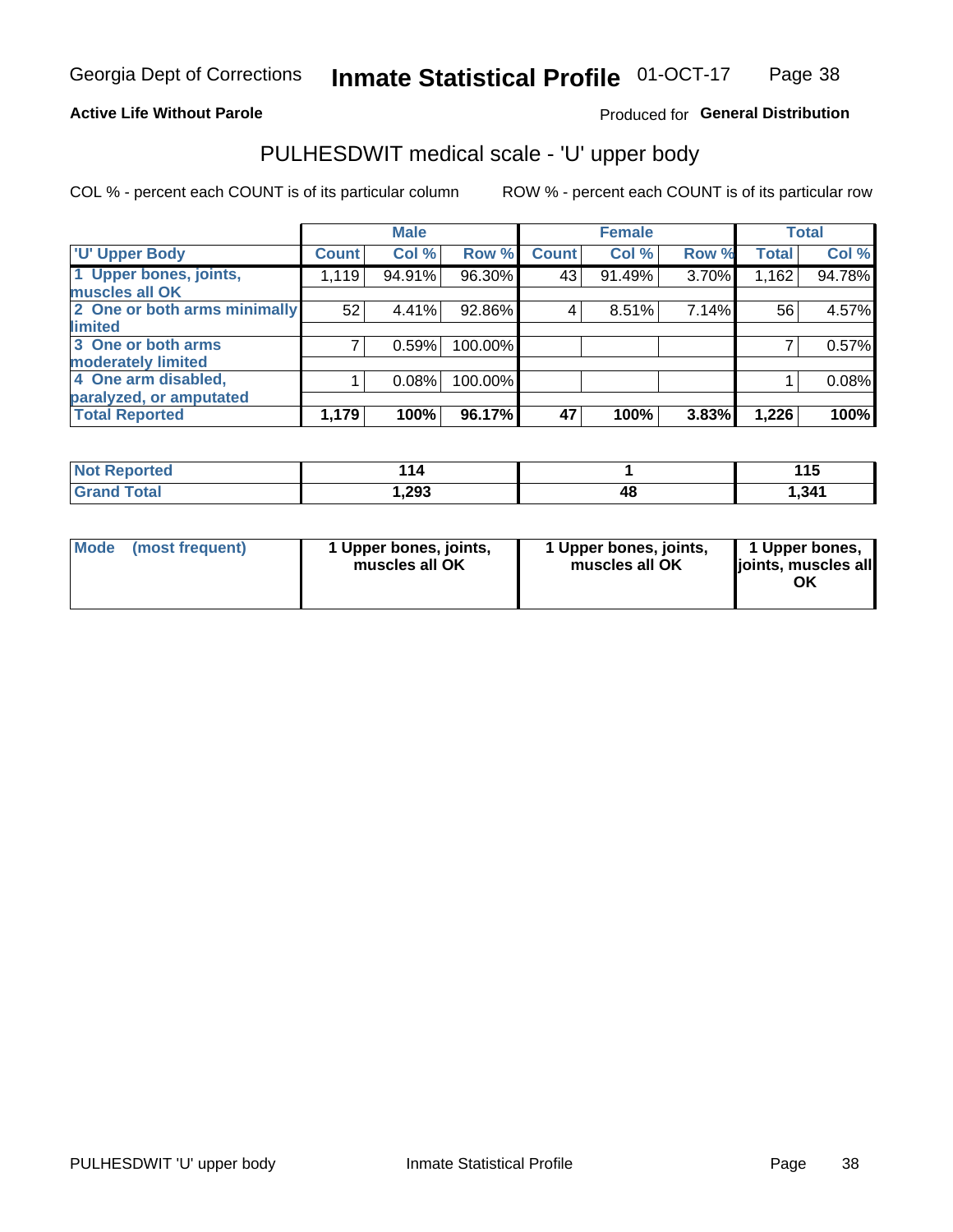**Active Life Without Parole**

Produced for **General Distribution**

## PULHESDWIT medical scale - 'U' upper body

COL % - percent each COUNT is of its particular column

ROW % - percent each COUNT is of its particular row

| | Male | | | Female | | | Total | |
|---|---|---|---|---|---|---|---|---|
| 'U' Upper Body | Count | Col % | Row % | Count | Col % | Row % | Total | Col % |
| 1 Upper bones, joints, muscles all OK | 1,119 | 94.91% | 96.30% | 43 | 91.49% | 3.70% | 1,162 | 94.78% |
| 2 One or both arms minimally limited | 52 | 4.41% | 92.86% | 4 | 8.51% | 7.14% | 56 | 4.57% |
| 3 One or both arms moderately limited | 7 | 0.59% | 100.00% | | | | 7 | 0.57% |
| 4 One arm disabled, paralyzed, or amputated | 1 | 0.08% | 100.00% | | | | 1 | 0.08% |
| **Total Reported** | **1,179** | **100%** | **96.17%** | **47** | **100%** | **3.83%** | **1,226** | **100%** |

| | Male | Female | Total |
|---|---|---|---|
| Not Reported | 114 | 1 | 115 |
| Grand Total | 1,293 | 48 | 1,341 |

| | Male | Female | Total |
|---|---|---|---|
| Mode (most frequent) | 1 Upper bones, joints, muscles all OK | 1 Upper bones, joints, muscles all OK | 1 Upper bones, joints, muscles all OK |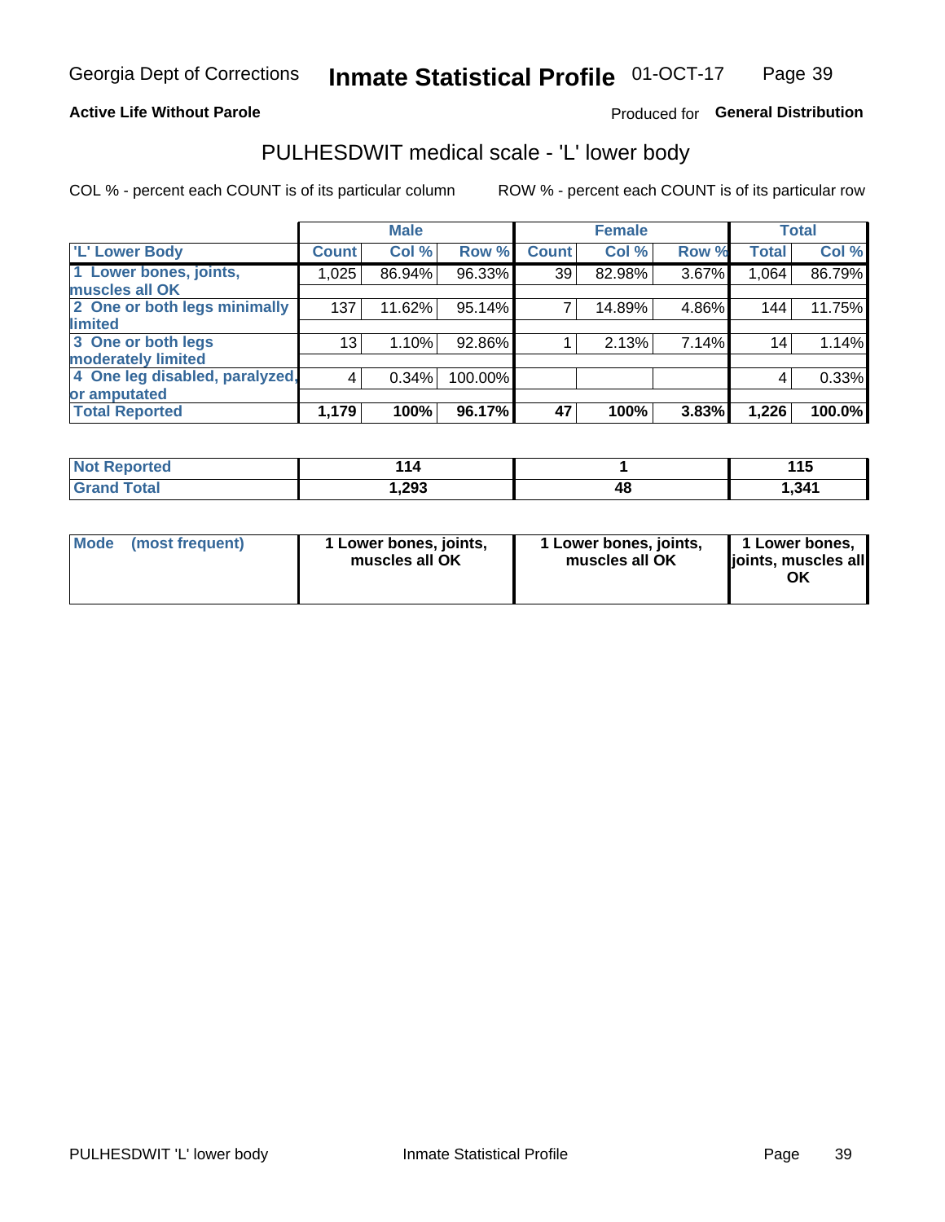Georgia Dept of Corrections **Inmate Statistical Profile** 01-OCT-17

**Active Life Without Parole**

Produced for **General Distribution**

## PULHESDWIT medical scale - 'L' lower body

COL % - percent each COUNT is of its particular column

ROW % - percent each COUNT is of its particular row

| | Male | | | Female | | | Total | |
|---|---|---|---|---|---|---|---|---|
| 'L' Lower Body | Count | Col % | Row % | Count | Col % | Row % | Total | Col % |
| 1 Lower bones, joints, muscles all OK | 1,025 | 86.94% | 96.33% | 39 | 82.98% | 3.67% | 1,064 | 86.79% |
| 2 One or both legs minimally limited | 137 | 11.62% | 95.14% | 7 | 14.89% | 4.86% | 144 | 11.75% |
| 3 One or both legs moderately limited | 13 | 1.10% | 92.86% | 1 | 2.13% | 7.14% | 14 | 1.14% |
| 4 One leg disabled, paralyzed, or amputated | 4 | 0.34% | 100.00% | | | | 4 | 0.33% |
| **Total Reported** | **1,179** | **100%** | **96.17%** | **47** | **100%** | **3.83%** | **1,226** | **100.0%** |

| | Male | Female | Total |
|---|---|---|---|
| Not Reported | 114 | 1 | 115 |
| Grand Total | 1,293 | 48 | 1,341 |

| | Male | Female | Total |
|---|---|---|---|
| Mode (most frequent) | 1 Lower bones, joints, muscles all OK | 1 Lower bones, joints, muscles all OK | 1 Lower bones, joints, muscles all OK |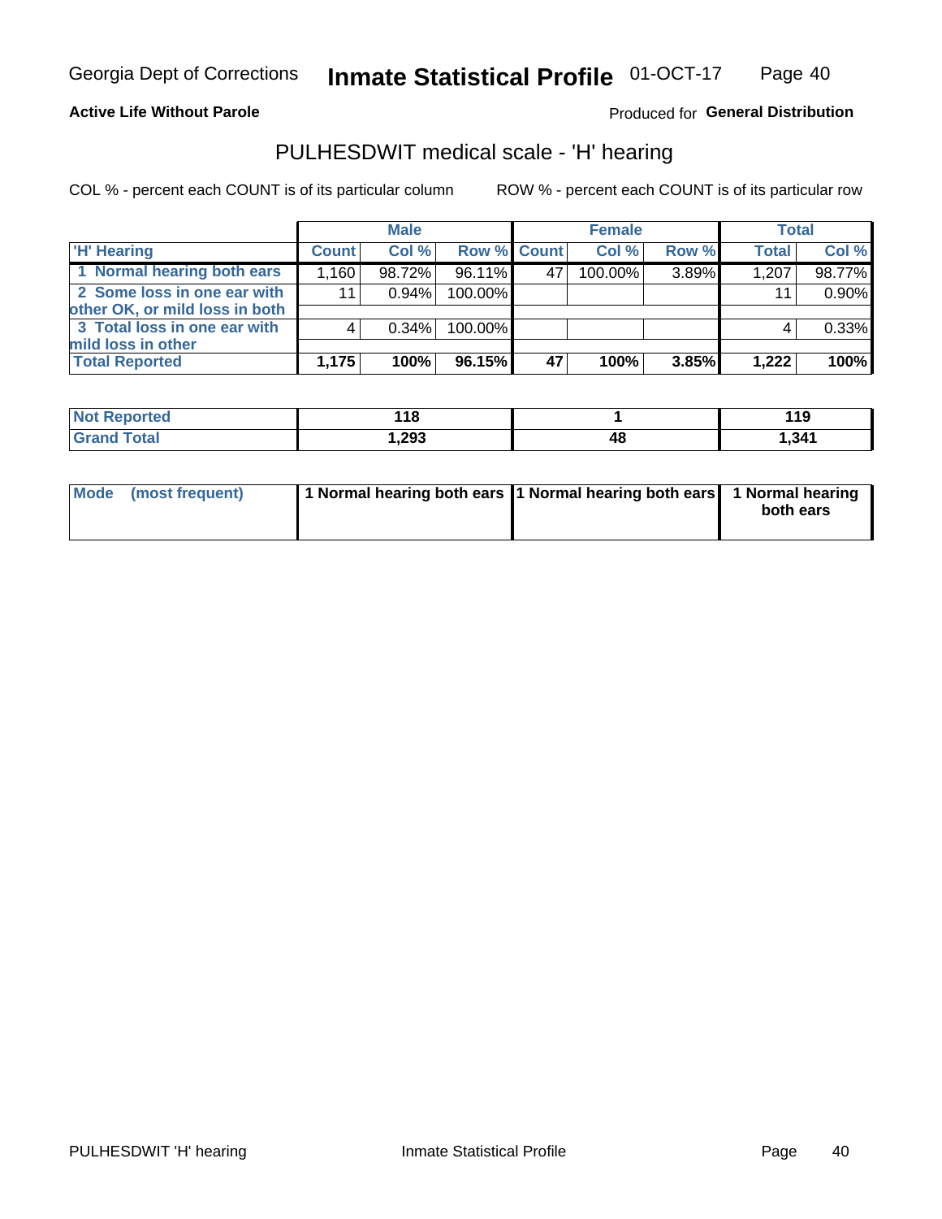Georgia Dept of Corrections **Inmate Statistical Profile** 01-OCT-17

**Active Life Without Parole**

Produced for **General Distribution**

## PULHESDWIT medical scale - 'H' hearing

COL % - percent each COUNT is of its particular column ROW % - percent each COUNT is of its particular row

| | Male | | | Female | | | Total | |
|---|---|---|---|---|---|---|---|---|
| **'H' Hearing** | **Count** | **Col %** | **Row %** | **Count** | **Col %** | **Row %** | **Total** | **Col %** |
| 1 Normal hearing both ears | 1,160 | 98.72% | 96.11% | 47 | 100.00% | 3.89% | 1,207 | 98.77% |
| 2 Some loss in one ear with other OK, or mild loss in both | 11 | 0.94% | 100.00% | | | | 11 | 0.90% |
| 3 Total loss in one ear with mild loss in other | 4 | 0.34% | 100.00% | | | | 4 | 0.33% |
| **Total Reported** | **1,175** | **100%** | **96.15%** | **47** | **100%** | **3.85%** | **1,222** | **100%** |

| | Male | Female | Total |
|---|---|---|---|
| **Not Reported** | **118** | **1** | **119** |
| **Grand Total** | **1,293** | **48** | **1,341** |

| | Male | Female | Total |
|---|---|---|---|
| **Mode (most frequent)** | **1 Normal hearing both ears** | **1 Normal hearing both ears** | **1 Normal hearing both ears** |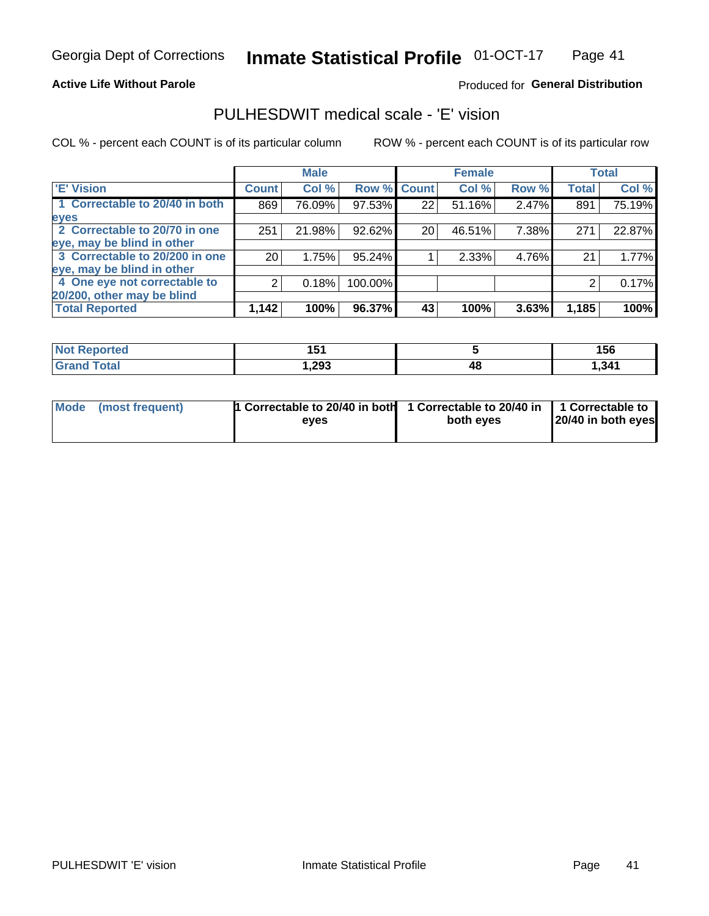Georgia Dept of Corrections **Inmate Statistical Profile** 01-OCT-17

**Active Life Without Parole**

Produced for **General Distribution**

## PULHESDWIT medical scale - 'E' vision

COL % - percent each COUNT is of its particular column

ROW % - percent each COUNT is of its particular row

| | Male | | | Female | | | Total | |
|---|---|---|---|---|---|---|---|---|
| 'E' Vision | Count | Col % | Row % | Count | Col % | Row % | Total | Col % |
| 1 Correctable to 20/40 in both eyes | 869 | 76.09% | 97.53% | 22 | 51.16% | 2.47% | 891 | 75.19% |
| 2 Correctable to 20/70 in one eye, may be blind in other | 251 | 21.98% | 92.62% | 20 | 46.51% | 7.38% | 271 | 22.87% |
| 3 Correctable to 20/200 in one eye, may be blind in other | 20 | 1.75% | 95.24% | 1 | 2.33% | 4.76% | 21 | 1.77% |
| 4 One eye not correctable to 20/200, other may be blind | 2 | 0.18% | 100.00% | | | | 2 | 0.17% |
| **Total Reported** | **1,142** | **100%** | **96.37%** | **43** | **100%** | **3.63%** | **1,185** | **100%** |

| | Male | Female | Total |
|---|---|---|---|
| Not Reported | 151 | 5 | 156 |
| Grand Total | 1,293 | 48 | 1,341 |

| | Male | Female | Total |
|---|---|---|---|
| Mode (most frequent) | 1 Correctable to 20/40 in both eyes | 1 Correctable to 20/40 in both eyes | 1 Correctable to 20/40 in both eyes |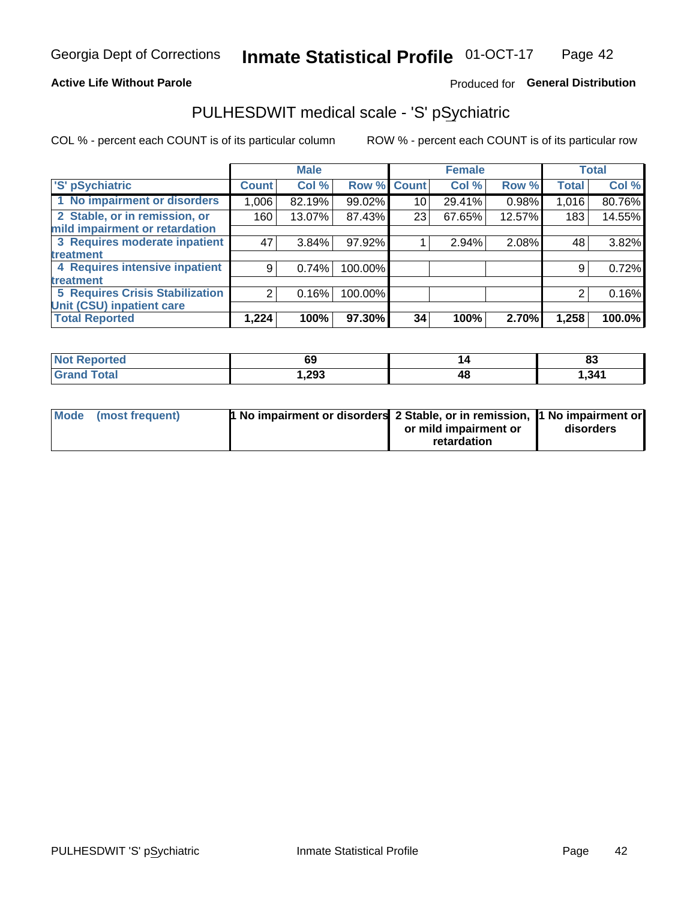Georgia Dept of Corrections **Inmate Statistical Profile** 01-OCT-17

**Active Life Without Parole**

Produced for **General Distribution**

## PULHESDWIT medical scale - 'S' pSychiatric

COL % - percent each COUNT is of its particular column

ROW % - percent each COUNT is of its particular row

| | Male | | | Female | | | Total | |
|---|---|---|---|---|---|---|---|---|
| 'S' pSychiatric | Count | Col % | Row % | Count | Col % | Row % | Total | Col % |
| 1 No impairment or disorders | 1,006 | 82.19% | 99.02% | 10 | 29.41% | 0.98% | 1,016 | 80.76% |
| 2 Stable, or in remission, or mild impairment or retardation | 160 | 13.07% | 87.43% | 23 | 67.65% | 12.57% | 183 | 14.55% |
| 3 Requires moderate inpatient treatment | 47 | 3.84% | 97.92% | 1 | 2.94% | 2.08% | 48 | 3.82% |
| 4 Requires intensive inpatient treatment | 9 | 0.74% | 100.00% | | | | 9 | 0.72% |
| 5 Requires Crisis Stabilization Unit (CSU) inpatient care | 2 | 0.16% | 100.00% | | | | 2 | 0.16% |
| **Total Reported** | **1,224** | **100%** | **97.30%** | **34** | **100%** | **2.70%** | **1,258** | **100.0%** |

| | Male | Female | Total |
|---|---|---|---|
| Not Reported | 69 | 14 | 83 |
| Grand Total | 1,293 | 48 | 1,341 |

| | Male | Female | Total |
|---|---|---|---|
| Mode (most frequent) | 1 No impairment or disorders | 2 Stable, or in remission, or mild impairment or retardation | 1 No impairment or disorders |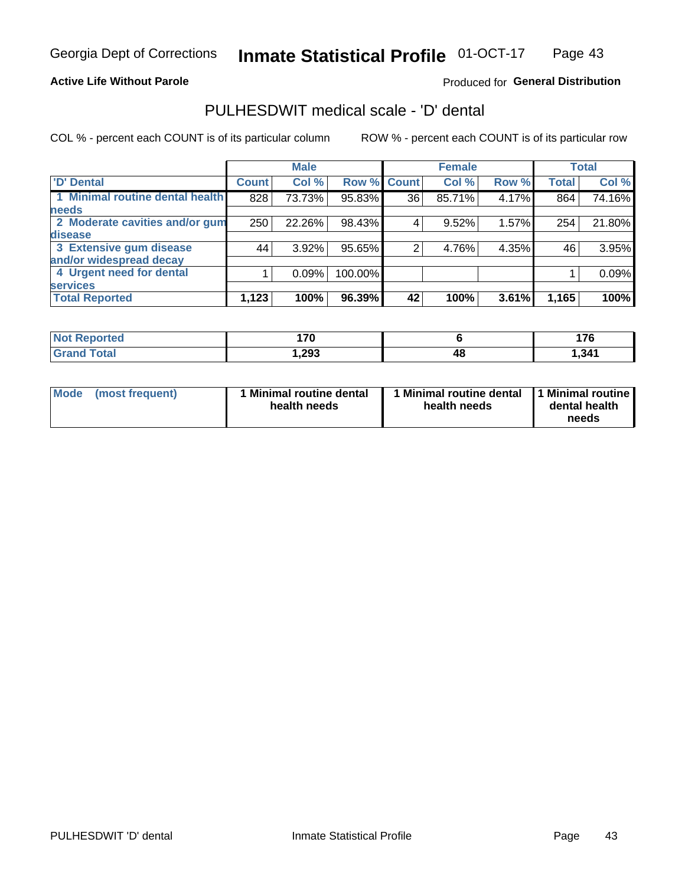Georgia Dept of Corrections **Inmate Statistical Profile** 01-OCT-17

**Active Life Without Parole**

Produced for **General Distribution**

## PULHESDWIT medical scale - 'D' dental

COL % - percent each COUNT is of its particular column

ROW % - percent each COUNT is of its particular row

| | Male | | | Female | | | Total | |
|---|---|---|---|---|---|---|---|---|
| **'D' Dental** | **Count** | **Col %** | **Row %** | **Count** | **Col %** | **Row %** | **Total** | **Col %** |
| **1 Minimal routine dental health needs** | 828 | 73.73% | 95.83% | 36 | 85.71% | 4.17% | 864 | 74.16% |
| **2 Moderate cavities and/or gum disease** | 250 | 22.26% | 98.43% | 4 | 9.52% | 1.57% | 254 | 21.80% |
| **3 Extensive gum disease and/or widespread decay** | 44 | 3.92% | 95.65% | 2 | 4.76% | 4.35% | 46 | 3.95% |
| **4 Urgent need for dental services** | 1 | 0.09% | 100.00% | | | | 1 | 0.09% |
| **Total Reported** | **1,123** | **100%** | **96.39%** | **42** | **100%** | **3.61%** | **1,165** | **100%** |

| | Male | Female | Total |
|---|---|---|---|
| **Not Reported** | **170** | **6** | **176** |
| **Grand Total** | **1,293** | **48** | **1,341** |

| | Male | Female | Total |
|---|---|---|---|
| **Mode (most frequent)** | **1 Minimal routine dental health needs** | **1 Minimal routine dental health needs** | **1 Minimal routine dental health needs** |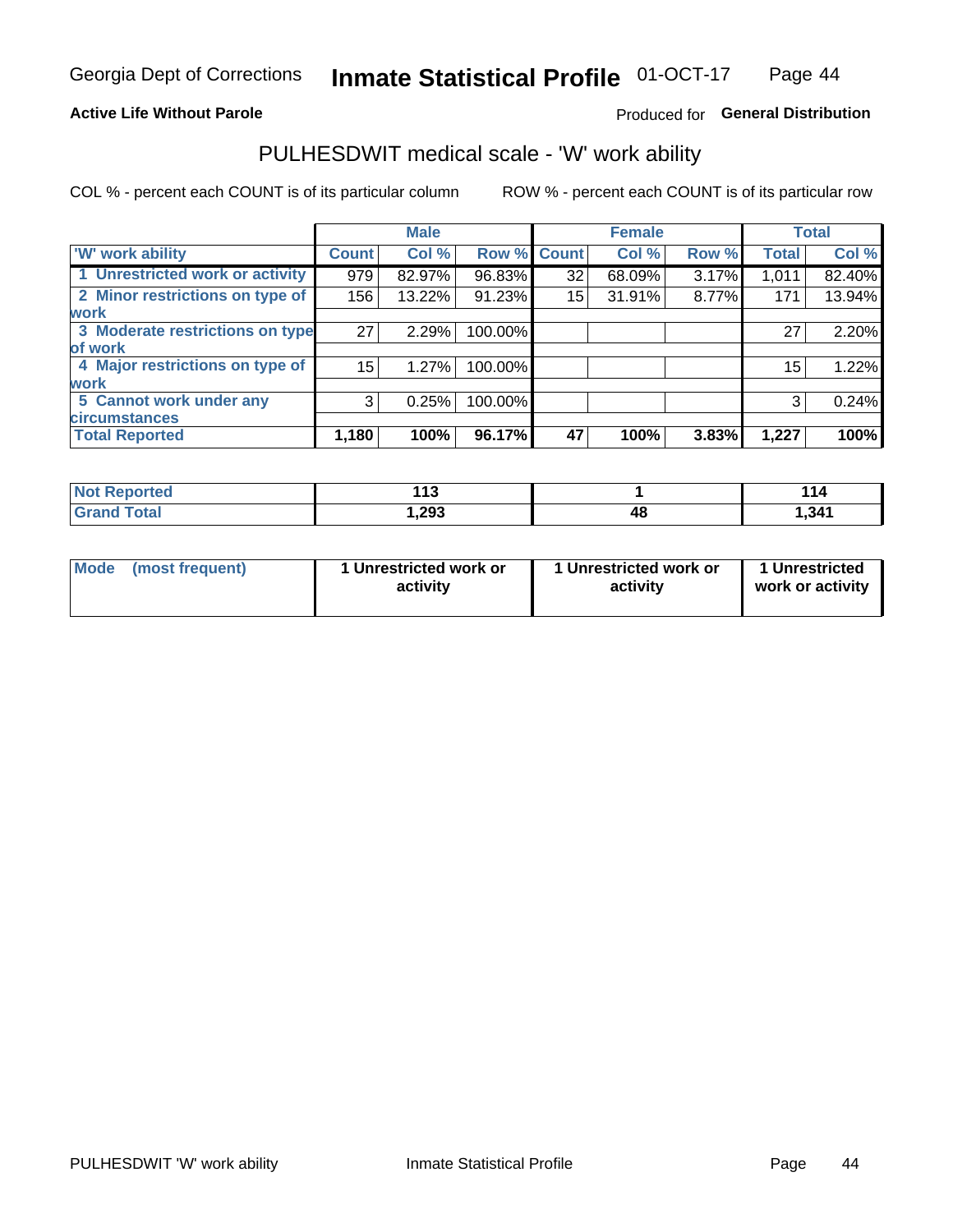Georgia Dept of Corrections **Inmate Statistical Profile** 01-OCT-17

**Active Life Without Parole**

Produced for **General Distribution**

## PULHESDWIT medical scale - 'W' work ability

COL % - percent each COUNT is of its particular column

ROW % - percent each COUNT is of its particular row

| | Male | | | Female | | | Total | |
|---|---|---|---|---|---|---|---|---|
| 'W' work ability | Count | Col % | Row % | Count | Col % | Row % | Total | Col % |
| 1 Unrestricted work or activity | 979 | 82.97% | 96.83% | 32 | 68.09% | 3.17% | 1,011 | 82.40% |
| 2 Minor restrictions on type of work | 156 | 13.22% | 91.23% | 15 | 31.91% | 8.77% | 171 | 13.94% |
| 3 Moderate restrictions on type of work | 27 | 2.29% | 100.00% | | | | 27 | 2.20% |
| 4 Major restrictions on type of work | 15 | 1.27% | 100.00% | | | | 15 | 1.22% |
| 5 Cannot work under any circumstances | 3 | 0.25% | 100.00% | | | | 3 | 0.24% |
| **Total Reported** | **1,180** | **100%** | **96.17%** | **47** | **100%** | **3.83%** | **1,227** | **100%** |

| | Male | Female | Total |
|---|---|---|---|
| Not Reported | 113 | 1 | 114 |
| Grand Total | 1,293 | 48 | 1,341 |

| | Male | Female | Total |
|---|---|---|---|
| Mode (most frequent) | 1 Unrestricted work or activity | 1 Unrestricted work or activity | 1 Unrestricted work or activity |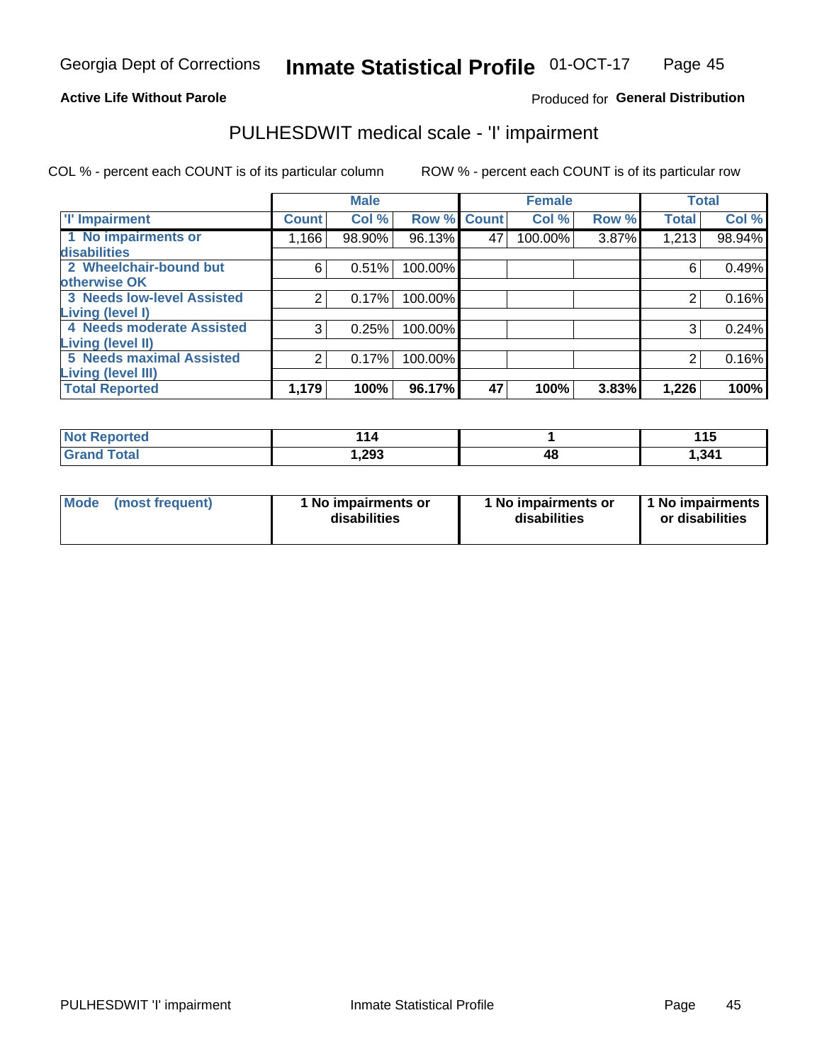Georgia Dept of Corrections **Inmate Statistical Profile** 01-OCT-17

**Active Life Without Parole**

Produced for **General Distribution**

## PULHESDWIT medical scale - 'I' impairment

COL % - percent each COUNT is of its particular column ROW % - percent each COUNT is of its particular row

| | Male | | | Female | | | Total | |
|---|---|---|---|---|---|---|---|---|
| **'I' Impairment** | **Count** | **Col %** | **Row %** | **Count** | **Col %** | **Row %** | **Total** | **Col %** |
| **1 No impairments or disabilities** | 1,166 | 98.90% | 96.13% | 47 | 100.00% | 3.87% | 1,213 | 98.94% |
| **2 Wheelchair-bound but otherwise OK** | 6 | 0.51% | 100.00% | | | | 6 | 0.49% |
| **3 Needs low-level Assisted Living (level I)** | 2 | 0.17% | 100.00% | | | | 2 | 0.16% |
| **4 Needs moderate Assisted Living (level II)** | 3 | 0.25% | 100.00% | | | | 3 | 0.24% |
| **5 Needs maximal Assisted Living (level III)** | 2 | 0.17% | 100.00% | | | | 2 | 0.16% |
| **Total Reported** | **1,179** | **100%** | **96.17%** | **47** | **100%** | **3.83%** | **1,226** | **100%** |

| | Male | Female | Total |
|---|---|---|---|
| **Not Reported** | **114** | **1** | **115** |
| **Grand Total** | **1,293** | **48** | **1,341** |

| | Male | Female | Total |
|---|---|---|---|
| **Mode (most frequent)** | **1 No impairments or disabilities** | **1 No impairments or disabilities** | **1 No impairments or disabilities** |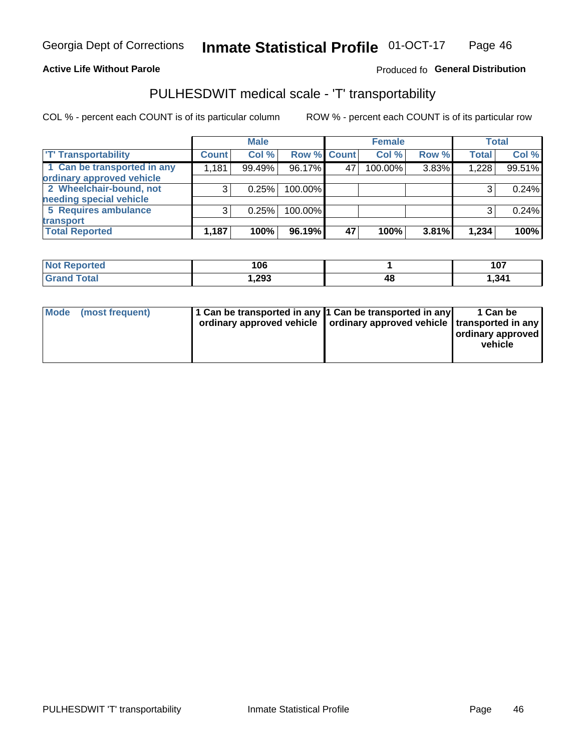Georgia Dept of Corrections **Inmate Statistical Profile** 01-OCT-17

**Active Life Without Parole**

Produced fo **General Distribution**

## PULHESDWIT medical scale - 'T' transportability

COL % - percent each COUNT is of its particular column ROW % - percent each COUNT is of its particular row

| | Male | | | Female | | | Total | |
|---|---|---|---|---|---|---|---|---|
| 'T' Transportability | Count | Col % | Row % | Count | Col % | Row % | Total | Col % |
| 1 Can be transported in any ordinary approved vehicle | 1,181 | 99.49% | 96.17% | 47 | 100.00% | 3.83% | 1,228 | 99.51% |
| 2 Wheelchair-bound, not needing special vehicle | 3 | 0.25% | 100.00% | | | | 3 | 0.24% |
| 5 Requires ambulance transport | 3 | 0.25% | 100.00% | | | | 3 | 0.24% |
| **Total Reported** | **1,187** | **100%** | **96.19%** | **47** | **100%** | **3.81%** | **1,234** | **100%** |

| | Male | Female | Total |
|---|---|---|---|
| Not Reported | 106 | 1 | 107 |
| Grand Total | 1,293 | 48 | 1,341 |

| | Male | Female | Total |
|---|---|---|---|
| Mode (most frequent) | 1 Can be transported in any ordinary approved vehicle | 1 Can be transported in any ordinary approved vehicle | 1 Can be transported in any ordinary approved vehicle |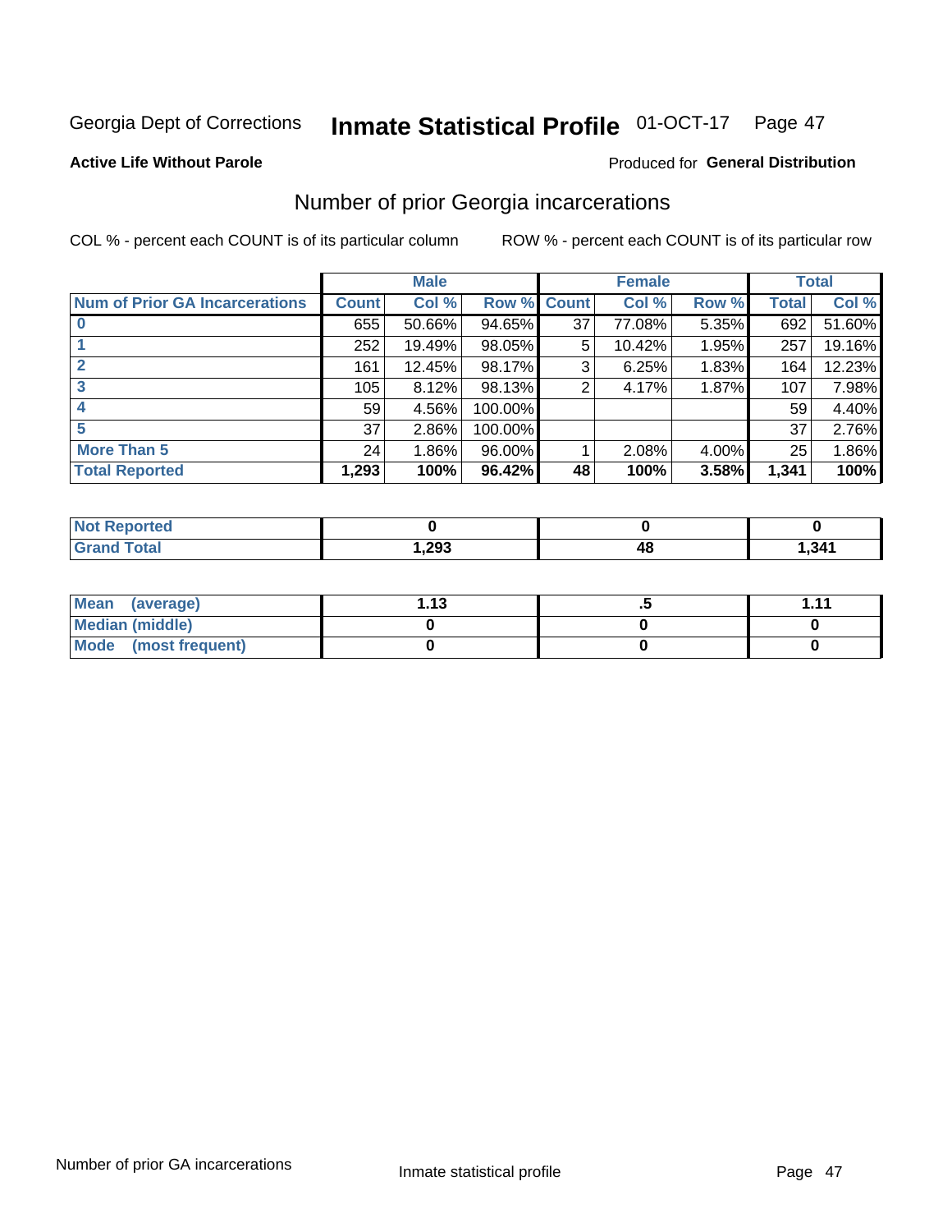Georgia Dept of Corrections **Inmate Statistical Profile** 01-OCT-17

**Active Life Without Parole**

Produced for **General Distribution**

## Number of prior Georgia incarcerations

COL % - percent each COUNT is of its particular column

ROW % - percent each COUNT is of its particular row

| | Male | | | Female | | | Total | |
|---|---|---|---|---|---|---|---|---|
| **Num of Prior GA Incarcerations** | **Count** | **Col %** | **Row %** | **Count** | **Col %** | **Row %** | **Total** | **Col %** |
| **0** | 655 | 50.66% | 94.65% | 37 | 77.08% | 5.35% | 692 | 51.60% |
| **1** | 252 | 19.49% | 98.05% | 5 | 10.42% | 1.95% | 257 | 19.16% |
| **2** | 161 | 12.45% | 98.17% | 3 | 6.25% | 1.83% | 164 | 12.23% |
| **3** | 105 | 8.12% | 98.13% | 2 | 4.17% | 1.87% | 107 | 7.98% |
| **4** | 59 | 4.56% | 100.00% | | | | 59 | 4.40% |
| **5** | 37 | 2.86% | 100.00% | | | | 37 | 2.76% |
| **More Than 5** | 24 | 1.86% | 96.00% | 1 | 2.08% | 4.00% | 25 | 1.86% |
| **Total Reported** | **1,293** | **100%** | **96.42%** | **48** | **100%** | **3.58%** | **1,341** | **100%** |

| | Male | Female | Total |
|---|---|---|---|
| **Not Reported** | **0** | **0** | **0** |
| **Grand Total** | **1,293** | **48** | **1,341** |

| | Male | Female | Total |
|---|---|---|---|
| **Mean (average)** | **1.13** | **.5** | **1.11** |
| **Median (middle)** | **0** | **0** | **0** |
| **Mode (most frequent)** | **0** | **0** | **0** |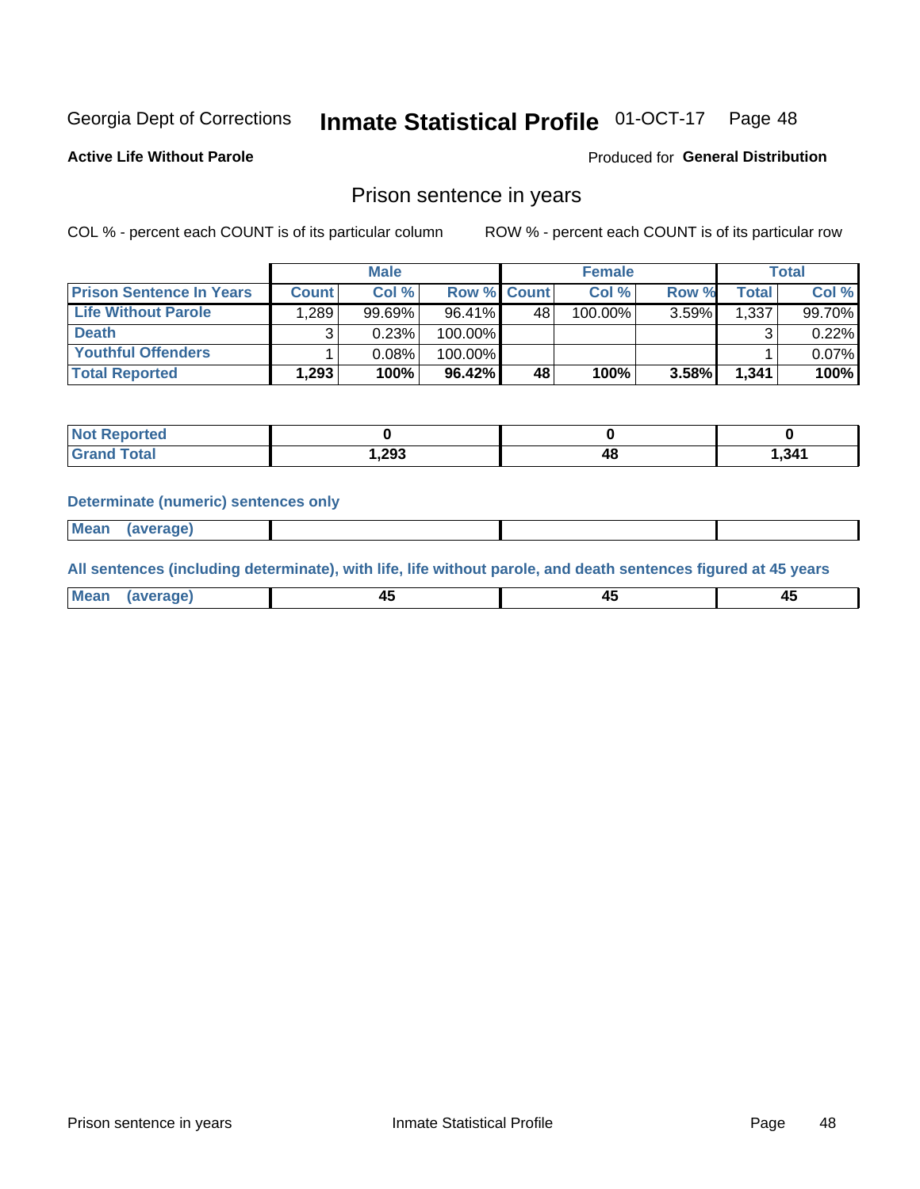Georgia Dept of Corrections **Inmate Statistical Profile** 01-OCT-17 Page 48

**Active Life Without Parole**

Produced for **General Distribution**

## Prison sentence in years

COL % - percent each COUNT is of its particular column ROW % - percent each COUNT is of its particular row

| | Male | | | Female | | | Total | |
|---|---|---|---|---|---|---|---|---|
| **Prison Sentence In Years** | **Count** | **Col %** | **Row %** | **Count** | **Col %** | **Row %** | **Total** | **Col %** |
| **Life Without Parole** | 1,289 | 99.69% | 96.41% | 48 | 100.00% | 3.59% | 1,337 | 99.70% |
| **Death** | 3 | 0.23% | 100.00% | | | | 3 | 0.22% |
| **Youthful Offenders** | 1 | 0.08% | 100.00% | | | | 1 | 0.07% |
| **Total Reported** | **1,293** | **100%** | **96.42%** | **48** | **100%** | **3.58%** | **1,341** | **100%** |

| | Male | Female | Total |
|---|---|---|---|
| **Not Reported** | **0** | **0** | **0** |
| **Grand Total** | **1,293** | **48** | **1,341** |

**Determinate (numeric) sentences only**

| | | | |
|---|---|---|---|
| **Mean (average)** | | | |

**All sentences (including determinate), with life, life without parole, and death sentences figured at 45 years**

| | | | |
|---|---|---|---|
| **Mean (average)** | **45** | **45** | **45** |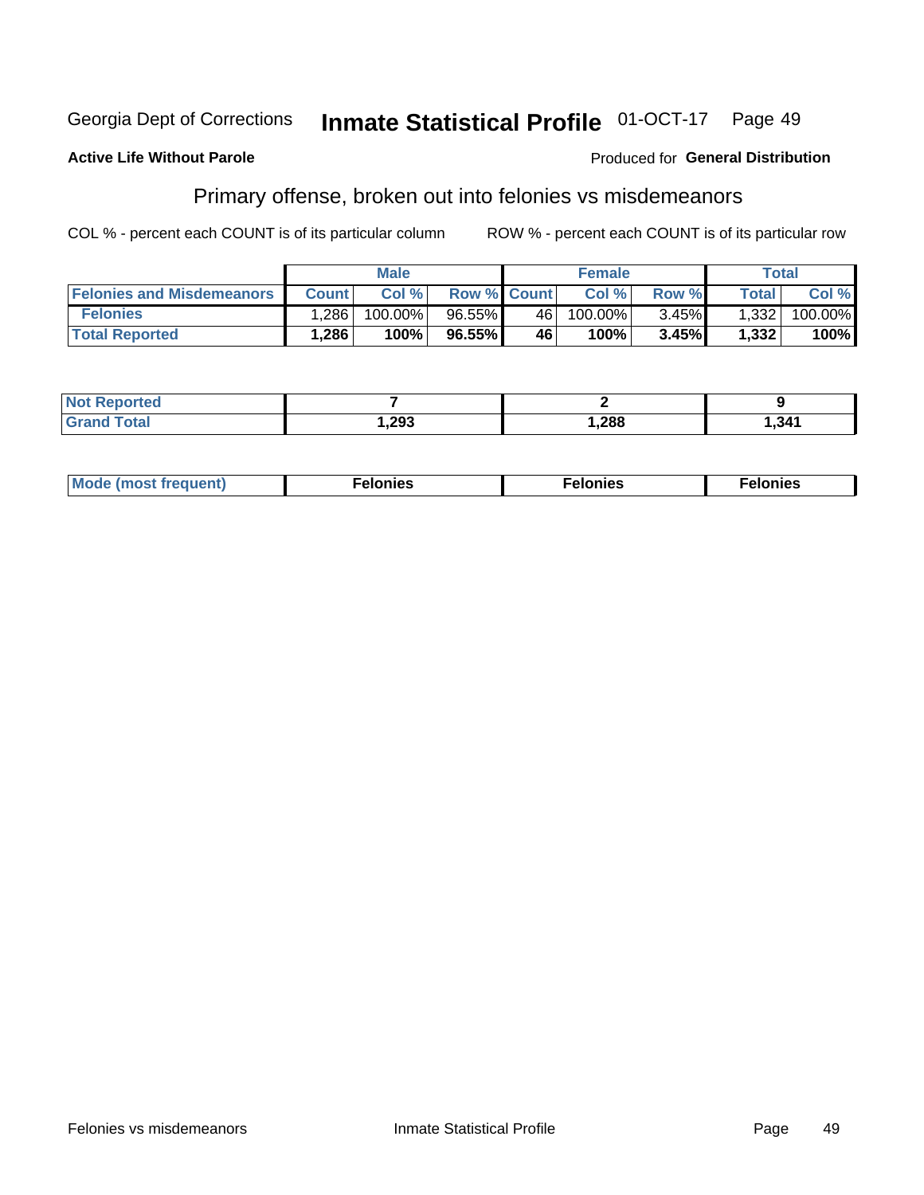Georgia Dept of Corrections **Inmate Statistical Profile** 01-OCT-17

**Active Life Without Parole**

Produced for **General Distribution**

## Primary offense, broken out into felonies vs misdemeanors

COL % - percent each COUNT is of its particular column

ROW % - percent each COUNT is of its particular row

| | Male | | | Female | | | Total | |
|---|---|---|---|---|---|---|---|---|
| **Felonies and Misdemeanors** | **Count** | **Col %** | **Row %** | **Count** | **Col %** | **Row %** | **Total** | **Col %** |
| **Felonies** | 1,286 | 100.00% | 96.55% | 46 | 100.00% | 3.45% | 1,332 | 100.00% |
| **Total Reported** | **1,286** | **100%** | **96.55%** | **46** | **100%** | **3.45%** | **1,332** | **100%** |

| | Male | Female | Total |
|---|---|---|---|
| **Not Reported** | **7** | **2** | **9** |
| **Grand Total** | **1,293** | **1,288** | **1,341** |

| | Male | Female | Total |
|---|---|---|---|
| **Mode (most frequent)** | **Felonies** | **Felonies** | **Felonies** |

Felonies vs misdemeanors Inmate Statistical Profile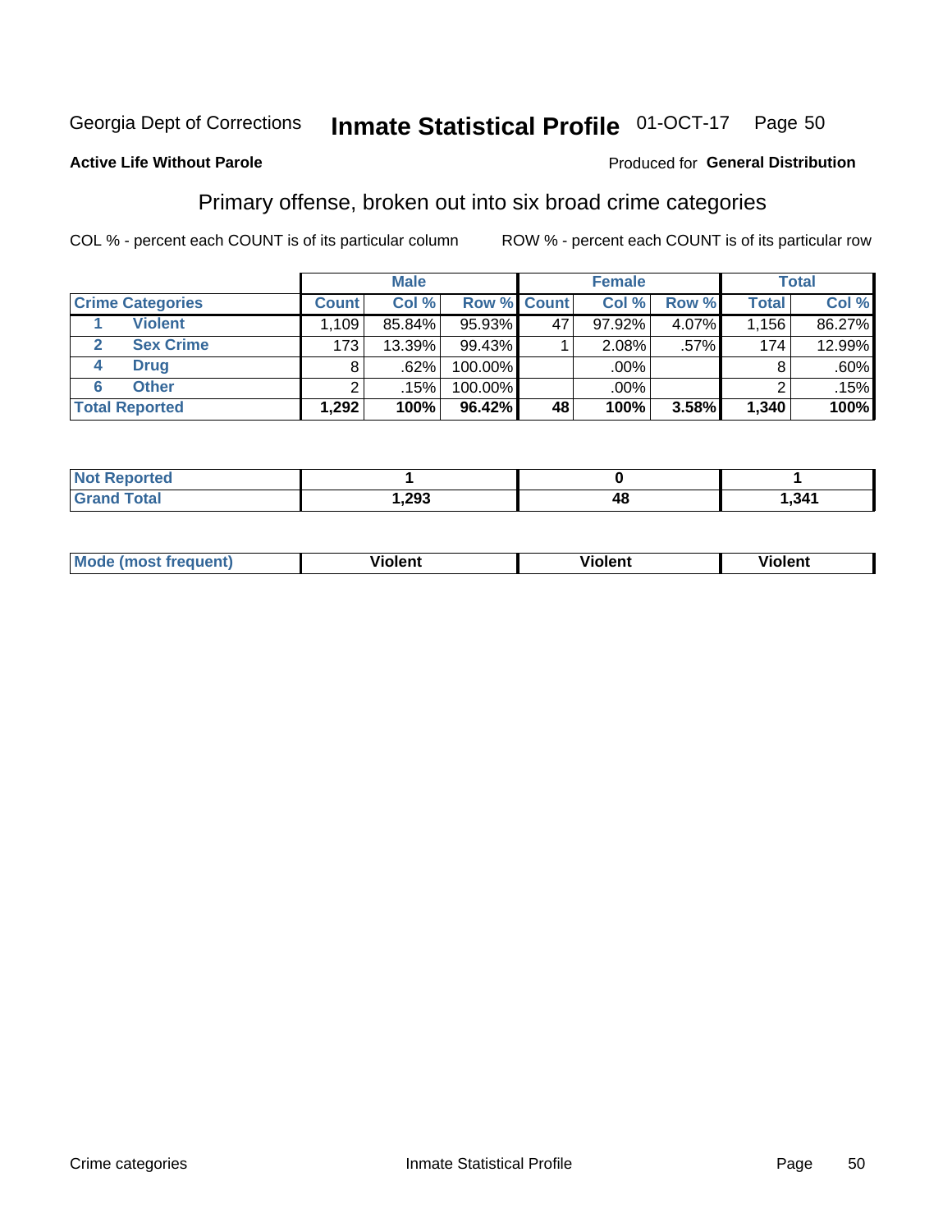Georgia Dept of Corrections **Inmate Statistical Profile** 01-OCT-17

**Active Life Without Parole**

Produced for **General Distribution**

## Primary offense, broken out into six broad crime categories

COL % - percent each COUNT is of its particular column

ROW % - percent each COUNT is of its particular row

| | | Male | | | Female | | | Total | |
|---|---|---|---|---|---|---|---|---|---|
| Crime Categories | | Count | Col % | Row % | Count | Col % | Row % | Total | Col % |
| 1 | Violent | 1,109 | 85.84% | 95.93% | 47 | 97.92% | 4.07% | 1,156 | 86.27% |
| 2 | Sex Crime | 173 | 13.39% | 99.43% | 1 | 2.08% | .57% | 174 | 12.99% |
| 4 | Drug | 8 | .62% | 100.00% | | .00% | | 8 | .60% |
| 6 | Other | 2 | .15% | 100.00% | | .00% | | 2 | .15% |
| **Total Reported** | | **1,292** | **100%** | **96.42%** | **48** | **100%** | **3.58%** | **1,340** | **100%** |

| | Male | Female | Total |
|---|---|---|---|
| Not Reported | **1** | **0** | **1** |
| Grand Total | **1,293** | **48** | **1,341** |

| | Male | Female | Total |
|---|---|---|---|
| Mode (most frequent) | **Violent** | **Violent** | **Violent** |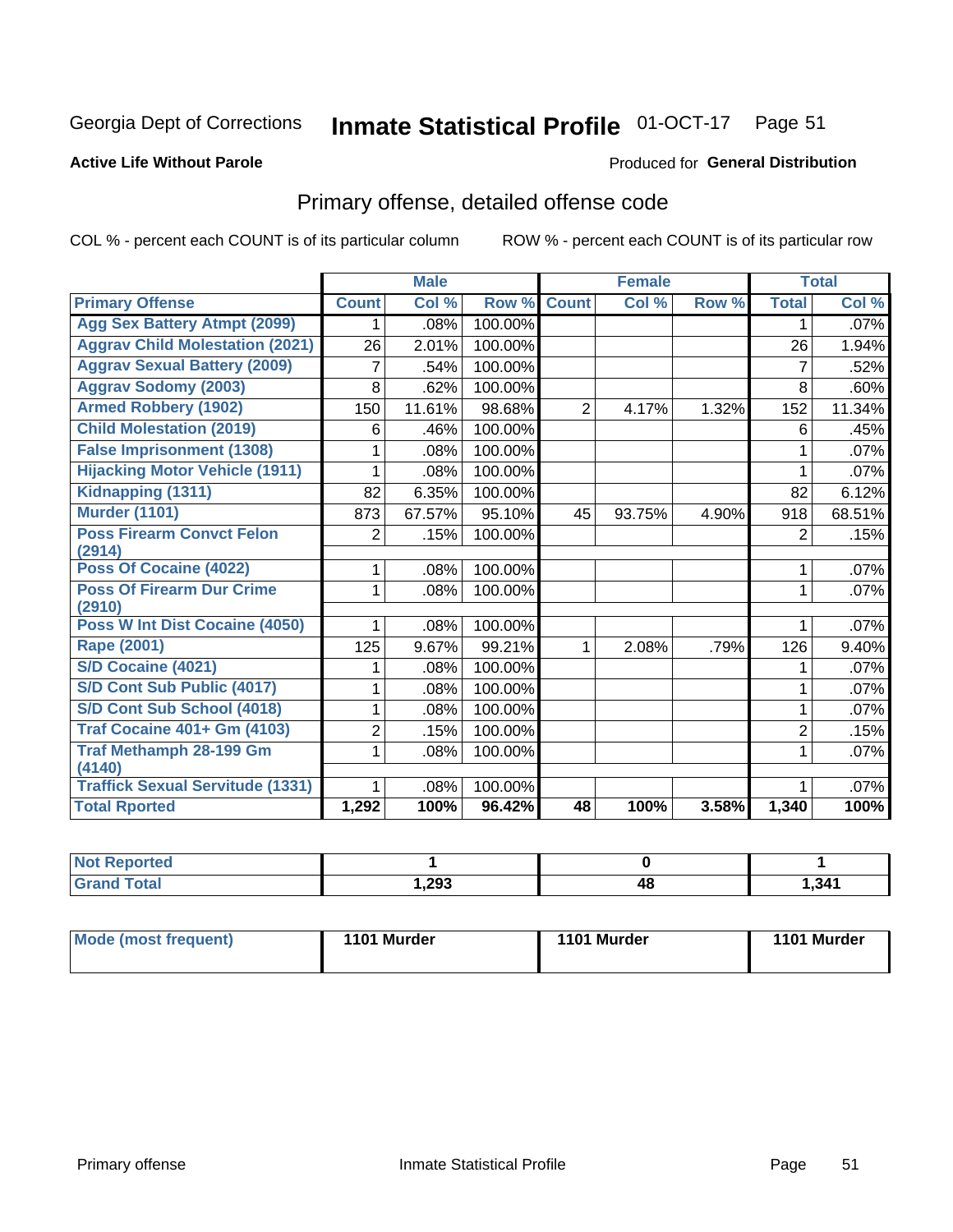# Georgia Dept of Corrections **Inmate Statistical Profile** 01-OCT-17

**Active Life Without Parole**

Produced for **General Distribution**

## Primary offense, detailed offense code

COL % - percent each COUNT is of its particular column

ROW % - percent each COUNT is of its particular row

| | Male | | | Female | | | Total | |
|---|---|---|---|---|---|---|---|---|
| **Primary Offense** | **Count** | **Col %** | **Row %** | **Count** | **Col %** | **Row %** | **Total** | **Col %** |
| **Agg Sex Battery Atmpt (2099)** | 1 | .08% | 100.00% | | | | 1 | .07% |
| **Aggrav Child Molestation (2021)** | 26 | 2.01% | 100.00% | | | | 26 | 1.94% |
| **Aggrav Sexual Battery (2009)** | 7 | .54% | 100.00% | | | | 7 | .52% |
| **Aggrav Sodomy (2003)** | 8 | .62% | 100.00% | | | | 8 | .60% |
| **Armed Robbery (1902)** | 150 | 11.61% | 98.68% | 2 | 4.17% | 1.32% | 152 | 11.34% |
| **Child Molestation (2019)** | 6 | .46% | 100.00% | | | | 6 | .45% |
| **False Imprisonment (1308)** | 1 | .08% | 100.00% | | | | 1 | .07% |
| **Hijacking Motor Vehicle (1911)** | 1 | .08% | 100.00% | | | | 1 | .07% |
| **Kidnapping (1311)** | 82 | 6.35% | 100.00% | | | | 82 | 6.12% |
| **Murder (1101)** | 873 | 67.57% | 95.10% | 45 | 93.75% | 4.90% | 918 | 68.51% |
| **Poss Firearm Convct Felon (2914)** | 2 | .15% | 100.00% | | | | 2 | .15% |
| **Poss Of Cocaine (4022)** | 1 | .08% | 100.00% | | | | 1 | .07% |
| **Poss Of Firearm Dur Crime (2910)** | 1 | .08% | 100.00% | | | | 1 | .07% |
| **Poss W Int Dist Cocaine (4050)** | 1 | .08% | 100.00% | | | | 1 | .07% |
| **Rape (2001)** | 125 | 9.67% | 99.21% | 1 | 2.08% | .79% | 126 | 9.40% |
| **S/D Cocaine (4021)** | 1 | .08% | 100.00% | | | | 1 | .07% |
| **S/D Cont Sub Public (4017)** | 1 | .08% | 100.00% | | | | 1 | .07% |
| **S/D Cont Sub School (4018)** | 1 | .08% | 100.00% | | | | 1 | .07% |
| **Traf Cocaine 401+ Gm (4103)** | 2 | .15% | 100.00% | | | | 2 | .15% |
| **Traf Methamph 28-199 Gm (4140)** | 1 | .08% | 100.00% | | | | 1 | .07% |
| **Traffick Sexual Servitude (1331)** | 1 | .08% | 100.00% | | | | 1 | .07% |
| **Total Rported** | **1,292** | **100%** | **96.42%** | **48** | **100%** | **3.58%** | **1,340** | **100%** |

| | Male | Female | Total |
|---|---|---|---|
| **Not Reported** | **1** | **0** | **1** |
| **Grand Total** | **1,293** | **48** | **1,341** |

| | Male | Female | Total |
|---|---|---|---|
| **Mode (most frequent)** | **1101 Murder** | **1101 Murder** | **1101 Murder** |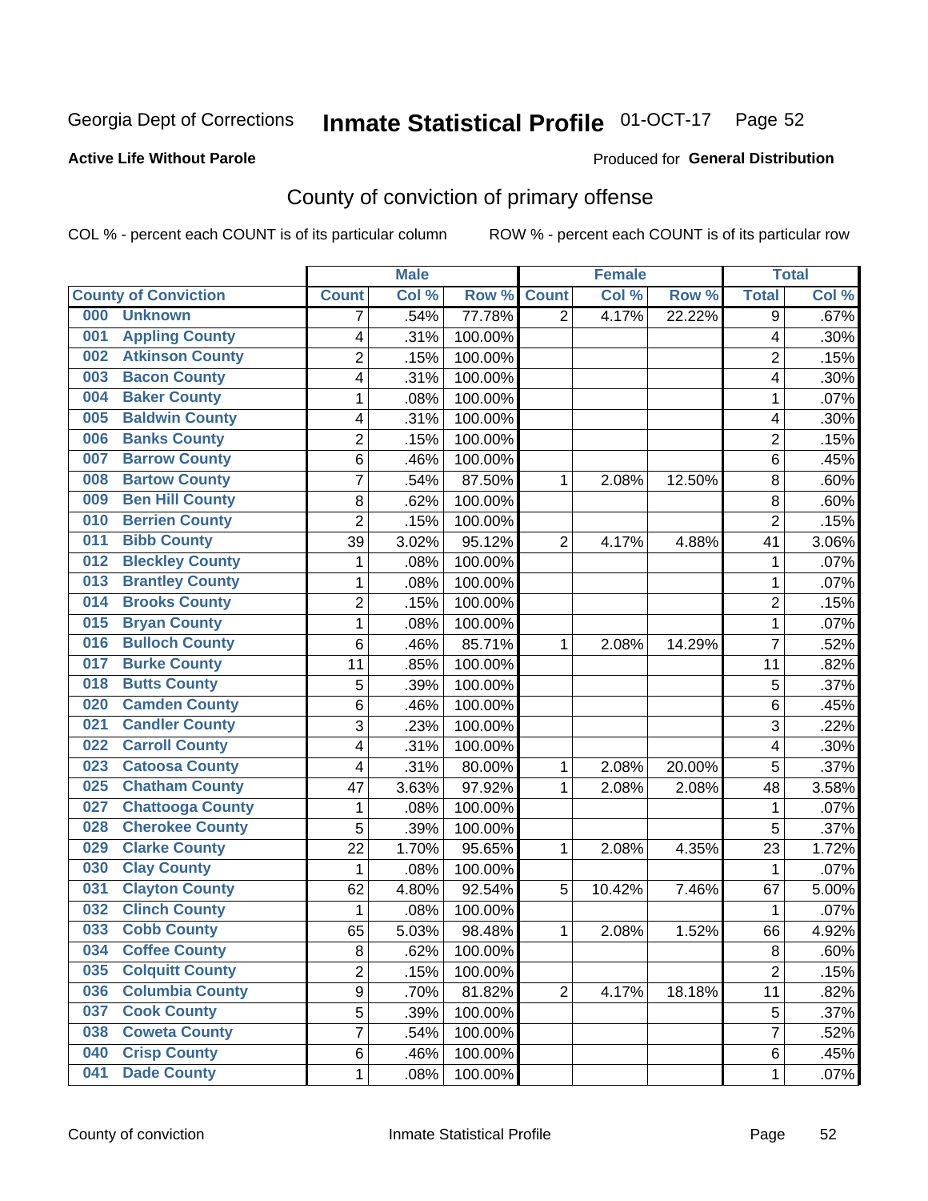Georgia Dept of Corrections **Inmate Statistical Profile** 01-OCT-17 Page 52

**Active Life Without Parole**

Produced for **General Distribution**

## County of conviction of primary offense

COL % - percent each COUNT is of its particular column ROW % - percent each COUNT is of its particular row

| County of Conviction | Male | | | Female | | | Total | |
|---|---|---|---|---|---|---|---|---|
| | Count | Col % | Row % | Count | Col % | Row % | Total | Col % |
| 000 Unknown | 7 | .54% | 77.78% | 2 | 4.17% | 22.22% | 9 | .67% |
| 001 Appling County | 4 | .31% | 100.00% | | | | 4 | .30% |
| 002 Atkinson County | 2 | .15% | 100.00% | | | | 2 | .15% |
| 003 Bacon County | 4 | .31% | 100.00% | | | | 4 | .30% |
| 004 Baker County | 1 | .08% | 100.00% | | | | 1 | .07% |
| 005 Baldwin County | 4 | .31% | 100.00% | | | | 4 | .30% |
| 006 Banks County | 2 | .15% | 100.00% | | | | 2 | .15% |
| 007 Barrow County | 6 | .46% | 100.00% | | | | 6 | .45% |
| 008 Bartow County | 7 | .54% | 87.50% | 1 | 2.08% | 12.50% | 8 | .60% |
| 009 Ben Hill County | 8 | .62% | 100.00% | | | | 8 | .60% |
| 010 Berrien County | 2 | .15% | 100.00% | | | | 2 | .15% |
| 011 Bibb County | 39 | 3.02% | 95.12% | 2 | 4.17% | 4.88% | 41 | 3.06% |
| 012 Bleckley County | 1 | .08% | 100.00% | | | | 1 | .07% |
| 013 Brantley County | 1 | .08% | 100.00% | | | | 1 | .07% |
| 014 Brooks County | 2 | .15% | 100.00% | | | | 2 | .15% |
| 015 Bryan County | 1 | .08% | 100.00% | | | | 1 | .07% |
| 016 Bulloch County | 6 | .46% | 85.71% | 1 | 2.08% | 14.29% | 7 | .52% |
| 017 Burke County | 11 | .85% | 100.00% | | | | 11 | .82% |
| 018 Butts County | 5 | .39% | 100.00% | | | | 5 | .37% |
| 020 Camden County | 6 | .46% | 100.00% | | | | 6 | .45% |
| 021 Candler County | 3 | .23% | 100.00% | | | | 3 | .22% |
| 022 Carroll County | 4 | .31% | 100.00% | | | | 4 | .30% |
| 023 Catoosa County | 4 | .31% | 80.00% | 1 | 2.08% | 20.00% | 5 | .37% |
| 025 Chatham County | 47 | 3.63% | 97.92% | 1 | 2.08% | 2.08% | 48 | 3.58% |
| 027 Chattooga County | 1 | .08% | 100.00% | | | | 1 | .07% |
| 028 Cherokee County | 5 | .39% | 100.00% | | | | 5 | .37% |
| 029 Clarke County | 22 | 1.70% | 95.65% | 1 | 2.08% | 4.35% | 23 | 1.72% |
| 030 Clay County | 1 | .08% | 100.00% | | | | 1 | .07% |
| 031 Clayton County | 62 | 4.80% | 92.54% | 5 | 10.42% | 7.46% | 67 | 5.00% |
| 032 Clinch County | 1 | .08% | 100.00% | | | | 1 | .07% |
| 033 Cobb County | 65 | 5.03% | 98.48% | 1 | 2.08% | 1.52% | 66 | 4.92% |
| 034 Coffee County | 8 | .62% | 100.00% | | | | 8 | .60% |
| 035 Colquitt County | 2 | .15% | 100.00% | | | | 2 | .15% |
| 036 Columbia County | 9 | .70% | 81.82% | 2 | 4.17% | 18.18% | 11 | .82% |
| 037 Cook County | 5 | .39% | 100.00% | | | | 5 | .37% |
| 038 Coweta County | 7 | .54% | 100.00% | | | | 7 | .52% |
| 040 Crisp County | 6 | .46% | 100.00% | | | | 6 | .45% |
| 041 Dade County | 1 | .08% | 100.00% | | | | 1 | .07% |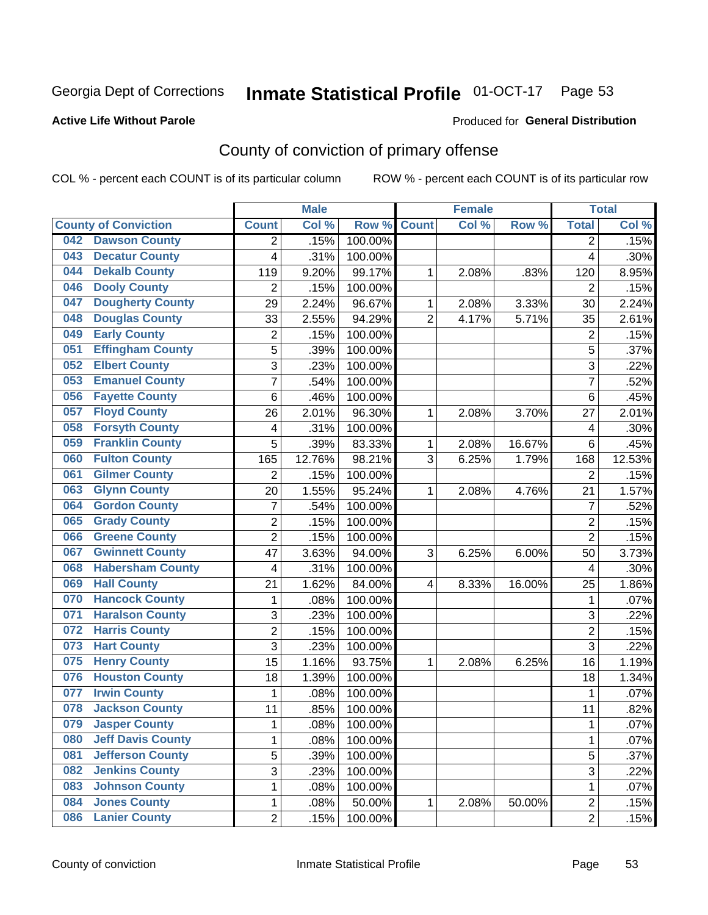Georgia Dept of Corrections **Inmate Statistical Profile** 01-OCT-17

**Active Life Without Parole**

Produced for **General Distribution**

## County of conviction of primary offense

COL % - percent each COUNT is of its particular column ROW % - percent each COUNT is of its particular row

| County of Conviction | Male | | | Female | | | Total | |
|---|---|---|---|---|---|---|---|---|
| | Count | Col % | Row % | Count | Col % | Row % | Total | Col % |
| 042 Dawson County | 2 | .15% | 100.00% | | | | 2 | .15% |
| 043 Decatur County | 4 | .31% | 100.00% | | | | 4 | .30% |
| 044 Dekalb County | 119 | 9.20% | 99.17% | 1 | 2.08% | .83% | 120 | 8.95% |
| 046 Dooly County | 2 | .15% | 100.00% | | | | 2 | .15% |
| 047 Dougherty County | 29 | 2.24% | 96.67% | 1 | 2.08% | 3.33% | 30 | 2.24% |
| 048 Douglas County | 33 | 2.55% | 94.29% | 2 | 4.17% | 5.71% | 35 | 2.61% |
| 049 Early County | 2 | .15% | 100.00% | | | | 2 | .15% |
| 051 Effingham County | 5 | .39% | 100.00% | | | | 5 | .37% |
| 052 Elbert County | 3 | .23% | 100.00% | | | | 3 | .22% |
| 053 Emanuel County | 7 | .54% | 100.00% | | | | 7 | .52% |
| 056 Fayette County | 6 | .46% | 100.00% | | | | 6 | .45% |
| 057 Floyd County | 26 | 2.01% | 96.30% | 1 | 2.08% | 3.70% | 27 | 2.01% |
| 058 Forsyth County | 4 | .31% | 100.00% | | | | 4 | .30% |
| 059 Franklin County | 5 | .39% | 83.33% | 1 | 2.08% | 16.67% | 6 | .45% |
| 060 Fulton County | 165 | 12.76% | 98.21% | 3 | 6.25% | 1.79% | 168 | 12.53% |
| 061 Gilmer County | 2 | .15% | 100.00% | | | | 2 | .15% |
| 063 Glynn County | 20 | 1.55% | 95.24% | 1 | 2.08% | 4.76% | 21 | 1.57% |
| 064 Gordon County | 7 | .54% | 100.00% | | | | 7 | .52% |
| 065 Grady County | 2 | .15% | 100.00% | | | | 2 | .15% |
| 066 Greene County | 2 | .15% | 100.00% | | | | 2 | .15% |
| 067 Gwinnett County | 47 | 3.63% | 94.00% | 3 | 6.25% | 6.00% | 50 | 3.73% |
| 068 Habersham County | 4 | .31% | 100.00% | | | | 4 | .30% |
| 069 Hall County | 21 | 1.62% | 84.00% | 4 | 8.33% | 16.00% | 25 | 1.86% |
| 070 Hancock County | 1 | .08% | 100.00% | | | | 1 | .07% |
| 071 Haralson County | 3 | .23% | 100.00% | | | | 3 | .22% |
| 072 Harris County | 2 | .15% | 100.00% | | | | 2 | .15% |
| 073 Hart County | 3 | .23% | 100.00% | | | | 3 | .22% |
| 075 Henry County | 15 | 1.16% | 93.75% | 1 | 2.08% | 6.25% | 16 | 1.19% |
| 076 Houston County | 18 | 1.39% | 100.00% | | | | 18 | 1.34% |
| 077 Irwin County | 1 | .08% | 100.00% | | | | 1 | .07% |
| 078 Jackson County | 11 | .85% | 100.00% | | | | 11 | .82% |
| 079 Jasper County | 1 | .08% | 100.00% | | | | 1 | .07% |
| 080 Jeff Davis County | 1 | .08% | 100.00% | | | | 1 | .07% |
| 081 Jefferson County | 5 | .39% | 100.00% | | | | 5 | .37% |
| 082 Jenkins County | 3 | .23% | 100.00% | | | | 3 | .22% |
| 083 Johnson County | 1 | .08% | 100.00% | | | | 1 | .07% |
| 084 Jones County | 1 | .08% | 50.00% | 1 | 2.08% | 50.00% | 2 | .15% |
| 086 Lanier County | 2 | .15% | 100.00% | | | | 2 | .15% |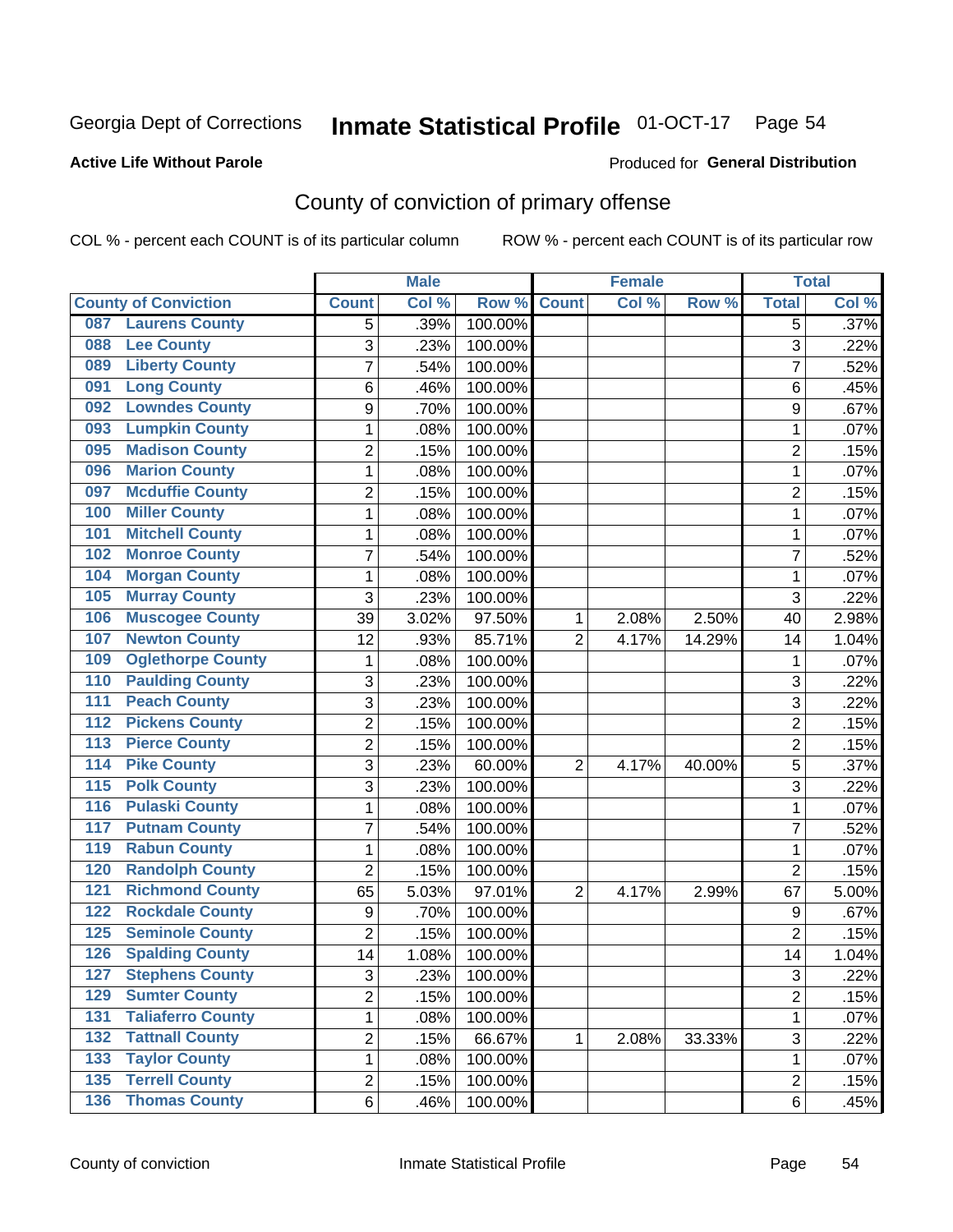Georgia Dept of Corrections **Inmate Statistical Profile** 01-OCT-17

**Active Life Without Parole**

Produced for **General Distribution**

## County of conviction of primary offense

COL % - percent each COUNT is of its particular column ROW % - percent each COUNT is of its particular row

| County of Conviction | Male | | | Female | | | Total | |
|---|---|---|---|---|---|---|---|---|
| | Count | Col % | Row % | Count | Col % | Row % | Total | Col % |
| 087 Laurens County | 5 | .39% | 100.00% | | | | 5 | .37% |
| 088 Lee County | 3 | .23% | 100.00% | | | | 3 | .22% |
| 089 Liberty County | 7 | .54% | 100.00% | | | | 7 | .52% |
| 091 Long County | 6 | .46% | 100.00% | | | | 6 | .45% |
| 092 Lowndes County | 9 | .70% | 100.00% | | | | 9 | .67% |
| 093 Lumpkin County | 1 | .08% | 100.00% | | | | 1 | .07% |
| 095 Madison County | 2 | .15% | 100.00% | | | | 2 | .15% |
| 096 Marion County | 1 | .08% | 100.00% | | | | 1 | .07% |
| 097 Mcduffie County | 2 | .15% | 100.00% | | | | 2 | .15% |
| 100 Miller County | 1 | .08% | 100.00% | | | | 1 | .07% |
| 101 Mitchell County | 1 | .08% | 100.00% | | | | 1 | .07% |
| 102 Monroe County | 7 | .54% | 100.00% | | | | 7 | .52% |
| 104 Morgan County | 1 | .08% | 100.00% | | | | 1 | .07% |
| 105 Murray County | 3 | .23% | 100.00% | | | | 3 | .22% |
| 106 Muscogee County | 39 | 3.02% | 97.50% | 1 | 2.08% | 2.50% | 40 | 2.98% |
| 107 Newton County | 12 | .93% | 85.71% | 2 | 4.17% | 14.29% | 14 | 1.04% |
| 109 Oglethorpe County | 1 | .08% | 100.00% | | | | 1 | .07% |
| 110 Paulding County | 3 | .23% | 100.00% | | | | 3 | .22% |
| 111 Peach County | 3 | .23% | 100.00% | | | | 3 | .22% |
| 112 Pickens County | 2 | .15% | 100.00% | | | | 2 | .15% |
| 113 Pierce County | 2 | .15% | 100.00% | | | | 2 | .15% |
| 114 Pike County | 3 | .23% | 60.00% | 2 | 4.17% | 40.00% | 5 | .37% |
| 115 Polk County | 3 | .23% | 100.00% | | | | 3 | .22% |
| 116 Pulaski County | 1 | .08% | 100.00% | | | | 1 | .07% |
| 117 Putnam County | 7 | .54% | 100.00% | | | | 7 | .52% |
| 119 Rabun County | 1 | .08% | 100.00% | | | | 1 | .07% |
| 120 Randolph County | 2 | .15% | 100.00% | | | | 2 | .15% |
| 121 Richmond County | 65 | 5.03% | 97.01% | 2 | 4.17% | 2.99% | 67 | 5.00% |
| 122 Rockdale County | 9 | .70% | 100.00% | | | | 9 | .67% |
| 125 Seminole County | 2 | .15% | 100.00% | | | | 2 | .15% |
| 126 Spalding County | 14 | 1.08% | 100.00% | | | | 14 | 1.04% |
| 127 Stephens County | 3 | .23% | 100.00% | | | | 3 | .22% |
| 129 Sumter County | 2 | .15% | 100.00% | | | | 2 | .15% |
| 131 Taliaferro County | 1 | .08% | 100.00% | | | | 1 | .07% |
| 132 Tattnall County | 2 | .15% | 66.67% | 1 | 2.08% | 33.33% | 3 | .22% |
| 133 Taylor County | 1 | .08% | 100.00% | | | | 1 | .07% |
| 135 Terrell County | 2 | .15% | 100.00% | | | | 2 | .15% |
| 136 Thomas County | 6 | .46% | 100.00% | | | | 6 | .45% |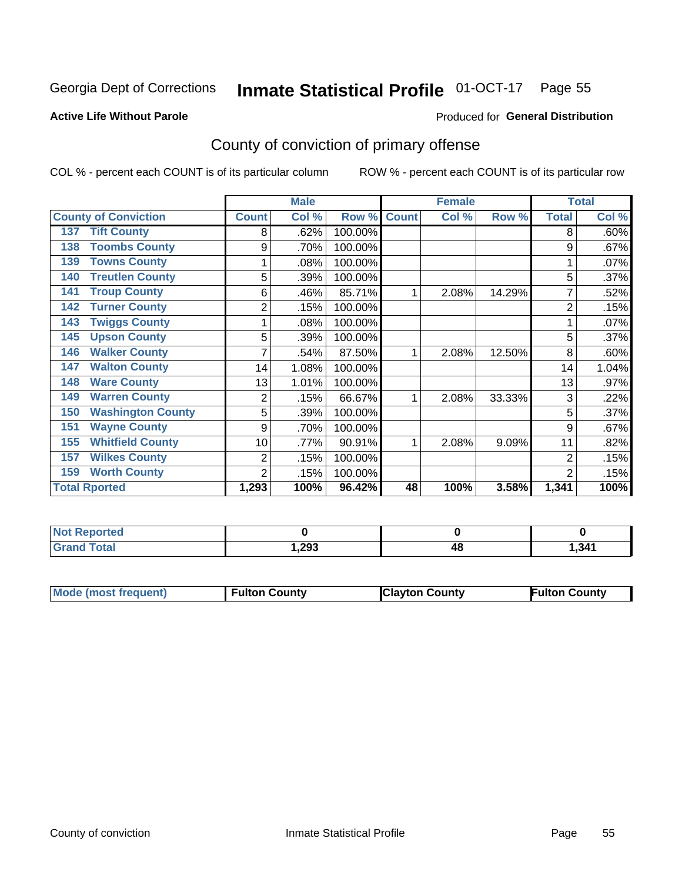Georgia Dept of Corrections **Inmate Statistical Profile** 01-OCT-17

**Active Life Without Parole**

Produced for **General Distribution**

## County of conviction of primary offense

COL % - percent each COUNT is of its particular column ROW % - percent each COUNT is of its particular row

| | Male | | | Female | | | Total | |
|---|---|---|---|---|---|---|---|---|
| **County of Conviction** | **Count** | **Col %** | **Row %** | **Count** | **Col %** | **Row %** | **Total** | **Col %** |
| 137 Tift County | 8 | .62% | 100.00% | | | | 8 | .60% |
| 138 Toombs County | 9 | .70% | 100.00% | | | | 9 | .67% |
| 139 Towns County | 1 | .08% | 100.00% | | | | 1 | .07% |
| 140 Treutlen County | 5 | .39% | 100.00% | | | | 5 | .37% |
| 141 Troup County | 6 | .46% | 85.71% | 1 | 2.08% | 14.29% | 7 | .52% |
| 142 Turner County | 2 | .15% | 100.00% | | | | 2 | .15% |
| 143 Twiggs County | 1 | .08% | 100.00% | | | | 1 | .07% |
| 145 Upson County | 5 | .39% | 100.00% | | | | 5 | .37% |
| 146 Walker County | 7 | .54% | 87.50% | 1 | 2.08% | 12.50% | 8 | .60% |
| 147 Walton County | 14 | 1.08% | 100.00% | | | | 14 | 1.04% |
| 148 Ware County | 13 | 1.01% | 100.00% | | | | 13 | .97% |
| 149 Warren County | 2 | .15% | 66.67% | 1 | 2.08% | 33.33% | 3 | .22% |
| 150 Washington County | 5 | .39% | 100.00% | | | | 5 | .37% |
| 151 Wayne County | 9 | .70% | 100.00% | | | | 9 | .67% |
| 155 Whitfield County | 10 | .77% | 90.91% | 1 | 2.08% | 9.09% | 11 | .82% |
| 157 Wilkes County | 2 | .15% | 100.00% | | | | 2 | .15% |
| 159 Worth County | 2 | .15% | 100.00% | | | | 2 | .15% |
| **Total Rported** | **1,293** | **100%** | **96.42%** | **48** | **100%** | **3.58%** | **1,341** | **100%** |

| | Male | Female | Total |
|---|---|---|---|
| **Not Reported** | **0** | **0** | **0** |
| **Grand Total** | **1,293** | **48** | **1,341** |

| | Male | Female | Total |
|---|---|---|---|
| **Mode (most frequent)** | **Fulton County** | **Clayton County** | **Fulton County** |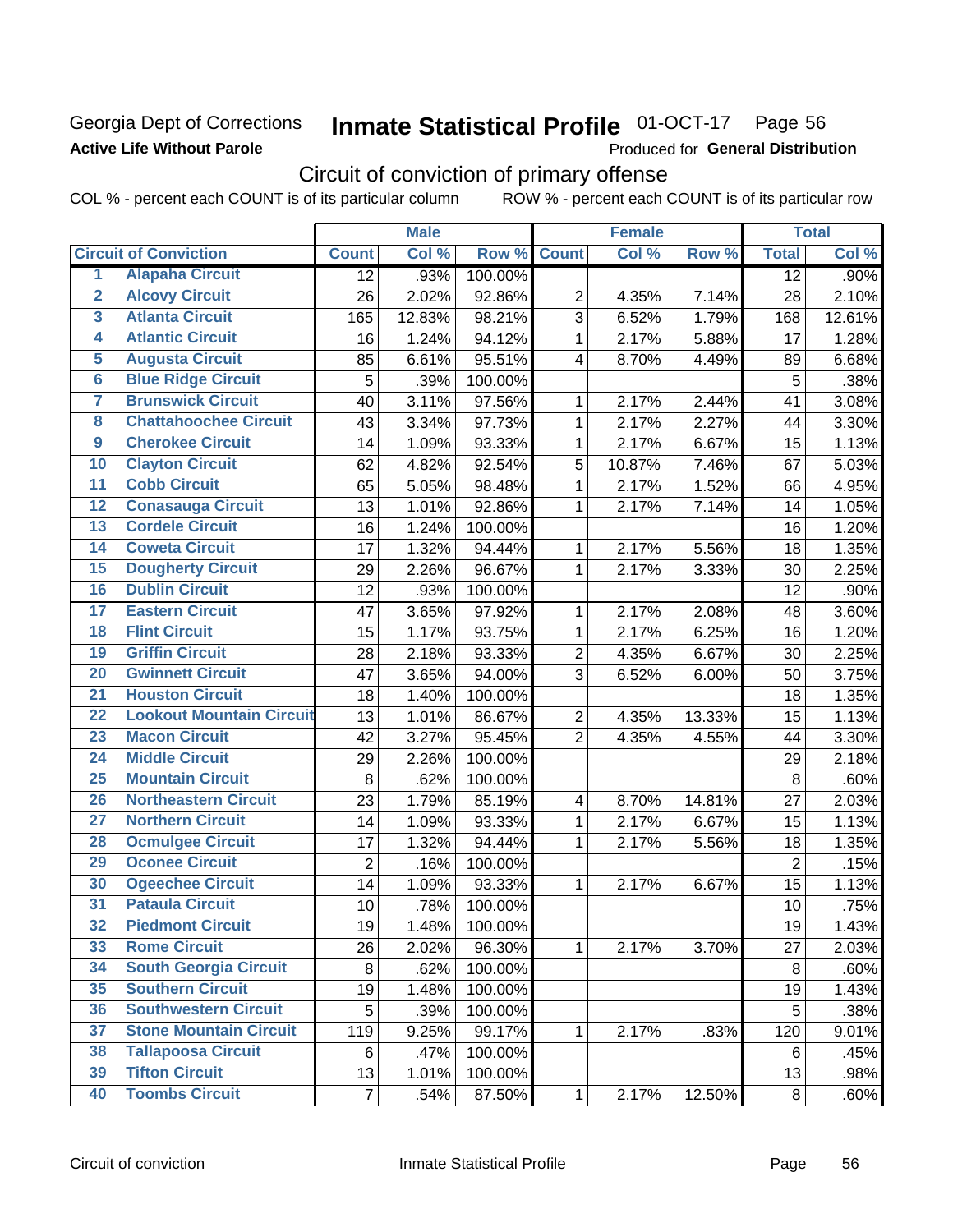Georgia Dept of Corrections
**Active Life Without Parole**

# Inmate Statistical Profile 01-OCT-17 Page 56

Produced for **General Distribution**

## Circuit of conviction of primary offense

COL % - percent each COUNT is of its particular column ROW % - percent each COUNT is of its particular row

| | | Male | | | Female | | | Total | |
|---|---|---|---|---|---|---|---|---|---|
| **Circuit of Conviction** | | **Count** | **Col %** | **Row %** | **Count** | **Col %** | **Row %** | **Total** | **Col %** |
| 1 | Alapaha Circuit | 12 | .93% | 100.00% | | | | 12 | .90% |
| 2 | Alcovy Circuit | 26 | 2.02% | 92.86% | 2 | 4.35% | 7.14% | 28 | 2.10% |
| 3 | Atlanta Circuit | 165 | 12.83% | 98.21% | 3 | 6.52% | 1.79% | 168 | 12.61% |
| 4 | Atlantic Circuit | 16 | 1.24% | 94.12% | 1 | 2.17% | 5.88% | 17 | 1.28% |
| 5 | Augusta Circuit | 85 | 6.61% | 95.51% | 4 | 8.70% | 4.49% | 89 | 6.68% |
| 6 | Blue Ridge Circuit | 5 | .39% | 100.00% | | | | 5 | .38% |
| 7 | Brunswick Circuit | 40 | 3.11% | 97.56% | 1 | 2.17% | 2.44% | 41 | 3.08% |
| 8 | Chattahoochee Circuit | 43 | 3.34% | 97.73% | 1 | 2.17% | 2.27% | 44 | 3.30% |
| 9 | Cherokee Circuit | 14 | 1.09% | 93.33% | 1 | 2.17% | 6.67% | 15 | 1.13% |
| 10 | Clayton Circuit | 62 | 4.82% | 92.54% | 5 | 10.87% | 7.46% | 67 | 5.03% |
| 11 | Cobb Circuit | 65 | 5.05% | 98.48% | 1 | 2.17% | 1.52% | 66 | 4.95% |
| 12 | Conasauga Circuit | 13 | 1.01% | 92.86% | 1 | 2.17% | 7.14% | 14 | 1.05% |
| 13 | Cordele Circuit | 16 | 1.24% | 100.00% | | | | 16 | 1.20% |
| 14 | Coweta Circuit | 17 | 1.32% | 94.44% | 1 | 2.17% | 5.56% | 18 | 1.35% |
| 15 | Dougherty Circuit | 29 | 2.26% | 96.67% | 1 | 2.17% | 3.33% | 30 | 2.25% |
| 16 | Dublin Circuit | 12 | .93% | 100.00% | | | | 12 | .90% |
| 17 | Eastern Circuit | 47 | 3.65% | 97.92% | 1 | 2.17% | 2.08% | 48 | 3.60% |
| 18 | Flint Circuit | 15 | 1.17% | 93.75% | 1 | 2.17% | 6.25% | 16 | 1.20% |
| 19 | Griffin Circuit | 28 | 2.18% | 93.33% | 2 | 4.35% | 6.67% | 30 | 2.25% |
| 20 | Gwinnett Circuit | 47 | 3.65% | 94.00% | 3 | 6.52% | 6.00% | 50 | 3.75% |
| 21 | Houston Circuit | 18 | 1.40% | 100.00% | | | | 18 | 1.35% |
| 22 | Lookout Mountain Circuit | 13 | 1.01% | 86.67% | 2 | 4.35% | 13.33% | 15 | 1.13% |
| 23 | Macon Circuit | 42 | 3.27% | 95.45% | 2 | 4.35% | 4.55% | 44 | 3.30% |
| 24 | Middle Circuit | 29 | 2.26% | 100.00% | | | | 29 | 2.18% |
| 25 | Mountain Circuit | 8 | .62% | 100.00% | | | | 8 | .60% |
| 26 | Northeastern Circuit | 23 | 1.79% | 85.19% | 4 | 8.70% | 14.81% | 27 | 2.03% |
| 27 | Northern Circuit | 14 | 1.09% | 93.33% | 1 | 2.17% | 6.67% | 15 | 1.13% |
| 28 | Ocmulgee Circuit | 17 | 1.32% | 94.44% | 1 | 2.17% | 5.56% | 18 | 1.35% |
| 29 | Oconee Circuit | 2 | .16% | 100.00% | | | | 2 | .15% |
| 30 | Ogeechee Circuit | 14 | 1.09% | 93.33% | 1 | 2.17% | 6.67% | 15 | 1.13% |
| 31 | Pataula Circuit | 10 | .78% | 100.00% | | | | 10 | .75% |
| 32 | Piedmont Circuit | 19 | 1.48% | 100.00% | | | | 19 | 1.43% |
| 33 | Rome Circuit | 26 | 2.02% | 96.30% | 1 | 2.17% | 3.70% | 27 | 2.03% |
| 34 | South Georgia Circuit | 8 | .62% | 100.00% | | | | 8 | .60% |
| 35 | Southern Circuit | 19 | 1.48% | 100.00% | | | | 19 | 1.43% |
| 36 | Southwestern Circuit | 5 | .39% | 100.00% | | | | 5 | .38% |
| 37 | Stone Mountain Circuit | 119 | 9.25% | 99.17% | 1 | 2.17% | .83% | 120 | 9.01% |
| 38 | Tallapoosa Circuit | 6 | .47% | 100.00% | | | | 6 | .45% |
| 39 | Tifton Circuit | 13 | 1.01% | 100.00% | | | | 13 | .98% |
| 40 | Toombs Circuit | 7 | .54% | 87.50% | 1 | 2.17% | 12.50% | 8 | .60% |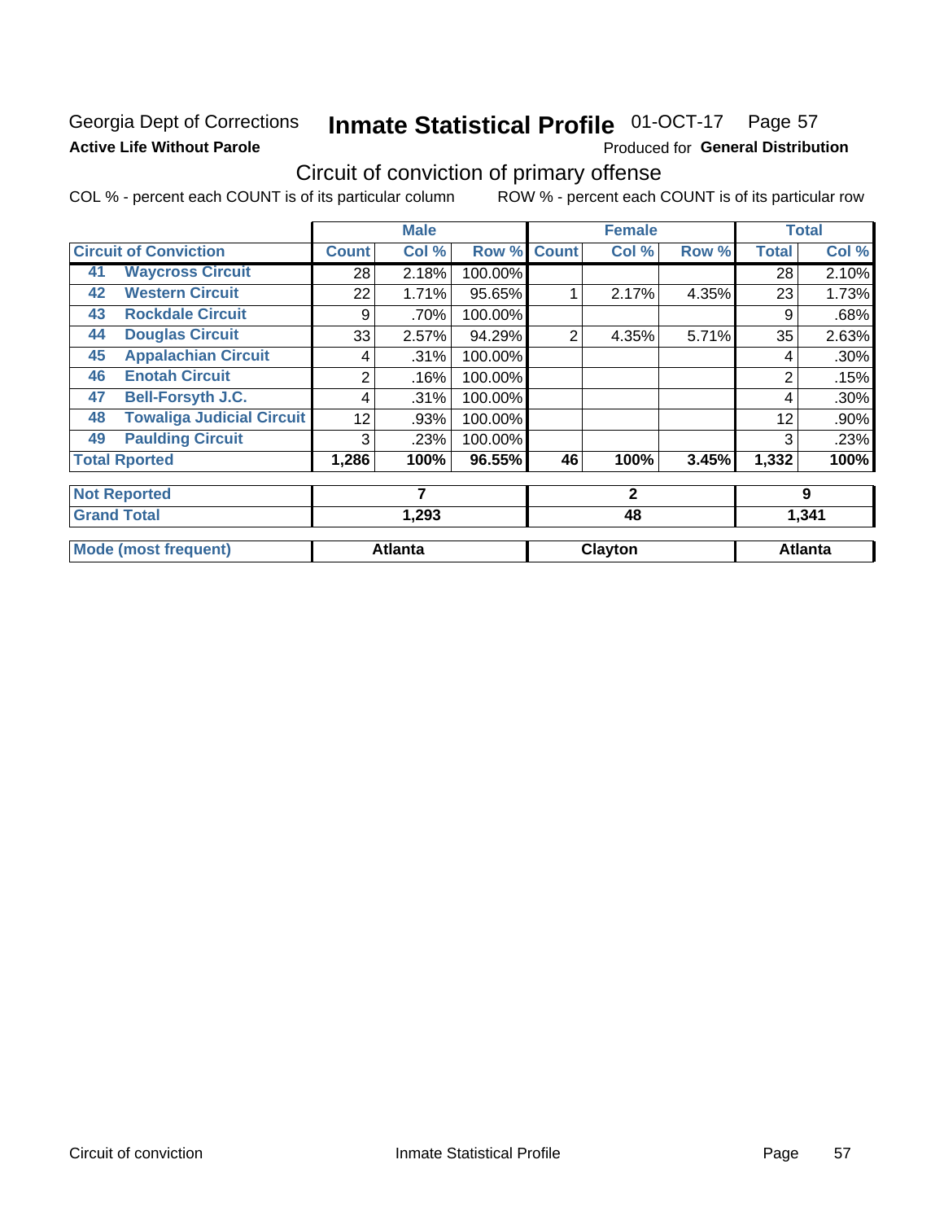Georgia Dept of Corrections **Inmate Statistical Profile** 01-OCT-17 Page 57

**Active Life Without Parole** Produced for **General Distribution**

## Circuit of conviction of primary offense

COL % - percent each COUNT is of its particular column ROW % - percent each COUNT is of its particular row

| | | Male | | | Female | | | Total | |
|---|---|---|---|---|---|---|---|---|---|
| **Circuit of Conviction** | | **Count** | **Col %** | **Row %** | **Count** | **Col %** | **Row %** | **Total** | **Col %** |
| 41 | Waycross Circuit | 28 | 2.18% | 100.00% | | | | 28 | 2.10% |
| 42 | Western Circuit | 22 | 1.71% | 95.65% | 1 | 2.17% | 4.35% | 23 | 1.73% |
| 43 | Rockdale Circuit | 9 | .70% | 100.00% | | | | 9 | .68% |
| 44 | Douglas Circuit | 33 | 2.57% | 94.29% | 2 | 4.35% | 5.71% | 35 | 2.63% |
| 45 | Appalachian Circuit | 4 | .31% | 100.00% | | | | 4 | .30% |
| 46 | Enotah Circuit | 2 | .16% | 100.00% | | | | 2 | .15% |
| 47 | Bell-Forsyth J.C. | 4 | .31% | 100.00% | | | | 4 | .30% |
| 48 | Towaliga Judicial Circuit | 12 | .93% | 100.00% | | | | 12 | .90% |
| 49 | Paulding Circuit | 3 | .23% | 100.00% | | | | 3 | .23% |
| **Total Rported** | | **1,286** | **100%** | **96.55%** | **46** | **100%** | **3.45%** | **1,332** | **100%** |
| **Not Reported** | | **7** | | | **2** | | | **9** | |
| **Grand Total** | | **1,293** | | | **48** | | | **1,341** | |
| **Mode (most frequent)** | | **Atlanta** | | | **Clayton** | | | **Atlanta** | |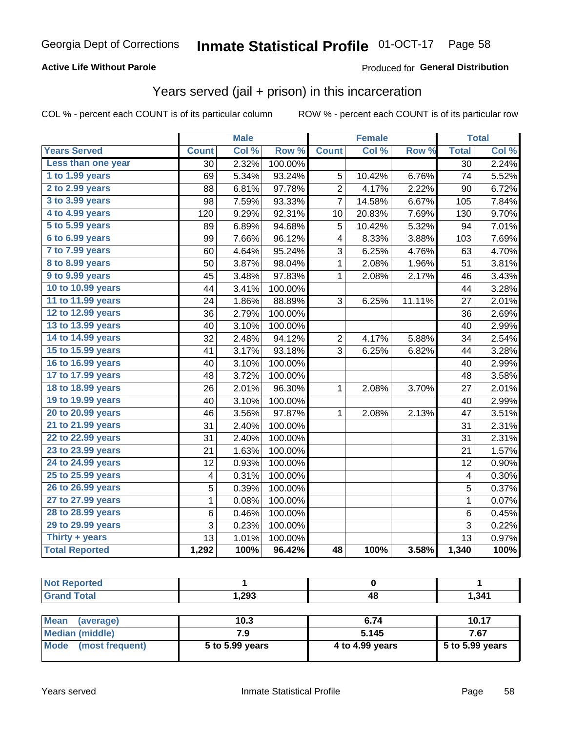Georgia Dept of Corrections **Inmate Statistical Profile** 01-OCT-17

**Active Life Without Parole**

Produced for **General Distribution**

## Years served (jail + prison) in this incarceration

COL % - percent each COUNT is of its particular column ROW % - percent each COUNT is of its particular row

| | Male | | | Female | | | Total | |
|---|---|---|---|---|---|---|---|---|
| **Years Served** | **Count** | **Col %** | **Row %** | **Count** | **Col %** | **Row %** | **Total** | **Col %** |
| Less than one year | 30 | 2.32% | 100.00% | | | | 30 | 2.24% |
| 1 to 1.99 years | 69 | 5.34% | 93.24% | 5 | 10.42% | 6.76% | 74 | 5.52% |
| 2 to 2.99 years | 88 | 6.81% | 97.78% | 2 | 4.17% | 2.22% | 90 | 6.72% |
| 3 to 3.99 years | 98 | 7.59% | 93.33% | 7 | 14.58% | 6.67% | 105 | 7.84% |
| 4 to 4.99 years | 120 | 9.29% | 92.31% | 10 | 20.83% | 7.69% | 130 | 9.70% |
| 5 to 5.99 years | 89 | 6.89% | 94.68% | 5 | 10.42% | 5.32% | 94 | 7.01% |
| 6 to 6.99 years | 99 | 7.66% | 96.12% | 4 | 8.33% | 3.88% | 103 | 7.69% |
| 7 to 7.99 years | 60 | 4.64% | 95.24% | 3 | 6.25% | 4.76% | 63 | 4.70% |
| 8 to 8.99 years | 50 | 3.87% | 98.04% | 1 | 2.08% | 1.96% | 51 | 3.81% |
| 9 to 9.99 years | 45 | 3.48% | 97.83% | 1 | 2.08% | 2.17% | 46 | 3.43% |
| 10 to 10.99 years | 44 | 3.41% | 100.00% | | | | 44 | 3.28% |
| 11 to 11.99 years | 24 | 1.86% | 88.89% | 3 | 6.25% | 11.11% | 27 | 2.01% |
| 12 to 12.99 years | 36 | 2.79% | 100.00% | | | | 36 | 2.69% |
| 13 to 13.99 years | 40 | 3.10% | 100.00% | | | | 40 | 2.99% |
| 14 to 14.99 years | 32 | 2.48% | 94.12% | 2 | 4.17% | 5.88% | 34 | 2.54% |
| 15 to 15.99 years | 41 | 3.17% | 93.18% | 3 | 6.25% | 6.82% | 44 | 3.28% |
| 16 to 16.99 years | 40 | 3.10% | 100.00% | | | | 40 | 2.99% |
| 17 to 17.99 years | 48 | 3.72% | 100.00% | | | | 48 | 3.58% |
| 18 to 18.99 years | 26 | 2.01% | 96.30% | 1 | 2.08% | 3.70% | 27 | 2.01% |
| 19 to 19.99 years | 40 | 3.10% | 100.00% | | | | 40 | 2.99% |
| 20 to 20.99 years | 46 | 3.56% | 97.87% | 1 | 2.08% | 2.13% | 47 | 3.51% |
| 21 to 21.99 years | 31 | 2.40% | 100.00% | | | | 31 | 2.31% |
| 22 to 22.99 years | 31 | 2.40% | 100.00% | | | | 31 | 2.31% |
| 23 to 23.99 years | 21 | 1.63% | 100.00% | | | | 21 | 1.57% |
| 24 to 24.99 years | 12 | 0.93% | 100.00% | | | | 12 | 0.90% |
| 25 to 25.99 years | 4 | 0.31% | 100.00% | | | | 4 | 0.30% |
| 26 to 26.99 years | 5 | 0.39% | 100.00% | | | | 5 | 0.37% |
| 27 to 27.99 years | 1 | 0.08% | 100.00% | | | | 1 | 0.07% |
| 28 to 28.99 years | 6 | 0.46% | 100.00% | | | | 6 | 0.45% |
| 29 to 29.99 years | 3 | 0.23% | 100.00% | | | | 3 | 0.22% |
| Thirty + years | 13 | 1.01% | 100.00% | | | | 13 | 0.97% |
| **Total Reported** | **1,292** | **100%** | **96.42%** | **48** | **100%** | **3.58%** | **1,340** | **100%** |

| | Male | Female | Total |
|---|---|---|---|
| Not Reported | 1 | 0 | 1 |
| Grand Total | 1,293 | 48 | 1,341 |

| | Male | Female | Total |
|---|---|---|---|
| Mean (average) | 10.3 | 6.74 | 10.17 |
| Median (middle) | 7.9 | 5.145 | 7.67 |
| Mode (most frequent) | 5 to 5.99 years | 4 to 4.99 years | 5 to 5.99 years |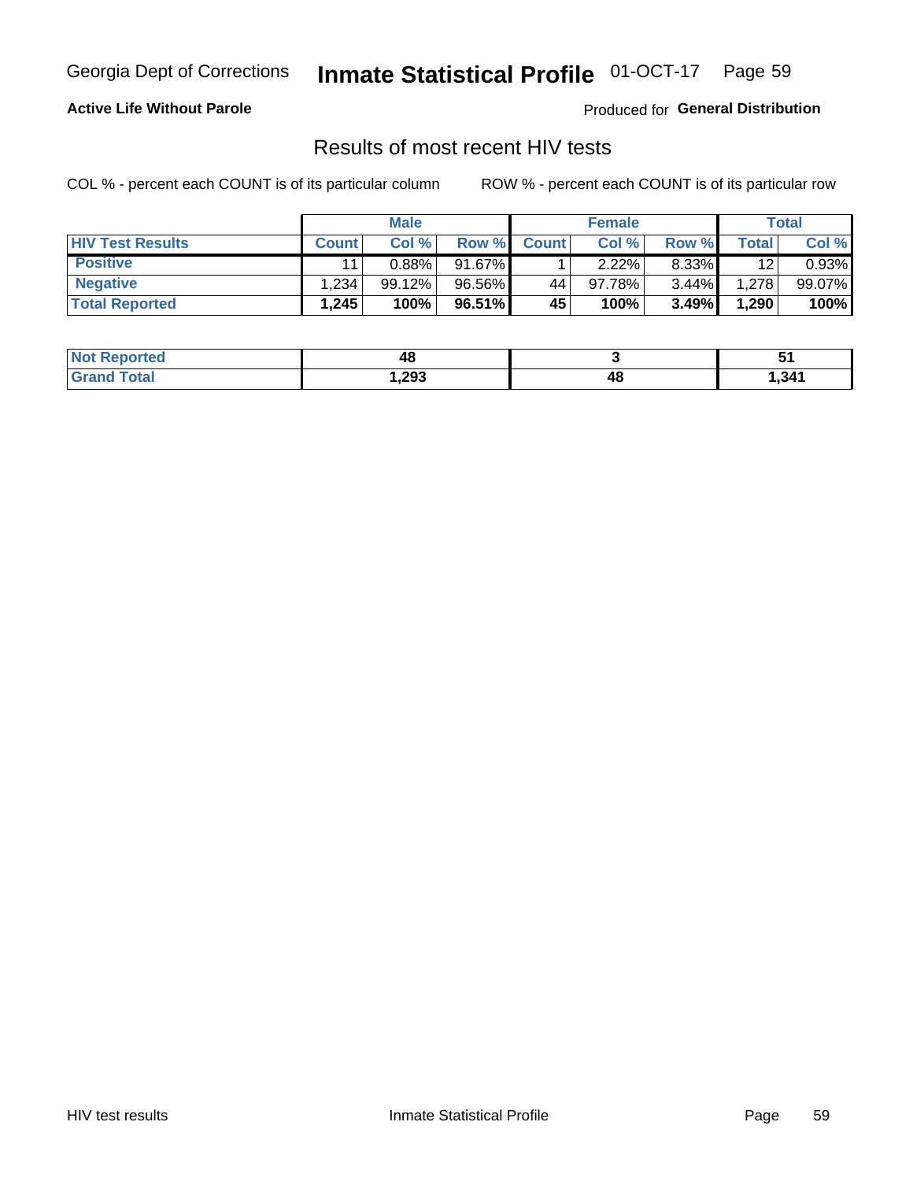Georgia Dept of Corrections **Inmate Statistical Profile** 01-OCT-17

**Active Life Without Parole**

Produced for **General Distribution**

## Results of most recent HIV tests

COL % - percent each COUNT is of its particular column    ROW % - percent each COUNT is of its particular row

| | Male | | | Female | | | Total | |
|---|---|---|---|---|---|---|---|---|
| **HIV Test Results** | **Count** | **Col %** | **Row %** | **Count** | **Col %** | **Row %** | **Total** | **Col %** |
| **Positive** | 11 | 0.88% | 91.67% | 1 | 2.22% | 8.33% | 12 | 0.93% |
| **Negative** | 1,234 | 99.12% | 96.56% | 44 | 97.78% | 3.44% | 1,278 | 99.07% |
| **Total Reported** | **1,245** | **100%** | **96.51%** | **45** | **100%** | **3.49%** | **1,290** | **100%** |

| | Male | Female | Total |
|---|---|---|---|
| **Not Reported** | **48** | **3** | **51** |
| **Grand Total** | **1,293** | **48** | **1,341** |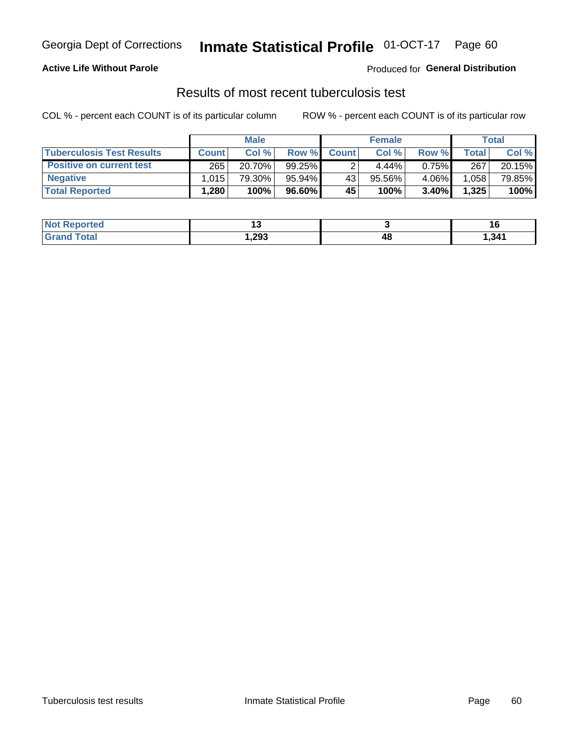Georgia Dept of Corrections **Inmate Statistical Profile** 01-OCT-17

**Active Life Without Parole**

Produced for **General Distribution**

## Results of most recent tuberculosis test

COL % - percent each COUNT is of its particular column

ROW % - percent each COUNT is of its particular row

| | Male | | | Female | | | Total | |
|---|---|---|---|---|---|---|---|---|
| **Tuberculosis Test Results** | **Count** | **Col %** | **Row %** | **Count** | **Col %** | **Row %** | **Total** | **Col %** |
| **Positive on current test** | 265 | 20.70% | 99.25% | 2 | 4.44% | 0.75% | 267 | 20.15% |
| **Negative** | 1,015 | 79.30% | 95.94% | 43 | 95.56% | 4.06% | 1,058 | 79.85% |
| **Total Reported** | **1,280** | **100%** | **96.60%** | **45** | **100%** | **3.40%** | **1,325** | **100%** |

| | Male | Female | Total |
|---|---|---|---|
| **Not Reported** | **13** | **3** | **16** |
| **Grand Total** | **1,293** | **48** | **1,341** |

Tuberculosis test results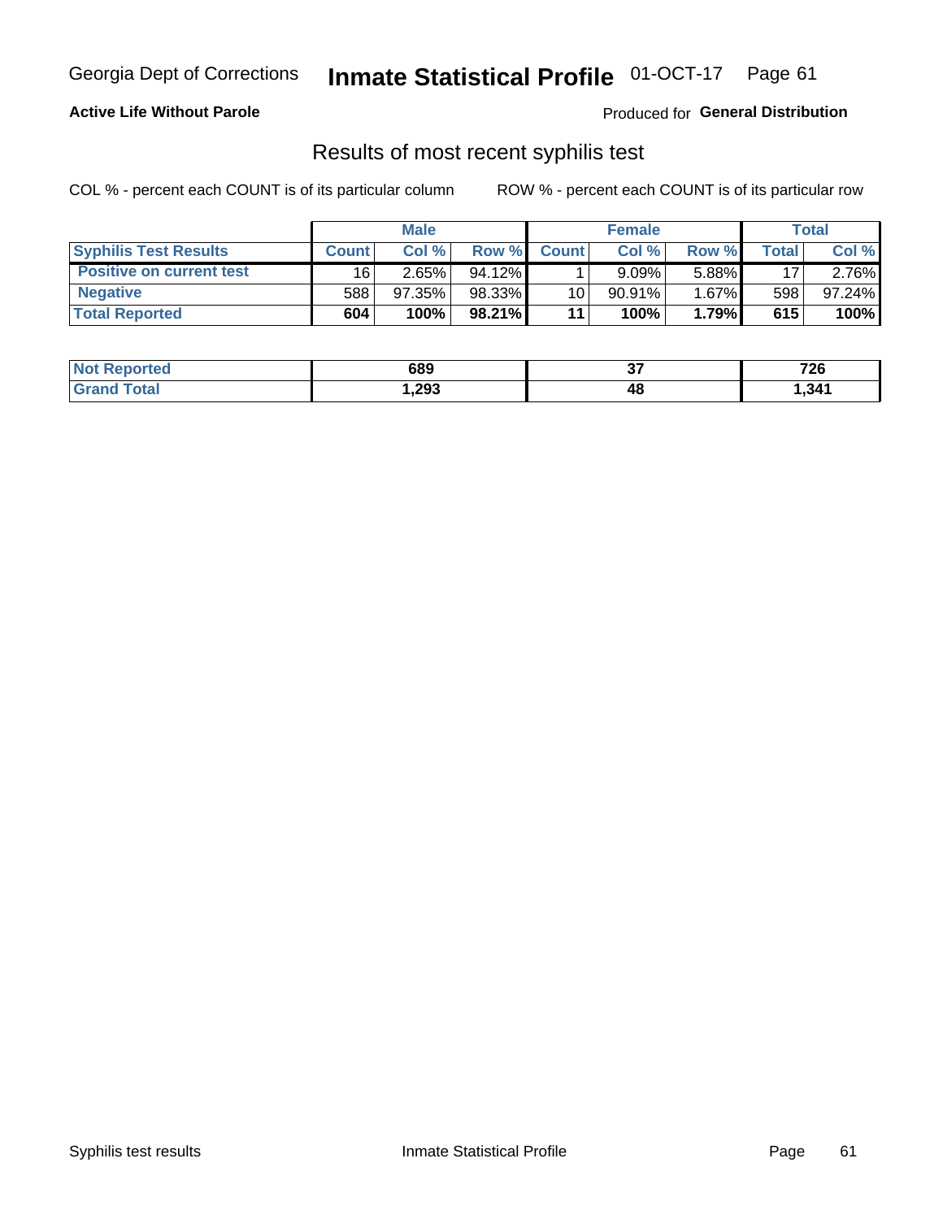Georgia Dept of Corrections **Inmate Statistical Profile** 01-OCT-17

**Active Life Without Parole**

Produced for **General Distribution**

## Results of most recent syphilis test

COL % - percent each COUNT is of its particular column

ROW % - percent each COUNT is of its particular row

| | Male | | | Female | | | Total | |
|---|---|---|---|---|---|---|---|---|
| **Syphilis Test Results** | **Count** | **Col %** | **Row %** | **Count** | **Col %** | **Row %** | **Total** | **Col %** |
| **Positive on current test** | 16 | 2.65% | 94.12% | 1 | 9.09% | 5.88% | 17 | 2.76% |
| **Negative** | 588 | 97.35% | 98.33% | 10 | 90.91% | 1.67% | 598 | 97.24% |
| **Total Reported** | **604** | **100%** | **98.21%** | **11** | **100%** | **1.79%** | **615** | **100%** |

| | Male | Female | Total |
|---|---|---|---|
| **Not Reported** | **689** | **37** | **726** |
| **Grand Total** | **1,293** | **48** | **1,341** |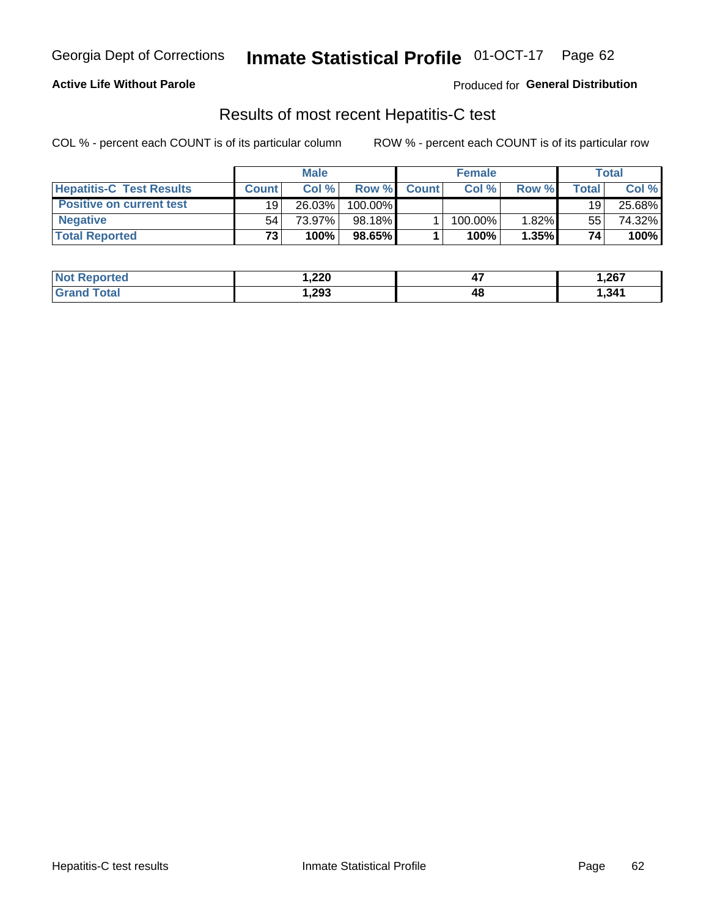Georgia Dept of Corrections **Inmate Statistical Profile** 01-OCT-17

**Active Life Without Parole**

Produced for **General Distribution**

## Results of most recent Hepatitis-C test

COL % - percent each COUNT is of its particular column

ROW % - percent each COUNT is of its particular row

| | Male | | | Female | | | Total | |
|---|---|---|---|---|---|---|---|---|
| **Hepatitis-C Test Results** | **Count** | **Col %** | **Row %** | **Count** | **Col %** | **Row %** | **Total** | **Col %** |
| **Positive on current test** | 19 | 26.03% | 100.00% | | | | 19 | 25.68% |
| **Negative** | 54 | 73.97% | 98.18% | 1 | 100.00% | 1.82% | 55 | 74.32% |
| **Total Reported** | **73** | **100%** | **98.65%** | **1** | **100%** | **1.35%** | **74** | **100%** |

| | Male | Female | Total |
|---|---|---|---|
| **Not Reported** | **1,220** | **47** | **1,267** |
| **Grand Total** | **1,293** | **48** | **1,341** |

Hepatitis-C test results